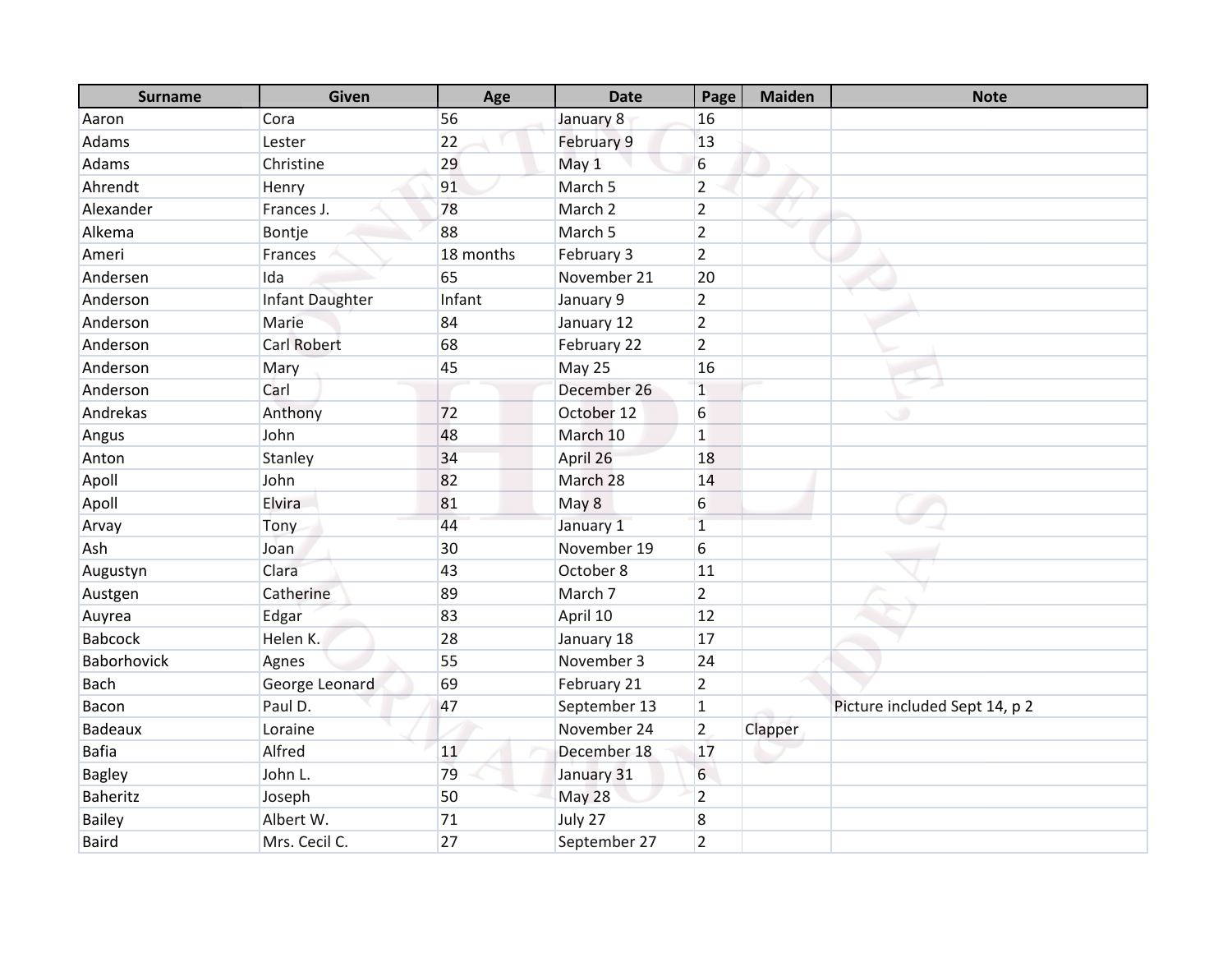| Surname | Given | Age | Date | Page | Maiden | Note |
|---|---|---|---|---|---|---|
| Aaron | Cora | 56 | January 8 | 16 | | |
| Adams | Lester | 22 | February 9 | 13 | | |
| Adams | Christine | 29 | May 1 | 6 | | |
| Ahrendt | Henry | 91 | March 5 | 2 | | |
| Alexander | Frances J. | 78 | March 2 | 2 | | |
| Alkema | Bontje | 88 | March 5 | 2 | | |
| Ameri | Frances | 18 months | February 3 | 2 | | |
| Andersen | Ida | 65 | November 21 | 20 | | |
| Anderson | Infant Daughter | Infant | January 9 | 2 | | |
| Anderson | Marie | 84 | January 12 | 2 | | |
| Anderson | Carl Robert | 68 | February 22 | 2 | | |
| Anderson | Mary | 45 | May 25 | 16 | | |
| Anderson | Carl | | December 26 | 1 | | |
| Andrekas | Anthony | 72 | October 12 | 6 | | |
| Angus | John | 48 | March 10 | 1 | | |
| Anton | Stanley | 34 | April 26 | 18 | | |
| Apoll | John | 82 | March 28 | 14 | | |
| Apoll | Elvira | 81 | May 8 | 6 | | |
| Arvay | Tony | 44 | January 1 | 1 | | |
| Ash | Joan | 30 | November 19 | 6 | | |
| Augustyn | Clara | 43 | October 8 | 11 | | |
| Austgen | Catherine | 89 | March 7 | 2 | | |
| Auyrea | Edgar | 83 | April 10 | 12 | | |
| Babcock | Helen K. | 28 | January 18 | 17 | | |
| Baborhovick | Agnes | 55 | November 3 | 24 | | |
| Bach | George Leonard | 69 | February 21 | 2 | | |
| Bacon | Paul D. | 47 | September 13 | 1 | | Picture included Sept 14, p 2 |
| Badeaux | Loraine | | November 24 | 2 | Clapper | |
| Bafia | Alfred | 11 | December 18 | 17 | | |
| Bagley | John L. | 79 | January 31 | 6 | | |
| Baheritz | Joseph | 50 | May 28 | 2 | | |
| Bailey | Albert W. | 71 | July 27 | 8 | | |
| Baird | Mrs. Cecil C. | 27 | September 27 | 2 | | |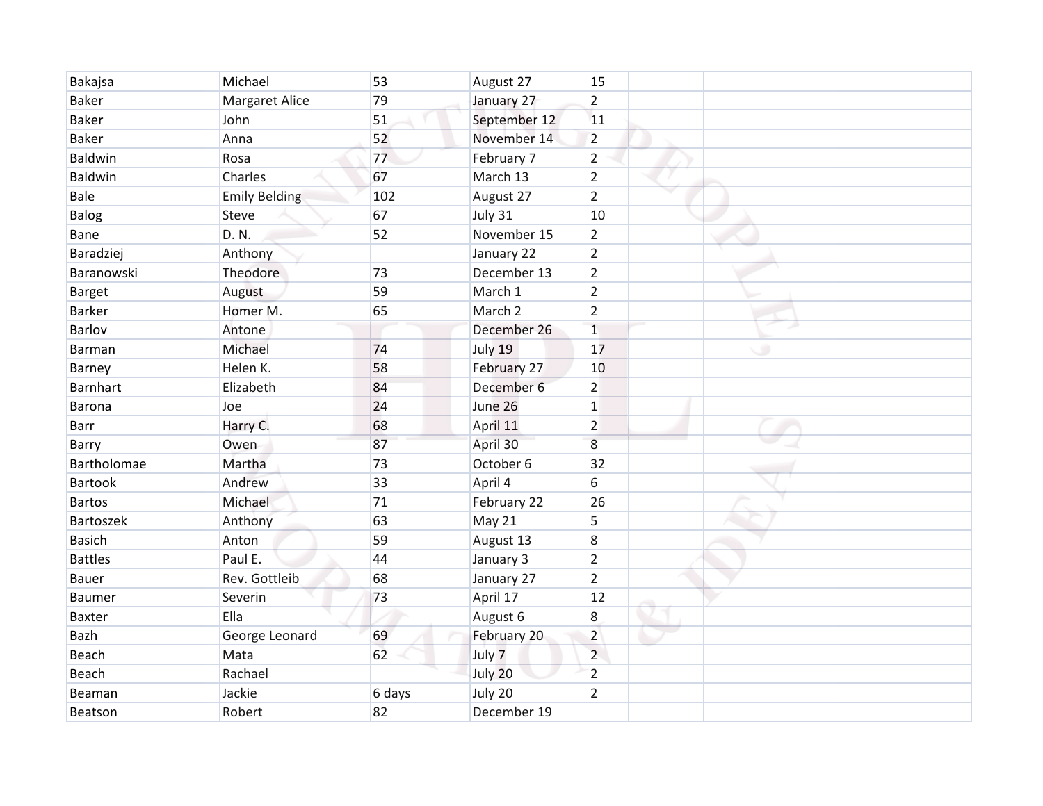| | | | | | | |
|---|---|---|---|---|---|---|
| Bakajsa | Michael | 53 | August 27 | 15 | | |
| Baker | Margaret Alice | 79 | January 27 | 2 | | |
| Baker | John | 51 | September 12 | 11 | | |
| Baker | Anna | 52 | November 14 | 2 | | |
| Baldwin | Rosa | 77 | February 7 | 2 | | |
| Baldwin | Charles | 67 | March 13 | 2 | | |
| Bale | Emily Belding | 102 | August 27 | 2 | | |
| Balog | Steve | 67 | July 31 | 10 | | |
| Bane | D. N. | 52 | November 15 | 2 | | |
| Baradziej | Anthony | | January 22 | 2 | | |
| Baranowski | Theodore | 73 | December 13 | 2 | | |
| Barget | August | 59 | March 1 | 2 | | |
| Barker | Homer M. | 65 | March 2 | 2 | | |
| Barlov | Antone | | December 26 | 1 | | |
| Barman | Michael | 74 | July 19 | 17 | | |
| Barney | Helen K. | 58 | February 27 | 10 | | |
| Barnhart | Elizabeth | 84 | December 6 | 2 | | |
| Barona | Joe | 24 | June 26 | 1 | | |
| Barr | Harry C. | 68 | April 11 | 2 | | |
| Barry | Owen | 87 | April 30 | 8 | | |
| Bartholomae | Martha | 73 | October 6 | 32 | | |
| Bartook | Andrew | 33 | April 4 | 6 | | |
| Bartos | Michael | 71 | February 22 | 26 | | |
| Bartoszek | Anthony | 63 | May 21 | 5 | | |
| Basich | Anton | 59 | August 13 | 8 | | |
| Battles | Paul E. | 44 | January 3 | 2 | | |
| Bauer | Rev. Gottleib | 68 | January 27 | 2 | | |
| Baumer | Severin | 73 | April 17 | 12 | | |
| Baxter | Ella | | August 6 | 8 | | |
| Bazh | George Leonard | 69 | February 20 | 2 | | |
| Beach | Mata | 62 | July 7 | 2 | | |
| Beach | Rachael | | July 20 | 2 | | |
| Beaman | Jackie | 6 days | July 20 | 2 | | |
| Beatson | Robert | 82 | December 19 | | | |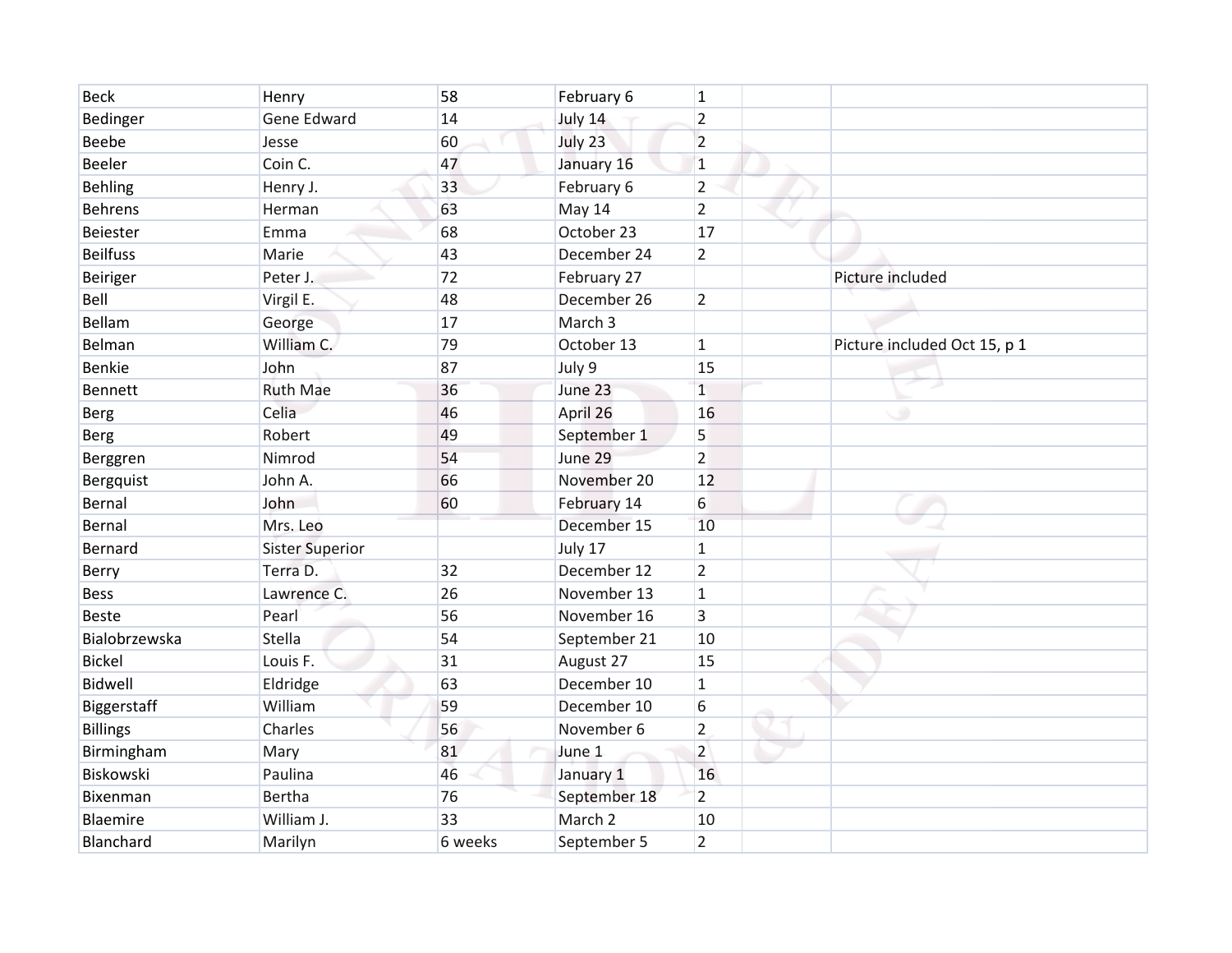| | | | | | | |
|---|---|---|---|---|---|---|
| Beck | Henry | 58 | February 6 | 1 | | |
| Bedinger | Gene Edward | 14 | July 14 | 2 | | |
| Beebe | Jesse | 60 | July 23 | 2 | | |
| Beeler | Coin C. | 47 | January 16 | 1 | | |
| Behling | Henry J. | 33 | February 6 | 2 | | |
| Behrens | Herman | 63 | May 14 | 2 | | |
| Beiester | Emma | 68 | October 23 | 17 | | |
| Beilfuss | Marie | 43 | December 24 | 2 | | |
| Beiriger | Peter J. | 72 | February 27 | | | Picture included |
| Bell | Virgil E. | 48 | December 26 | 2 | | |
| Bellam | George | 17 | March 3 | | | |
| Belman | William C. | 79 | October 13 | 1 | | Picture included Oct 15, p 1 |
| Benkie | John | 87 | July 9 | 15 | | |
| Bennett | Ruth Mae | 36 | June 23 | 1 | | |
| Berg | Celia | 46 | April 26 | 16 | | |
| Berg | Robert | 49 | September 1 | 5 | | |
| Berggren | Nimrod | 54 | June 29 | 2 | | |
| Bergquist | John A. | 66 | November 20 | 12 | | |
| Bernal | John | 60 | February 14 | 6 | | |
| Bernal | Mrs. Leo | | December 15 | 10 | | |
| Bernard | Sister Superior | | July 17 | 1 | | |
| Berry | Terra D. | 32 | December 12 | 2 | | |
| Bess | Lawrence C. | 26 | November 13 | 1 | | |
| Beste | Pearl | 56 | November 16 | 3 | | |
| Bialobrzewska | Stella | 54 | September 21 | 10 | | |
| Bickel | Louis F. | 31 | August 27 | 15 | | |
| Bidwell | Eldridge | 63 | December 10 | 1 | | |
| Biggerstaff | William | 59 | December 10 | 6 | | |
| Billings | Charles | 56 | November 6 | 2 | | |
| Birmingham | Mary | 81 | June 1 | 2 | | |
| Biskowski | Paulina | 46 | January 1 | 16 | | |
| Bixenman | Bertha | 76 | September 18 | 2 | | |
| Blaemire | William J. | 33 | March 2 | 10 | | |
| Blanchard | Marilyn | 6 weeks | September 5 | 2 | | |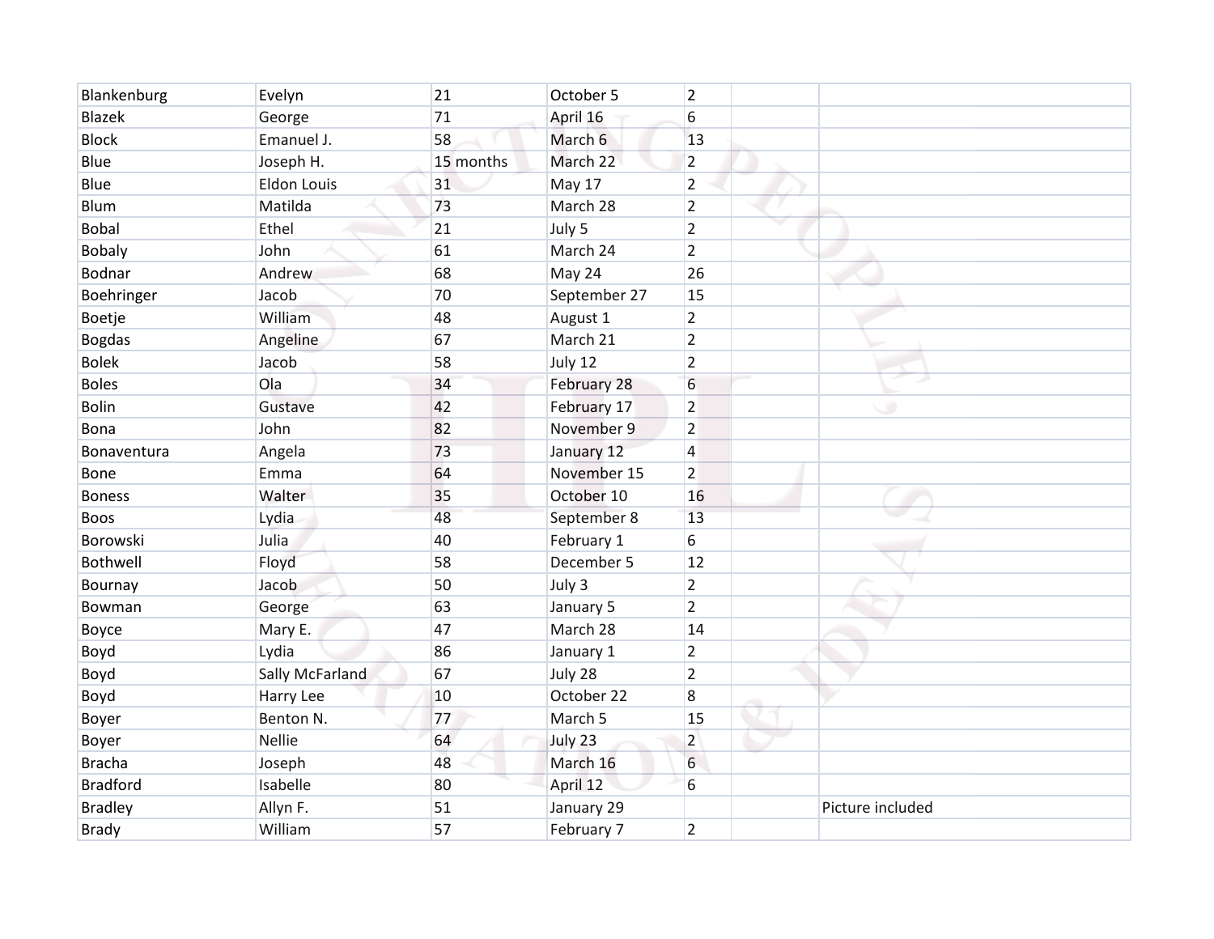| | | | | | | |
|---|---|---|---|---|---|---|
| Blankenburg | Evelyn | 21 | October 5 | 2 | | |
| Blazek | George | 71 | April 16 | 6 | | |
| Block | Emanuel J. | 58 | March 6 | 13 | | |
| Blue | Joseph H. | 15 months | March 22 | 2 | | |
| Blue | Eldon Louis | 31 | May 17 | 2 | | |
| Blum | Matilda | 73 | March 28 | 2 | | |
| Bobal | Ethel | 21 | July 5 | 2 | | |
| Bobaly | John | 61 | March 24 | 2 | | |
| Bodnar | Andrew | 68 | May 24 | 26 | | |
| Boehringer | Jacob | 70 | September 27 | 15 | | |
| Boetje | William | 48 | August 1 | 2 | | |
| Bogdas | Angeline | 67 | March 21 | 2 | | |
| Bolek | Jacob | 58 | July 12 | 2 | | |
| Boles | Ola | 34 | February 28 | 6 | | |
| Bolin | Gustave | 42 | February 17 | 2 | | |
| Bona | John | 82 | November 9 | 2 | | |
| Bonaventura | Angela | 73 | January 12 | 4 | | |
| Bone | Emma | 64 | November 15 | 2 | | |
| Boness | Walter | 35 | October 10 | 16 | | |
| Boos | Lydia | 48 | September 8 | 13 | | |
| Borowski | Julia | 40 | February 1 | 6 | | |
| Bothwell | Floyd | 58 | December 5 | 12 | | |
| Bournay | Jacob | 50 | July 3 | 2 | | |
| Bowman | George | 63 | January 5 | 2 | | |
| Boyce | Mary E. | 47 | March 28 | 14 | | |
| Boyd | Lydia | 86 | January 1 | 2 | | |
| Boyd | Sally McFarland | 67 | July 28 | 2 | | |
| Boyd | Harry Lee | 10 | October 22 | 8 | | |
| Boyer | Benton N. | 77 | March 5 | 15 | | |
| Boyer | Nellie | 64 | July 23 | 2 | | |
| Bracha | Joseph | 48 | March 16 | 6 | | |
| Bradford | Isabelle | 80 | April 12 | 6 | | |
| Bradley | Allyn F. | 51 | January 29 | | | Picture included |
| Brady | William | 57 | February 7 | 2 | | |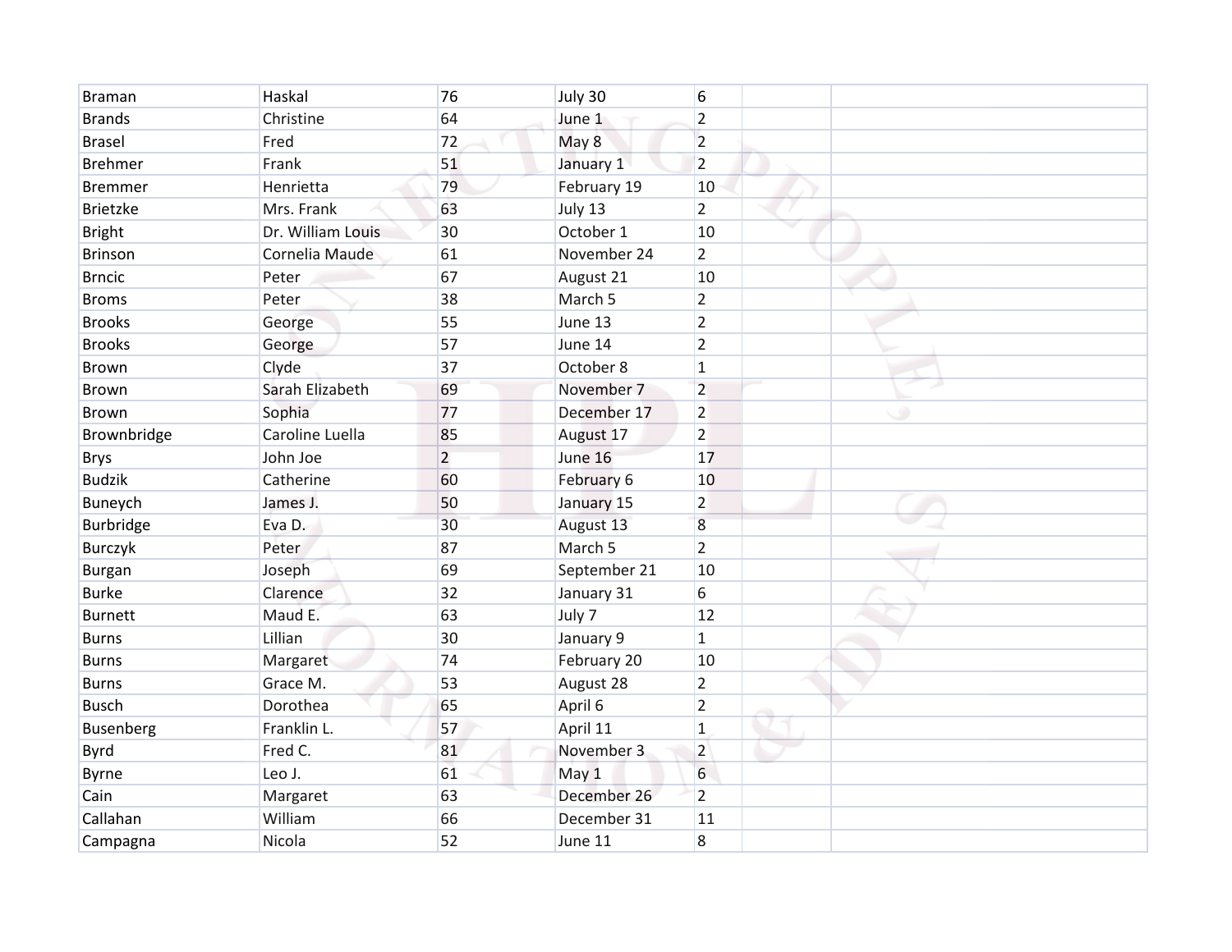| | | | | | | |
|---|---|---|---|---|---|---|
| Braman | Haskal | 76 | July 30 | 6 | | |
| Brands | Christine | 64 | June 1 | 2 | | |
| Brasel | Fred | 72 | May 8 | 2 | | |
| Brehmer | Frank | 51 | January 1 | 2 | | |
| Bremmer | Henrietta | 79 | February 19 | 10 | | |
| Brietzke | Mrs. Frank | 63 | July 13 | 2 | | |
| Bright | Dr. William Louis | 30 | October 1 | 10 | | |
| Brinson | Cornelia Maude | 61 | November 24 | 2 | | |
| Brncic | Peter | 67 | August 21 | 10 | | |
| Broms | Peter | 38 | March 5 | 2 | | |
| Brooks | George | 55 | June 13 | 2 | | |
| Brooks | George | 57 | June 14 | 2 | | |
| Brown | Clyde | 37 | October 8 | 1 | | |
| Brown | Sarah Elizabeth | 69 | November 7 | 2 | | |
| Brown | Sophia | 77 | December 17 | 2 | | |
| Brownbridge | Caroline Luella | 85 | August 17 | 2 | | |
| Brys | John Joe | 2 | June 16 | 17 | | |
| Budzik | Catherine | 60 | February 6 | 10 | | |
| Buneych | James J. | 50 | January 15 | 2 | | |
| Burbridge | Eva D. | 30 | August 13 | 8 | | |
| Burczyk | Peter | 87 | March 5 | 2 | | |
| Burgan | Joseph | 69 | September 21 | 10 | | |
| Burke | Clarence | 32 | January 31 | 6 | | |
| Burnett | Maud E. | 63 | July 7 | 12 | | |
| Burns | Lillian | 30 | January 9 | 1 | | |
| Burns | Margaret | 74 | February 20 | 10 | | |
| Burns | Grace M. | 53 | August 28 | 2 | | |
| Busch | Dorothea | 65 | April 6 | 2 | | |
| Busenberg | Franklin L. | 57 | April 11 | 1 | | |
| Byrd | Fred C. | 81 | November 3 | 2 | | |
| Byrne | Leo J. | 61 | May 1 | 6 | | |
| Cain | Margaret | 63 | December 26 | 2 | | |
| Callahan | William | 66 | December 31 | 11 | | |
| Campagna | Nicola | 52 | June 11 | 8 | | |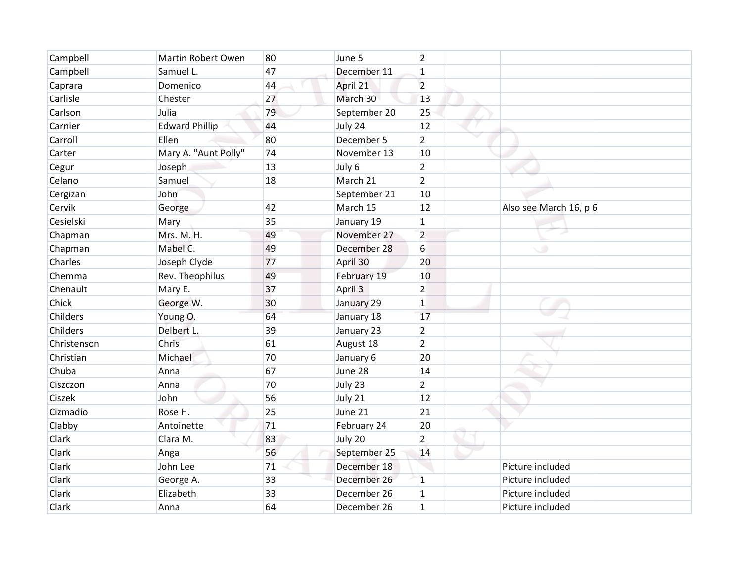| | | | | | | |
|---|---|---|---|---|---|---|
| Campbell | Martin Robert Owen | 80 | June 5 | 2 | | |
| Campbell | Samuel L. | 47 | December 11 | 1 | | |
| Caprara | Domenico | 44 | April 21 | 2 | | |
| Carlisle | Chester | 27 | March 30 | 13 | | |
| Carlson | Julia | 79 | September 20 | 25 | | |
| Carnier | Edward Phillip | 44 | July 24 | 12 | | |
| Carroll | Ellen | 80 | December 5 | 2 | | |
| Carter | Mary A. "Aunt Polly" | 74 | November 13 | 10 | | |
| Cegur | Joseph | 13 | July 6 | 2 | | |
| Celano | Samuel | 18 | March 21 | 2 | | |
| Cergizan | John | | September 21 | 10 | | |
| Cervik | George | 42 | March 15 | 12 | | Also see March 16, p 6 |
| Cesielski | Mary | 35 | January 19 | 1 | | |
| Chapman | Mrs. M. H. | 49 | November 27 | 2 | | |
| Chapman | Mabel C. | 49 | December 28 | 6 | | |
| Charles | Joseph Clyde | 77 | April 30 | 20 | | |
| Chemma | Rev. Theophilus | 49 | February 19 | 10 | | |
| Chenault | Mary E. | 37 | April 3 | 2 | | |
| Chick | George W. | 30 | January 29 | 1 | | |
| Childers | Young O. | 64 | January 18 | 17 | | |
| Childers | Delbert L. | 39 | January 23 | 2 | | |
| Christenson | Chris | 61 | August 18 | 2 | | |
| Christian | Michael | 70 | January 6 | 20 | | |
| Chuba | Anna | 67 | June 28 | 14 | | |
| Ciszczon | Anna | 70 | July 23 | 2 | | |
| Ciszek | John | 56 | July 21 | 12 | | |
| Cizmadio | Rose H. | 25 | June 21 | 21 | | |
| Clabby | Antoinette | 71 | February 24 | 20 | | |
| Clark | Clara M. | 83 | July 20 | 2 | | |
| Clark | Anga | 56 | September 25 | 14 | | |
| Clark | John Lee | 71 | December 18 | | | Picture included |
| Clark | George A. | 33 | December 26 | 1 | | Picture included |
| Clark | Elizabeth | 33 | December 26 | 1 | | Picture included |
| Clark | Anna | 64 | December 26 | 1 | | Picture included |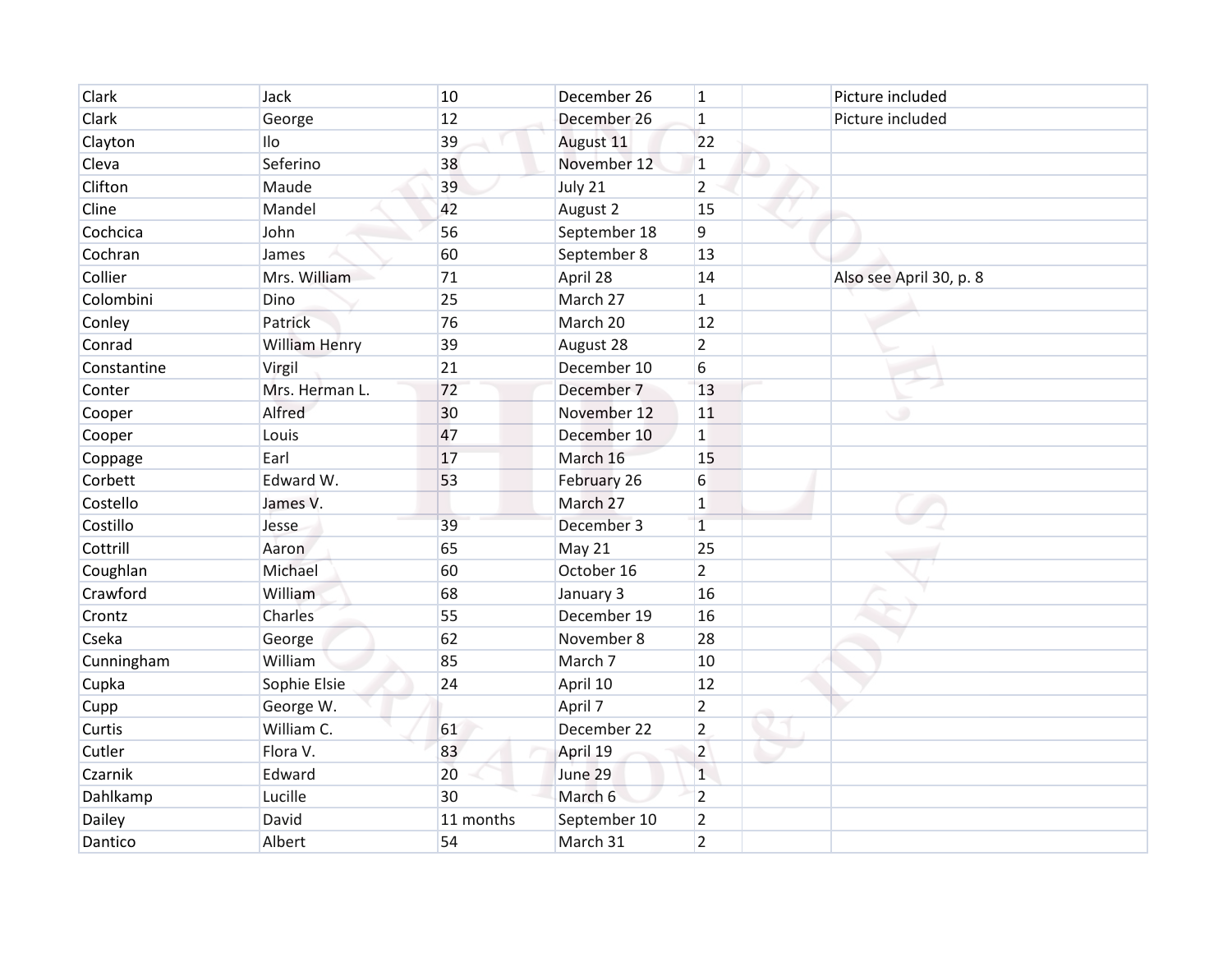| | | | | | | |
|---|---|---|---|---|---|---|
| Clark | Jack | 10 | December 26 | 1 | | Picture included |
| Clark | George | 12 | December 26 | 1 | | Picture included |
| Clayton | Ilo | 39 | August 11 | 22 | | |
| Cleva | Seferino | 38 | November 12 | 1 | | |
| Clifton | Maude | 39 | July 21 | 2 | | |
| Cline | Mandel | 42 | August 2 | 15 | | |
| Cochcica | John | 56 | September 18 | 9 | | |
| Cochran | James | 60 | September 8 | 13 | | |
| Collier | Mrs. William | 71 | April 28 | 14 | | Also see April 30, p. 8 |
| Colombini | Dino | 25 | March 27 | 1 | | |
| Conley | Patrick | 76 | March 20 | 12 | | |
| Conrad | William Henry | 39 | August 28 | 2 | | |
| Constantine | Virgil | 21 | December 10 | 6 | | |
| Conter | Mrs. Herman L. | 72 | December 7 | 13 | | |
| Cooper | Alfred | 30 | November 12 | 11 | | |
| Cooper | Louis | 47 | December 10 | 1 | | |
| Coppage | Earl | 17 | March 16 | 15 | | |
| Corbett | Edward W. | 53 | February 26 | 6 | | |
| Costello | James V. | | March 27 | 1 | | |
| Costillo | Jesse | 39 | December 3 | 1 | | |
| Cottrill | Aaron | 65 | May 21 | 25 | | |
| Coughlan | Michael | 60 | October 16 | 2 | | |
| Crawford | William | 68 | January 3 | 16 | | |
| Crontz | Charles | 55 | December 19 | 16 | | |
| Cseka | George | 62 | November 8 | 28 | | |
| Cunningham | William | 85 | March 7 | 10 | | |
| Cupka | Sophie Elsie | 24 | April 10 | 12 | | |
| Cupp | George W. | | April 7 | 2 | | |
| Curtis | William C. | 61 | December 22 | 2 | | |
| Cutler | Flora V. | 83 | April 19 | 2 | | |
| Czarnik | Edward | 20 | June 29 | 1 | | |
| Dahlkamp | Lucille | 30 | March 6 | 2 | | |
| Dailey | David | 11 months | September 10 | 2 | | |
| Dantico | Albert | 54 | March 31 | 2 | | |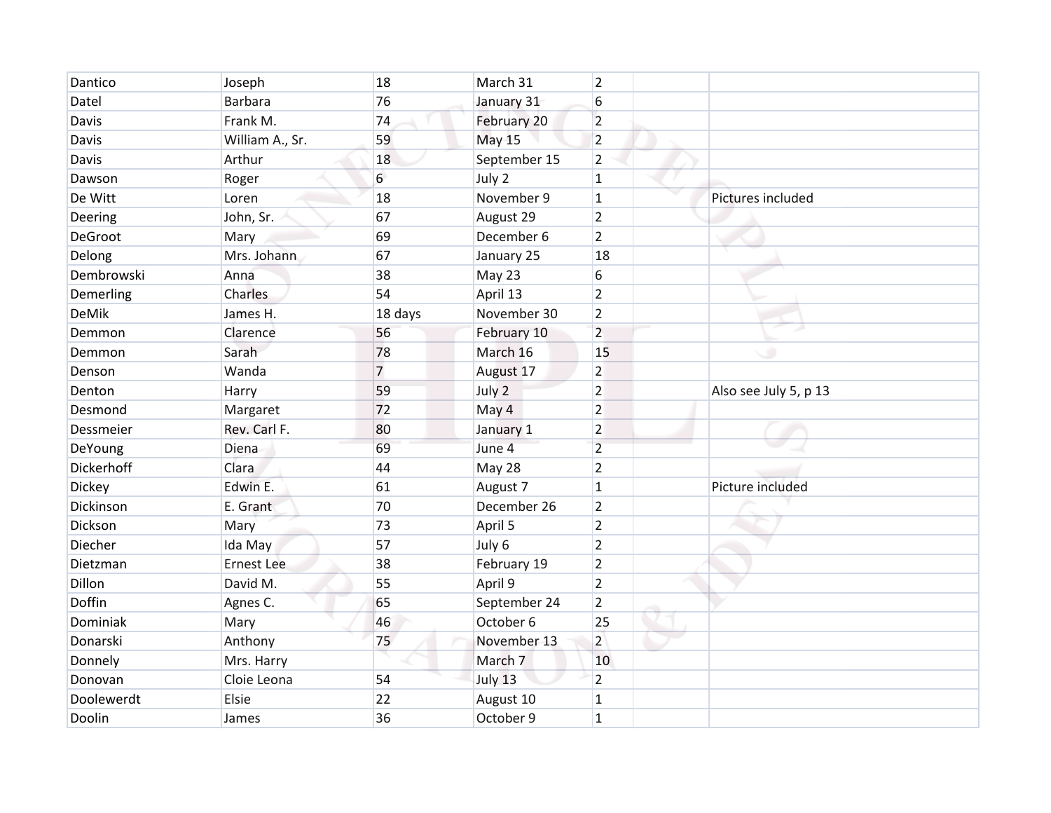| | | | | | | |
|---|---|---|---|---|---|---|
| Dantico | Joseph | 18 | March 31 | 2 | | |
| Datel | Barbara | 76 | January 31 | 6 | | |
| Davis | Frank M. | 74 | February 20 | 2 | | |
| Davis | William A., Sr. | 59 | May 15 | 2 | | |
| Davis | Arthur | 18 | September 15 | 2 | | |
| Dawson | Roger | 6 | July 2 | 1 | | |
| De Witt | Loren | 18 | November 9 | 1 | | Pictures included |
| Deering | John, Sr. | 67 | August 29 | 2 | | |
| DeGroot | Mary | 69 | December 6 | 2 | | |
| Delong | Mrs. Johann | 67 | January 25 | 18 | | |
| Dembrowski | Anna | 38 | May 23 | 6 | | |
| Demerling | Charles | 54 | April 13 | 2 | | |
| DeMik | James H. | 18 days | November 30 | 2 | | |
| Demmon | Clarence | 56 | February 10 | 2 | | |
| Demmon | Sarah | 78 | March 16 | 15 | | |
| Denson | Wanda | 7 | August 17 | 2 | | |
| Denton | Harry | 59 | July 2 | 2 | | Also see July 5, p 13 |
| Desmond | Margaret | 72 | May 4 | 2 | | |
| Dessmeier | Rev. Carl F. | 80 | January 1 | 2 | | |
| DeYoung | Diena | 69 | June 4 | 2 | | |
| Dickerhoff | Clara | 44 | May 28 | 2 | | |
| Dickey | Edwin E. | 61 | August 7 | 1 | | Picture included |
| Dickinson | E. Grant | 70 | December 26 | 2 | | |
| Dickson | Mary | 73 | April 5 | 2 | | |
| Diecher | Ida May | 57 | July 6 | 2 | | |
| Dietzman | Ernest Lee | 38 | February 19 | 2 | | |
| Dillon | David M. | 55 | April 9 | 2 | | |
| Doffin | Agnes C. | 65 | September 24 | 2 | | |
| Dominiak | Mary | 46 | October 6 | 25 | | |
| Donarski | Anthony | 75 | November 13 | 2 | | |
| Donnely | Mrs. Harry | | March 7 | 10 | | |
| Donovan | Cloie Leona | 54 | July 13 | 2 | | |
| Doolewerdt | Elsie | 22 | August 10 | 1 | | |
| Doolin | James | 36 | October 9 | 1 | | |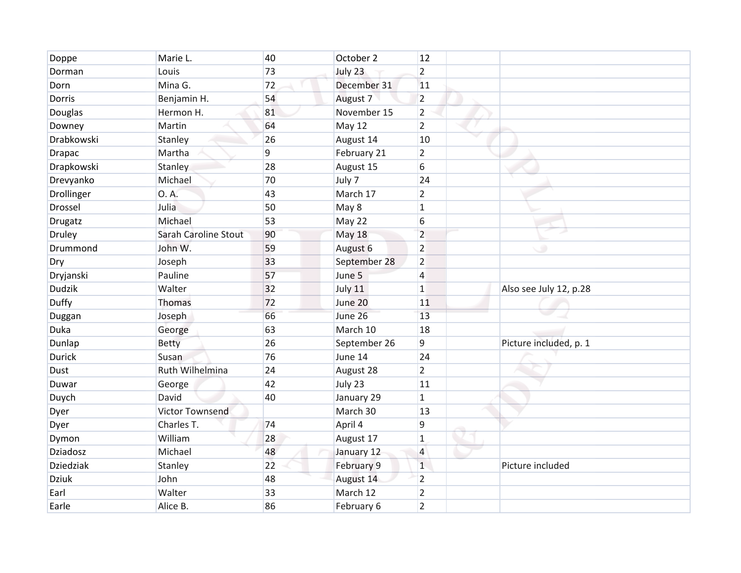| Doppe | Marie L. | 40 | October 2 | 12 | | |
|---|---|---|---|---|---|---|
| Dorman | Louis | 73 | July 23 | 2 | | |
| Dorn | Mina G. | 72 | December 31 | 11 | | |
| Dorris | Benjamin H. | 54 | August 7 | 2 | | |
| Douglas | Hermon H. | 81 | November 15 | 2 | | |
| Downey | Martin | 64 | May 12 | 2 | | |
| Drabkowski | Stanley | 26 | August 14 | 10 | | |
| Drapac | Martha | 9 | February 21 | 2 | | |
| Drapkowski | Stanley | 28 | August 15 | 6 | | |
| Drevyanko | Michael | 70 | July 7 | 24 | | |
| Drollinger | O. A. | 43 | March 17 | 2 | | |
| Drossel | Julia | 50 | May 8 | 1 | | |
| Drugatz | Michael | 53 | May 22 | 6 | | |
| Druley | Sarah Caroline Stout | 90 | May 18 | 2 | | |
| Drummond | John W. | 59 | August 6 | 2 | | |
| Dry | Joseph | 33 | September 28 | 2 | | |
| Dryjanski | Pauline | 57 | June 5 | 4 | | |
| Dudzik | Walter | 32 | July 11 | 1 | | Also see July 12, p.28 |
| Duffy | Thomas | 72 | June 20 | 11 | | |
| Duggan | Joseph | 66 | June 26 | 13 | | |
| Duka | George | 63 | March 10 | 18 | | |
| Dunlap | Betty | 26 | September 26 | 9 | | Picture included, p. 1 |
| Durick | Susan | 76 | June 14 | 24 | | |
| Dust | Ruth Wilhelmina | 24 | August 28 | 2 | | |
| Duwar | George | 42 | July 23 | 11 | | |
| Duych | David | 40 | January 29 | 1 | | |
| Dyer | Victor Townsend | | March 30 | 13 | | |
| Dyer | Charles T. | 74 | April 4 | 9 | | |
| Dymon | William | 28 | August 17 | 1 | | |
| Dziadosz | Michael | 48 | January 12 | 4 | | |
| Dziedziak | Stanley | 22 | February 9 | 1 | | Picture included |
| Dziuk | John | 48 | August 14 | 2 | | |
| Earl | Walter | 33 | March 12 | 2 | | |
| Earle | Alice B. | 86 | February 6 | 2 | | |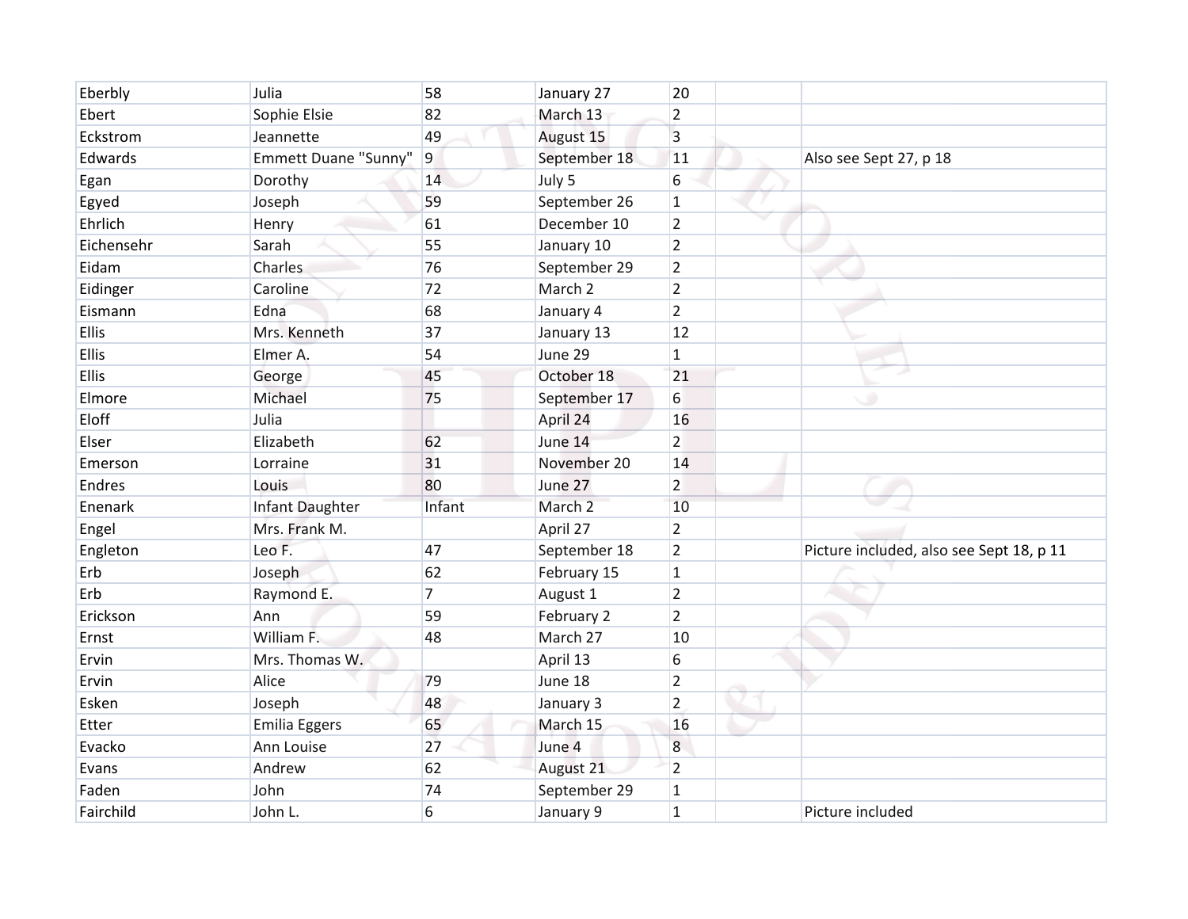| | | | | | | |
|---|---|---|---|---|---|---|
| Eberbly | Julia | 58 | January 27 | 20 | | |
| Ebert | Sophie Elsie | 82 | March 13 | 2 | | |
| Eckstrom | Jeannette | 49 | August 15 | 3 | | |
| Edwards | Emmett Duane "Sunny" | 9 | September 18 | 11 | | Also see Sept 27, p 18 |
| Egan | Dorothy | 14 | July 5 | 6 | | |
| Egyed | Joseph | 59 | September 26 | 1 | | |
| Ehrlich | Henry | 61 | December 10 | 2 | | |
| Eichensehr | Sarah | 55 | January 10 | 2 | | |
| Eidam | Charles | 76 | September 29 | 2 | | |
| Eidinger | Caroline | 72 | March 2 | 2 | | |
| Eismann | Edna | 68 | January 4 | 2 | | |
| Ellis | Mrs. Kenneth | 37 | January 13 | 12 | | |
| Ellis | Elmer A. | 54 | June 29 | 1 | | |
| Ellis | George | 45 | October 18 | 21 | | |
| Elmore | Michael | 75 | September 17 | 6 | | |
| Eloff | Julia | | April 24 | 16 | | |
| Elser | Elizabeth | 62 | June 14 | 2 | | |
| Emerson | Lorraine | 31 | November 20 | 14 | | |
| Endres | Louis | 80 | June 27 | 2 | | |
| Enenark | Infant Daughter | Infant | March 2 | 10 | | |
| Engel | Mrs. Frank M. | | April 27 | 2 | | |
| Engleton | Leo F. | 47 | September 18 | 2 | | Picture included, also see Sept 18, p 11 |
| Erb | Joseph | 62 | February 15 | 1 | | |
| Erb | Raymond E. | 7 | August 1 | 2 | | |
| Erickson | Ann | 59 | February 2 | 2 | | |
| Ernst | William F. | 48 | March 27 | 10 | | |
| Ervin | Mrs. Thomas W. | | April 13 | 6 | | |
| Ervin | Alice | 79 | June 18 | 2 | | |
| Esken | Joseph | 48 | January 3 | 2 | | |
| Etter | Emilia Eggers | 65 | March 15 | 16 | | |
| Evacko | Ann Louise | 27 | June 4 | 8 | | |
| Evans | Andrew | 62 | August 21 | 2 | | |
| Faden | John | 74 | September 29 | 1 | | |
| Fairchild | John L. | 6 | January 9 | 1 | | Picture included |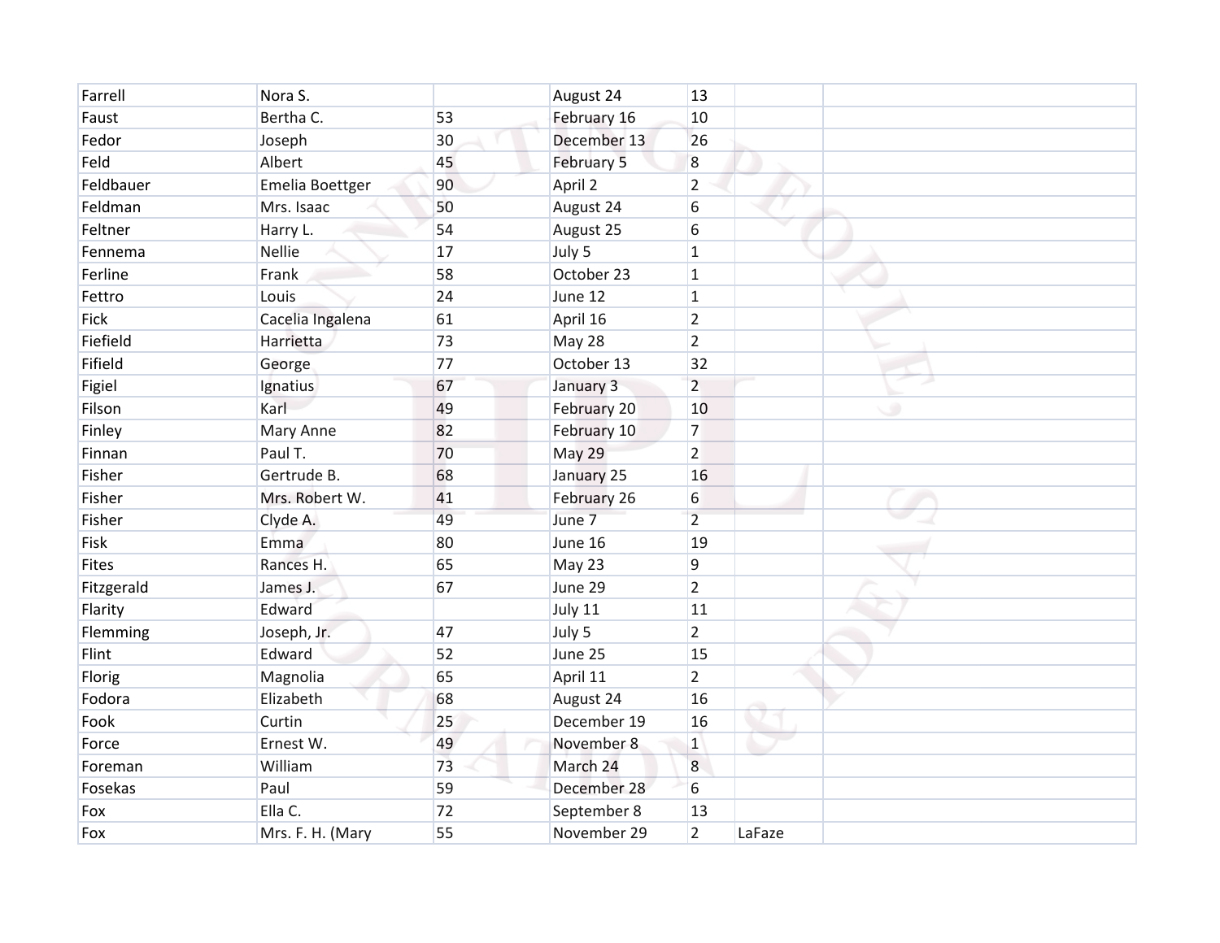| | | | | | | |
|---|---|---|---|---|---|---|
| Farrell | Nora S. | | August 24 | 13 | | |
| Faust | Bertha C. | 53 | February 16 | 10 | | |
| Fedor | Joseph | 30 | December 13 | 26 | | |
| Feld | Albert | 45 | February 5 | 8 | | |
| Feldbauer | Emelia Boettger | 90 | April 2 | 2 | | |
| Feldman | Mrs. Isaac | 50 | August 24 | 6 | | |
| Feltner | Harry L. | 54 | August 25 | 6 | | |
| Fennema | Nellie | 17 | July 5 | 1 | | |
| Ferline | Frank | 58 | October 23 | 1 | | |
| Fettro | Louis | 24 | June 12 | 1 | | |
| Fick | Cacelia Ingalena | 61 | April 16 | 2 | | |
| Fiefield | Harrietta | 73 | May 28 | 2 | | |
| Fifield | George | 77 | October 13 | 32 | | |
| Figiel | Ignatius | 67 | January 3 | 2 | | |
| Filson | Karl | 49 | February 20 | 10 | | |
| Finley | Mary Anne | 82 | February 10 | 7 | | |
| Finnan | Paul T. | 70 | May 29 | 2 | | |
| Fisher | Gertrude B. | 68 | January 25 | 16 | | |
| Fisher | Mrs. Robert W. | 41 | February 26 | 6 | | |
| Fisher | Clyde A. | 49 | June 7 | 2 | | |
| Fisk | Emma | 80 | June 16 | 19 | | |
| Fites | Rances H. | 65 | May 23 | 9 | | |
| Fitzgerald | James J. | 67 | June 29 | 2 | | |
| Flarity | Edward | | July 11 | 11 | | |
| Flemming | Joseph, Jr. | 47 | July 5 | 2 | | |
| Flint | Edward | 52 | June 25 | 15 | | |
| Florig | Magnolia | 65 | April 11 | 2 | | |
| Fodora | Elizabeth | 68 | August 24 | 16 | | |
| Fook | Curtin | 25 | December 19 | 16 | | |
| Force | Ernest W. | 49 | November 8 | 1 | | |
| Foreman | William | 73 | March 24 | 8 | | |
| Fosekas | Paul | 59 | December 28 | 6 | | |
| Fox | Ella C. | 72 | September 8 | 13 | | |
| Fox | Mrs. F. H. (Mary | 55 | November 29 | 2 | LaFaze | |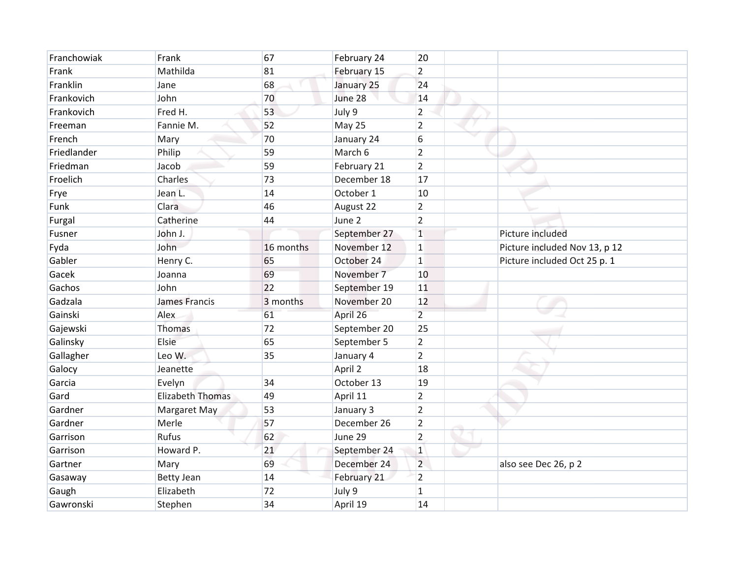| | | | | | | |
|---|---|---|---|---|---|---|
| Franchowiak | Frank | 67 | February 24 | 20 | | |
| Frank | Mathilda | 81 | February 15 | 2 | | |
| Franklin | Jane | 68 | January 25 | 24 | | |
| Frankovich | John | 70 | June 28 | 14 | | |
| Frankovich | Fred H. | 53 | July 9 | 2 | | |
| Freeman | Fannie M. | 52 | May 25 | 2 | | |
| French | Mary | 70 | January 24 | 6 | | |
| Friedlander | Philip | 59 | March 6 | 2 | | |
| Friedman | Jacob | 59 | February 21 | 2 | | |
| Froelich | Charles | 73 | December 18 | 17 | | |
| Frye | Jean L. | 14 | October 1 | 10 | | |
| Funk | Clara | 46 | August 22 | 2 | | |
| Furgal | Catherine | 44 | June 2 | 2 | | |
| Fusner | John J. | | September 27 | 1 | | Picture included |
| Fyda | John | 16 months | November 12 | 1 | | Picture included Nov 13, p 12 |
| Gabler | Henry C. | 65 | October 24 | 1 | | Picture included Oct 25 p. 1 |
| Gacek | Joanna | 69 | November 7 | 10 | | |
| Gachos | John | 22 | September 19 | 11 | | |
| Gadzala | James Francis | 3 months | November 20 | 12 | | |
| Gainski | Alex | 61 | April 26 | 2 | | |
| Gajewski | Thomas | 72 | September 20 | 25 | | |
| Galinsky | Elsie | 65 | September 5 | 2 | | |
| Gallagher | Leo W. | 35 | January 4 | 2 | | |
| Galocy | Jeanette | | April 2 | 18 | | |
| Garcia | Evelyn | 34 | October 13 | 19 | | |
| Gard | Elizabeth Thomas | 49 | April 11 | 2 | | |
| Gardner | Margaret May | 53 | January 3 | 2 | | |
| Gardner | Merle | 57 | December 26 | 2 | | |
| Garrison | Rufus | 62 | June 29 | 2 | | |
| Garrison | Howard P. | 21 | September 24 | 1 | | |
| Gartner | Mary | 69 | December 24 | 2 | | also see Dec 26, p 2 |
| Gasaway | Betty Jean | 14 | February 21 | 2 | | |
| Gaugh | Elizabeth | 72 | July 9 | 1 | | |
| Gawronski | Stephen | 34 | April 19 | 14 | | |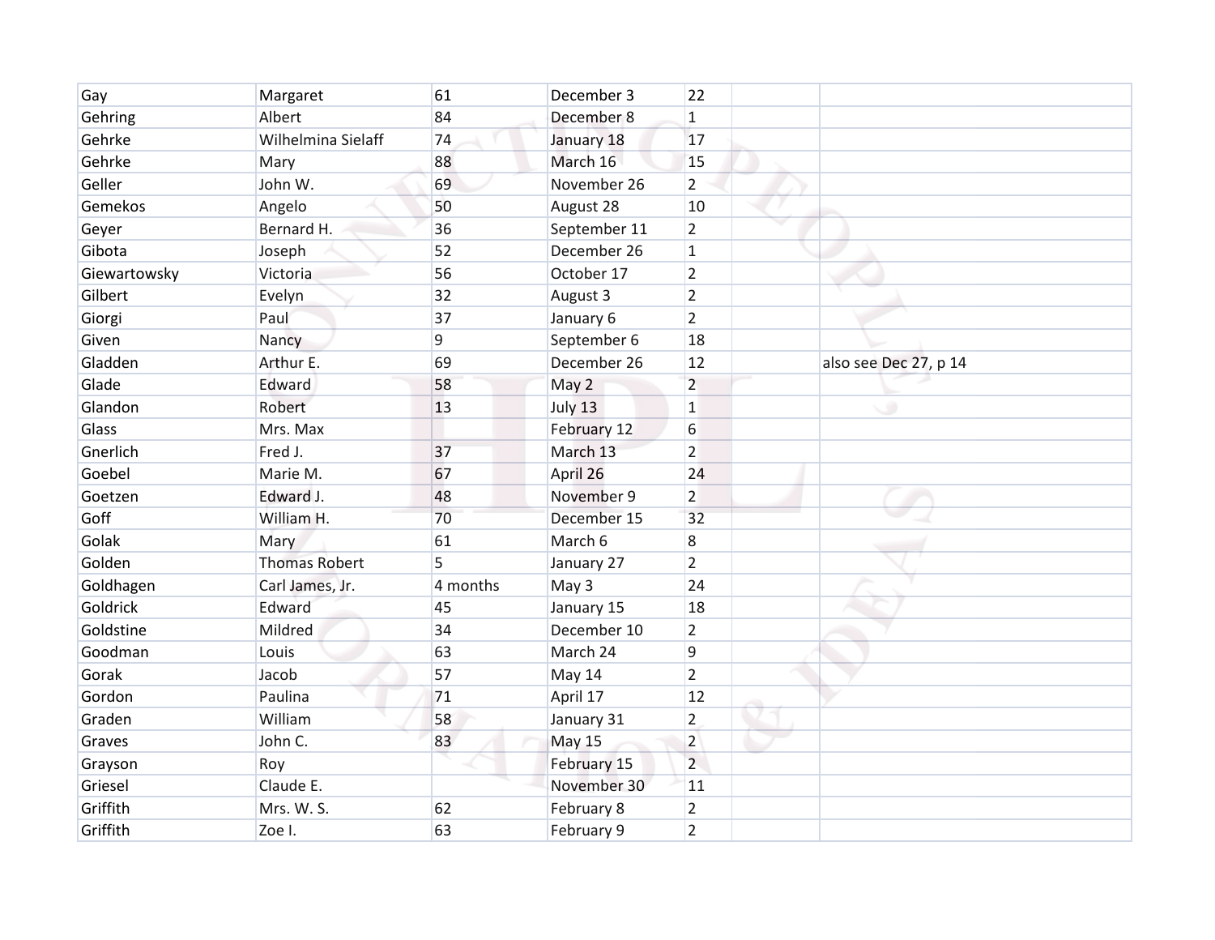| Gay | Margaret | 61 | December 3 | 22 | | |
|---|---|---|---|---|---|---|
| Gehring | Albert | 84 | December 8 | 1 | | |
| Gehrke | Wilhelmina Sielaff | 74 | January 18 | 17 | | |
| Gehrke | Mary | 88 | March 16 | 15 | | |
| Geller | John W. | 69 | November 26 | 2 | | |
| Gemekos | Angelo | 50 | August 28 | 10 | | |
| Geyer | Bernard H. | 36 | September 11 | 2 | | |
| Gibota | Joseph | 52 | December 26 | 1 | | |
| Giewartowsky | Victoria | 56 | October 17 | 2 | | |
| Gilbert | Evelyn | 32 | August 3 | 2 | | |
| Giorgi | Paul | 37 | January 6 | 2 | | |
| Given | Nancy | 9 | September 6 | 18 | | |
| Gladden | Arthur E. | 69 | December 26 | 12 | | also see Dec 27, p 14 |
| Glade | Edward | 58 | May 2 | 2 | | |
| Glandon | Robert | 13 | July 13 | 1 | | |
| Glass | Mrs. Max | | February 12 | 6 | | |
| Gnerlich | Fred J. | 37 | March 13 | 2 | | |
| Goebel | Marie M. | 67 | April 26 | 24 | | |
| Goetzen | Edward J. | 48 | November 9 | 2 | | |
| Goff | William H. | 70 | December 15 | 32 | | |
| Golak | Mary | 61 | March 6 | 8 | | |
| Golden | Thomas Robert | 5 | January 27 | 2 | | |
| Goldhagen | Carl James, Jr. | 4 months | May 3 | 24 | | |
| Goldrick | Edward | 45 | January 15 | 18 | | |
| Goldstine | Mildred | 34 | December 10 | 2 | | |
| Goodman | Louis | 63 | March 24 | 9 | | |
| Gorak | Jacob | 57 | May 14 | 2 | | |
| Gordon | Paulina | 71 | April 17 | 12 | | |
| Graden | William | 58 | January 31 | 2 | | |
| Graves | John C. | 83 | May 15 | 2 | | |
| Grayson | Roy | | February 15 | 2 | | |
| Griesel | Claude E. | | November 30 | 11 | | |
| Griffith | Mrs. W. S. | 62 | February 8 | 2 | | |
| Griffith | Zoe I. | 63 | February 9 | 2 | | |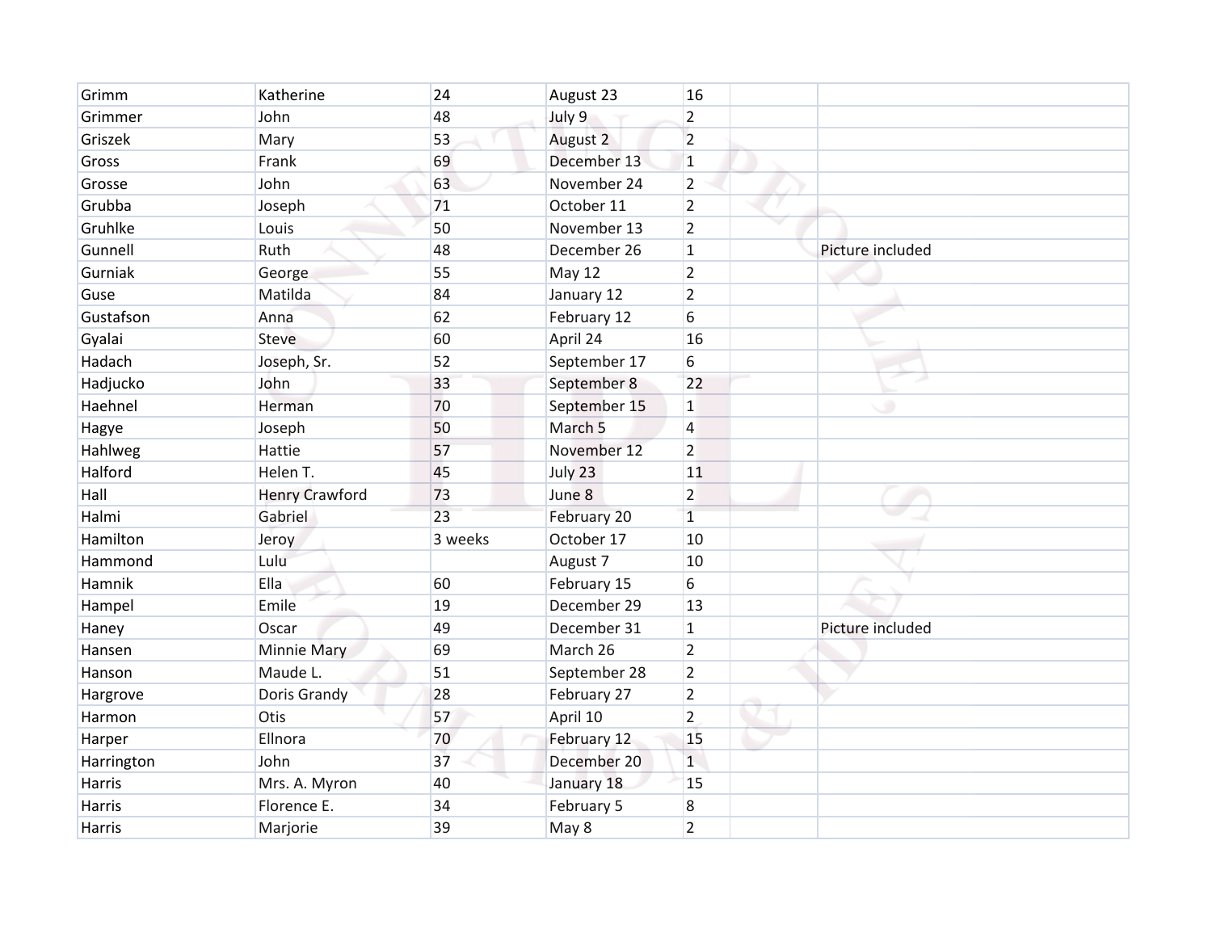| | | | | | | |
|---|---|---|---|---|---|---|
| Grimm | Katherine | 24 | August 23 | 16 | | |
| Grimmer | John | 48 | July 9 | 2 | | |
| Griszek | Mary | 53 | August 2 | 2 | | |
| Gross | Frank | 69 | December 13 | 1 | | |
| Grosse | John | 63 | November 24 | 2 | | |
| Grubba | Joseph | 71 | October 11 | 2 | | |
| Gruhlke | Louis | 50 | November 13 | 2 | | |
| Gunnell | Ruth | 48 | December 26 | 1 | | Picture included |
| Gurniak | George | 55 | May 12 | 2 | | |
| Guse | Matilda | 84 | January 12 | 2 | | |
| Gustafson | Anna | 62 | February 12 | 6 | | |
| Gyalai | Steve | 60 | April 24 | 16 | | |
| Hadach | Joseph, Sr. | 52 | September 17 | 6 | | |
| Hadjucko | John | 33 | September 8 | 22 | | |
| Haehnel | Herman | 70 | September 15 | 1 | | |
| Hagye | Joseph | 50 | March 5 | 4 | | |
| Hahlweg | Hattie | 57 | November 12 | 2 | | |
| Halford | Helen T. | 45 | July 23 | 11 | | |
| Hall | Henry Crawford | 73 | June 8 | 2 | | |
| Halmi | Gabriel | 23 | February 20 | 1 | | |
| Hamilton | Jeroy | 3 weeks | October 17 | 10 | | |
| Hammond | Lulu | | August 7 | 10 | | |
| Hamnik | Ella | 60 | February 15 | 6 | | |
| Hampel | Emile | 19 | December 29 | 13 | | |
| Haney | Oscar | 49 | December 31 | 1 | | Picture included |
| Hansen | Minnie Mary | 69 | March 26 | 2 | | |
| Hanson | Maude L. | 51 | September 28 | 2 | | |
| Hargrove | Doris Grandy | 28 | February 27 | 2 | | |
| Harmon | Otis | 57 | April 10 | 2 | | |
| Harper | Ellnora | 70 | February 12 | 15 | | |
| Harrington | John | 37 | December 20 | 1 | | |
| Harris | Mrs. A. Myron | 40 | January 18 | 15 | | |
| Harris | Florence E. | 34 | February 5 | 8 | | |
| Harris | Marjorie | 39 | May 8 | 2 | | |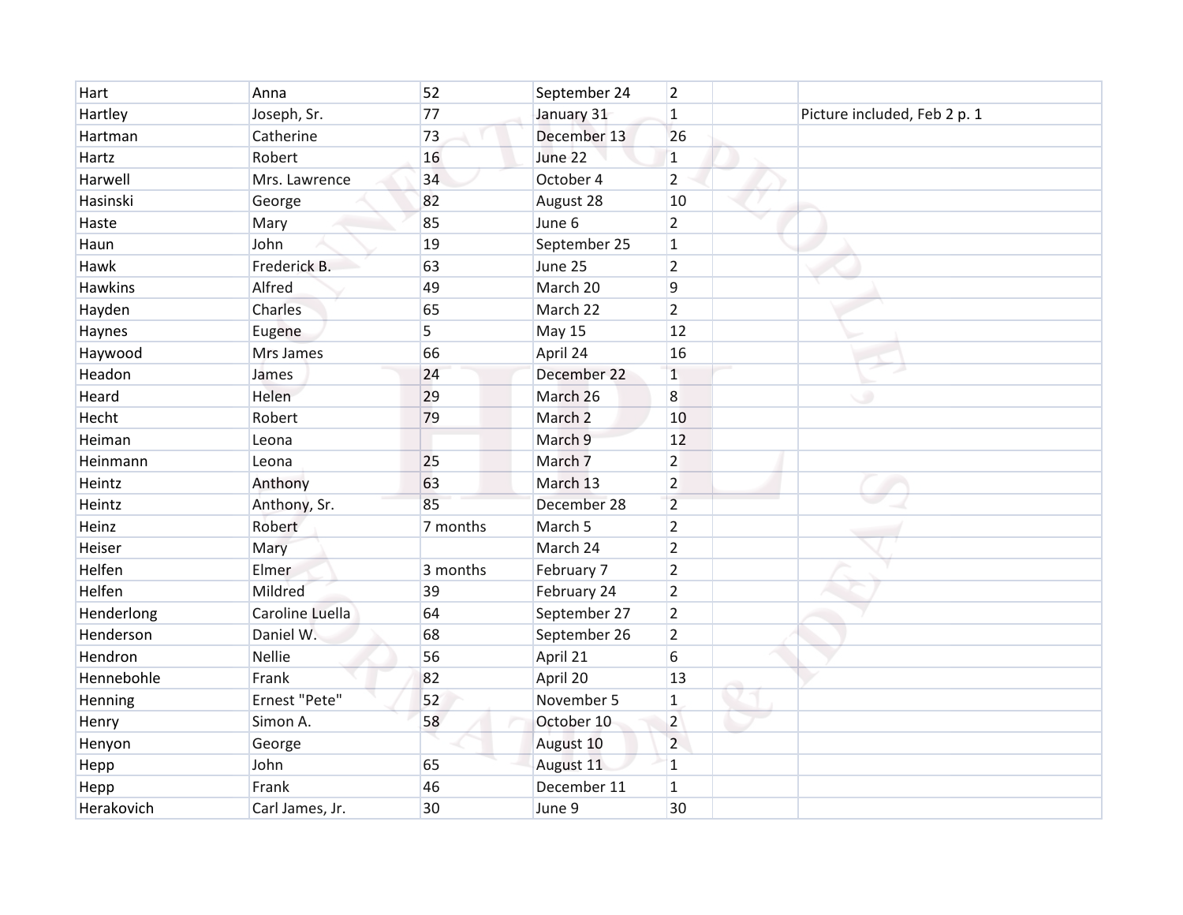| | | | | | | |
|---|---|---|---|---|---|---|
| Hart | Anna | 52 | September 24 | 2 | | |
| Hartley | Joseph, Sr. | 77 | January 31 | 1 | | Picture included, Feb 2 p. 1 |
| Hartman | Catherine | 73 | December 13 | 26 | | |
| Hartz | Robert | 16 | June 22 | 1 | | |
| Harwell | Mrs. Lawrence | 34 | October 4 | 2 | | |
| Hasinski | George | 82 | August 28 | 10 | | |
| Haste | Mary | 85 | June 6 | 2 | | |
| Haun | John | 19 | September 25 | 1 | | |
| Hawk | Frederick B. | 63 | June 25 | 2 | | |
| Hawkins | Alfred | 49 | March 20 | 9 | | |
| Hayden | Charles | 65 | March 22 | 2 | | |
| Haynes | Eugene | 5 | May 15 | 12 | | |
| Haywood | Mrs James | 66 | April 24 | 16 | | |
| Headon | James | 24 | December 22 | 1 | | |
| Heard | Helen | 29 | March 26 | 8 | | |
| Hecht | Robert | 79 | March 2 | 10 | | |
| Heiman | Leona | | March 9 | 12 | | |
| Heinmann | Leona | 25 | March 7 | 2 | | |
| Heintz | Anthony | 63 | March 13 | 2 | | |
| Heintz | Anthony, Sr. | 85 | December 28 | 2 | | |
| Heinz | Robert | 7 months | March 5 | 2 | | |
| Heiser | Mary | | March 24 | 2 | | |
| Helfen | Elmer | 3 months | February 7 | 2 | | |
| Helfen | Mildred | 39 | February 24 | 2 | | |
| Henderlong | Caroline Luella | 64 | September 27 | 2 | | |
| Henderson | Daniel W. | 68 | September 26 | 2 | | |
| Hendron | Nellie | 56 | April 21 | 6 | | |
| Hennebohle | Frank | 82 | April 20 | 13 | | |
| Henning | Ernest "Pete" | 52 | November 5 | 1 | | |
| Henry | Simon A. | 58 | October 10 | 2 | | |
| Henyon | George | | August 10 | 2 | | |
| Hepp | John | 65 | August 11 | 1 | | |
| Hepp | Frank | 46 | December 11 | 1 | | |
| Herakovich | Carl James, Jr. | 30 | June 9 | 30 | | |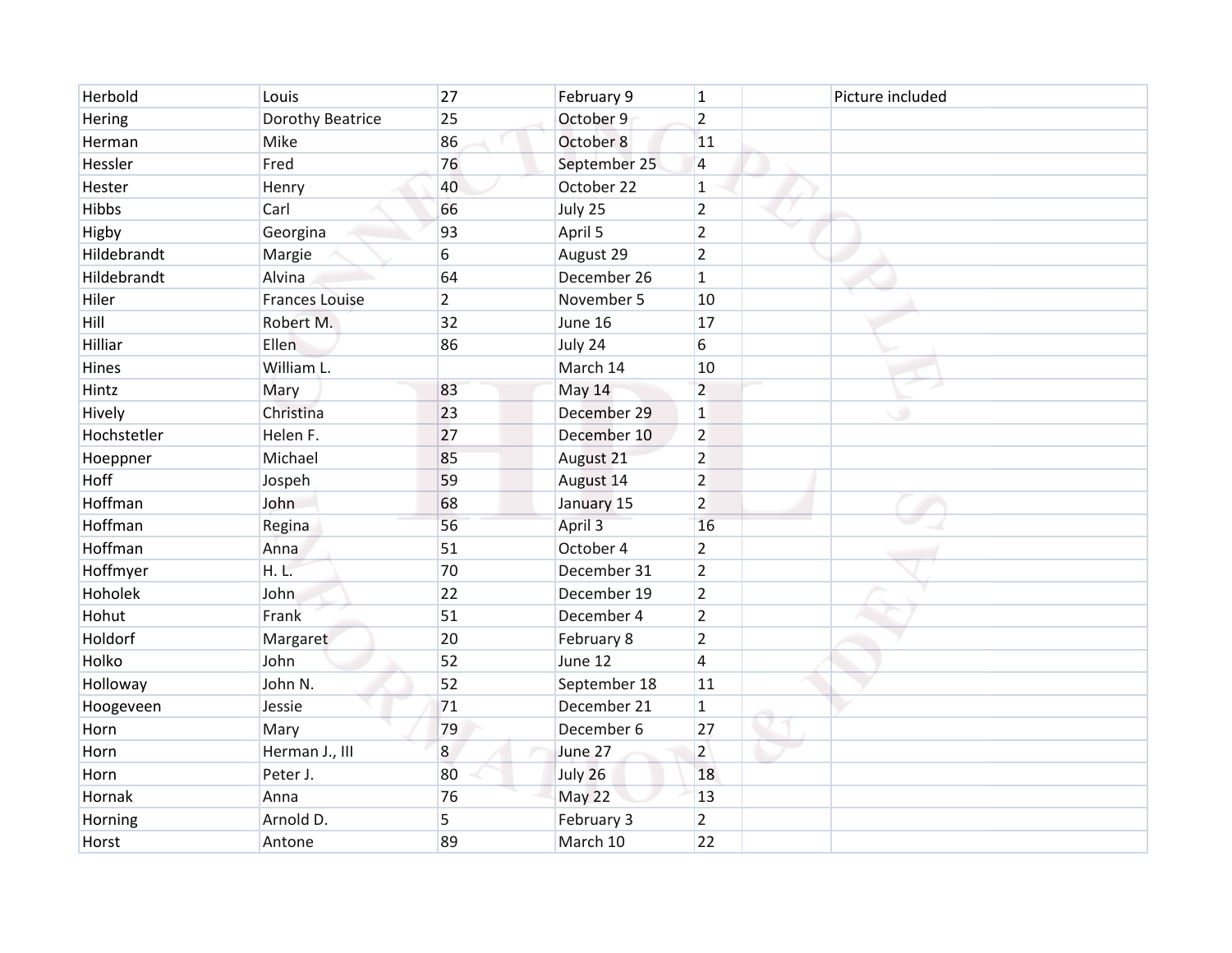| | | | | | | |
|---|---|---|---|---|---|---|
| Herbold | Louis | 27 | February 9 | 1 | | Picture included |
| Hering | Dorothy Beatrice | 25 | October 9 | 2 | | |
| Herman | Mike | 86 | October 8 | 11 | | |
| Hessler | Fred | 76 | September 25 | 4 | | |
| Hester | Henry | 40 | October 22 | 1 | | |
| Hibbs | Carl | 66 | July 25 | 2 | | |
| Higby | Georgina | 93 | April 5 | 2 | | |
| Hildebrandt | Margie | 6 | August 29 | 2 | | |
| Hildebrandt | Alvina | 64 | December 26 | 1 | | |
| Hiler | Frances Louise | 2 | November 5 | 10 | | |
| Hill | Robert M. | 32 | June 16 | 17 | | |
| Hilliar | Ellen | 86 | July 24 | 6 | | |
| Hines | William L. | | March 14 | 10 | | |
| Hintz | Mary | 83 | May 14 | 2 | | |
| Hively | Christina | 23 | December 29 | 1 | | |
| Hochstetler | Helen F. | 27 | December 10 | 2 | | |
| Hoeppner | Michael | 85 | August 21 | 2 | | |
| Hoff | Jospeh | 59 | August 14 | 2 | | |
| Hoffman | John | 68 | January 15 | 2 | | |
| Hoffman | Regina | 56 | April 3 | 16 | | |
| Hoffman | Anna | 51 | October 4 | 2 | | |
| Hoffmyer | H. L. | 70 | December 31 | 2 | | |
| Hoholek | John | 22 | December 19 | 2 | | |
| Hohut | Frank | 51 | December 4 | 2 | | |
| Holdorf | Margaret | 20 | February 8 | 2 | | |
| Holko | John | 52 | June 12 | 4 | | |
| Holloway | John N. | 52 | September 18 | 11 | | |
| Hoogeveen | Jessie | 71 | December 21 | 1 | | |
| Horn | Mary | 79 | December 6 | 27 | | |
| Horn | Herman J., III | 8 | June 27 | 2 | | |
| Horn | Peter J. | 80 | July 26 | 18 | | |
| Hornak | Anna | 76 | May 22 | 13 | | |
| Horning | Arnold D. | 5 | February 3 | 2 | | |
| Horst | Antone | 89 | March 10 | 22 | | |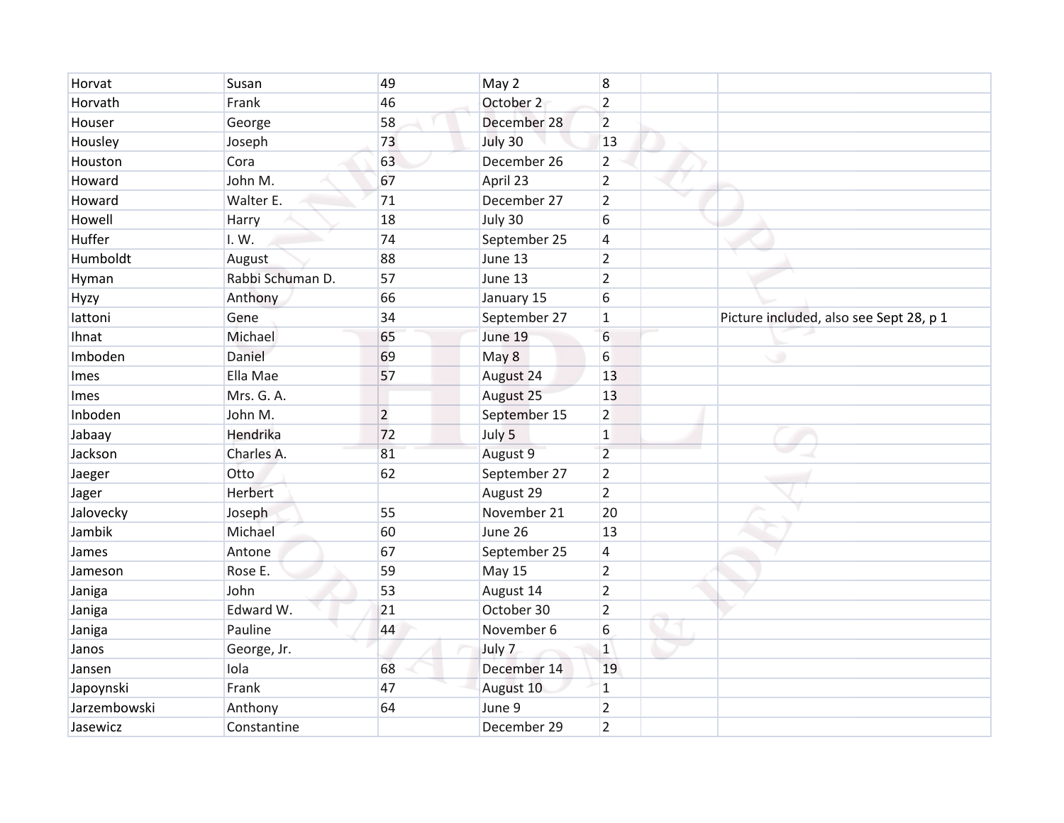| | | | | | | |
|---|---|---|---|---|---|---|
| Horvat | Susan | 49 | May 2 | 8 | | |
| Horvath | Frank | 46 | October 2 | 2 | | |
| Houser | George | 58 | December 28 | 2 | | |
| Housley | Joseph | 73 | July 30 | 13 | | |
| Houston | Cora | 63 | December 26 | 2 | | |
| Howard | John M. | 67 | April 23 | 2 | | |
| Howard | Walter E. | 71 | December 27 | 2 | | |
| Howell | Harry | 18 | July 30 | 6 | | |
| Huffer | I. W. | 74 | September 25 | 4 | | |
| Humboldt | August | 88 | June 13 | 2 | | |
| Hyman | Rabbi Schuman D. | 57 | June 13 | 2 | | |
| Hyzy | Anthony | 66 | January 15 | 6 | | |
| Iattoni | Gene | 34 | September 27 | 1 | | Picture included, also see Sept 28, p 1 |
| Ihnat | Michael | 65 | June 19 | 6 | | |
| Imboden | Daniel | 69 | May 8 | 6 | | |
| Imes | Ella Mae | 57 | August 24 | 13 | | |
| Imes | Mrs. G. A. | | August 25 | 13 | | |
| Inboden | John M. | 2 | September 15 | 2 | | |
| Jabaay | Hendrika | 72 | July 5 | 1 | | |
| Jackson | Charles A. | 81 | August 9 | 2 | | |
| Jaeger | Otto | 62 | September 27 | 2 | | |
| Jager | Herbert | | August 29 | 2 | | |
| Jalovecky | Joseph | 55 | November 21 | 20 | | |
| Jambik | Michael | 60 | June 26 | 13 | | |
| James | Antone | 67 | September 25 | 4 | | |
| Jameson | Rose E. | 59 | May 15 | 2 | | |
| Janiga | John | 53 | August 14 | 2 | | |
| Janiga | Edward W. | 21 | October 30 | 2 | | |
| Janiga | Pauline | 44 | November 6 | 6 | | |
| Janos | George, Jr. | | July 7 | 1 | | |
| Jansen | Iola | 68 | December 14 | 19 | | |
| Japoynski | Frank | 47 | August 10 | 1 | | |
| Jarzembowski | Anthony | 64 | June 9 | 2 | | |
| Jasewicz | Constantine | | December 29 | 2 | | |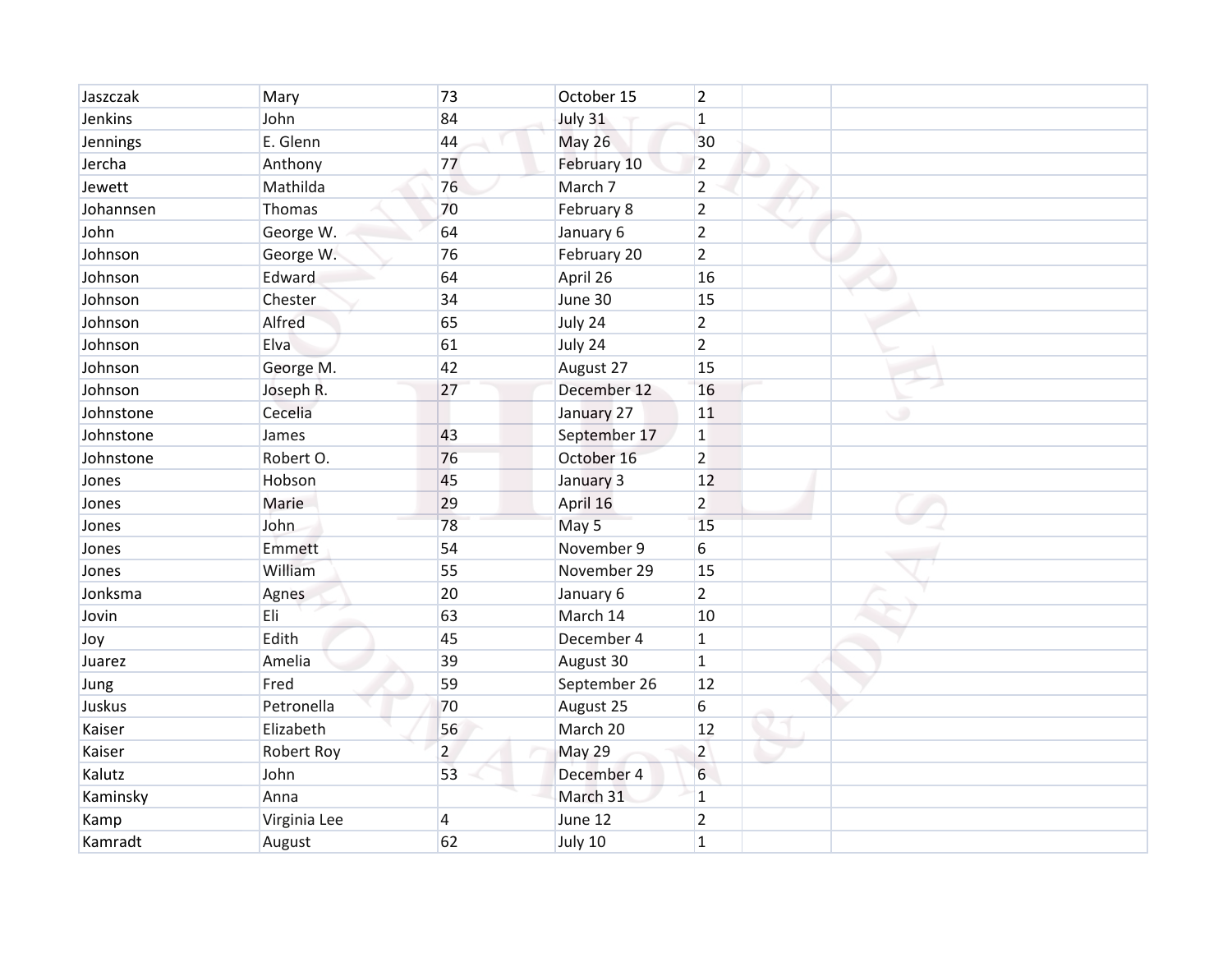| | | | | | | |
|---|---|---|---|---|---|---|
| Jaszczak | Mary | 73 | October 15 | 2 | | |
| Jenkins | John | 84 | July 31 | 1 | | |
| Jennings | E. Glenn | 44 | May 26 | 30 | | |
| Jercha | Anthony | 77 | February 10 | 2 | | |
| Jewett | Mathilda | 76 | March 7 | 2 | | |
| Johannsen | Thomas | 70 | February 8 | 2 | | |
| John | George W. | 64 | January 6 | 2 | | |
| Johnson | George W. | 76 | February 20 | 2 | | |
| Johnson | Edward | 64 | April 26 | 16 | | |
| Johnson | Chester | 34 | June 30 | 15 | | |
| Johnson | Alfred | 65 | July 24 | 2 | | |
| Johnson | Elva | 61 | July 24 | 2 | | |
| Johnson | George M. | 42 | August 27 | 15 | | |
| Johnson | Joseph R. | 27 | December 12 | 16 | | |
| Johnstone | Cecelia | | January 27 | 11 | | |
| Johnstone | James | 43 | September 17 | 1 | | |
| Johnstone | Robert O. | 76 | October 16 | 2 | | |
| Jones | Hobson | 45 | January 3 | 12 | | |
| Jones | Marie | 29 | April 16 | 2 | | |
| Jones | John | 78 | May 5 | 15 | | |
| Jones | Emmett | 54 | November 9 | 6 | | |
| Jones | William | 55 | November 29 | 15 | | |
| Jonksma | Agnes | 20 | January 6 | 2 | | |
| Jovin | Eli | 63 | March 14 | 10 | | |
| Joy | Edith | 45 | December 4 | 1 | | |
| Juarez | Amelia | 39 | August 30 | 1 | | |
| Jung | Fred | 59 | September 26 | 12 | | |
| Juskus | Petronella | 70 | August 25 | 6 | | |
| Kaiser | Elizabeth | 56 | March 20 | 12 | | |
| Kaiser | Robert Roy | 2 | May 29 | 2 | | |
| Kalutz | John | 53 | December 4 | 6 | | |
| Kaminsky | Anna | | March 31 | 1 | | |
| Kamp | Virginia Lee | 4 | June 12 | 2 | | |
| Kamradt | August | 62 | July 10 | 1 | | |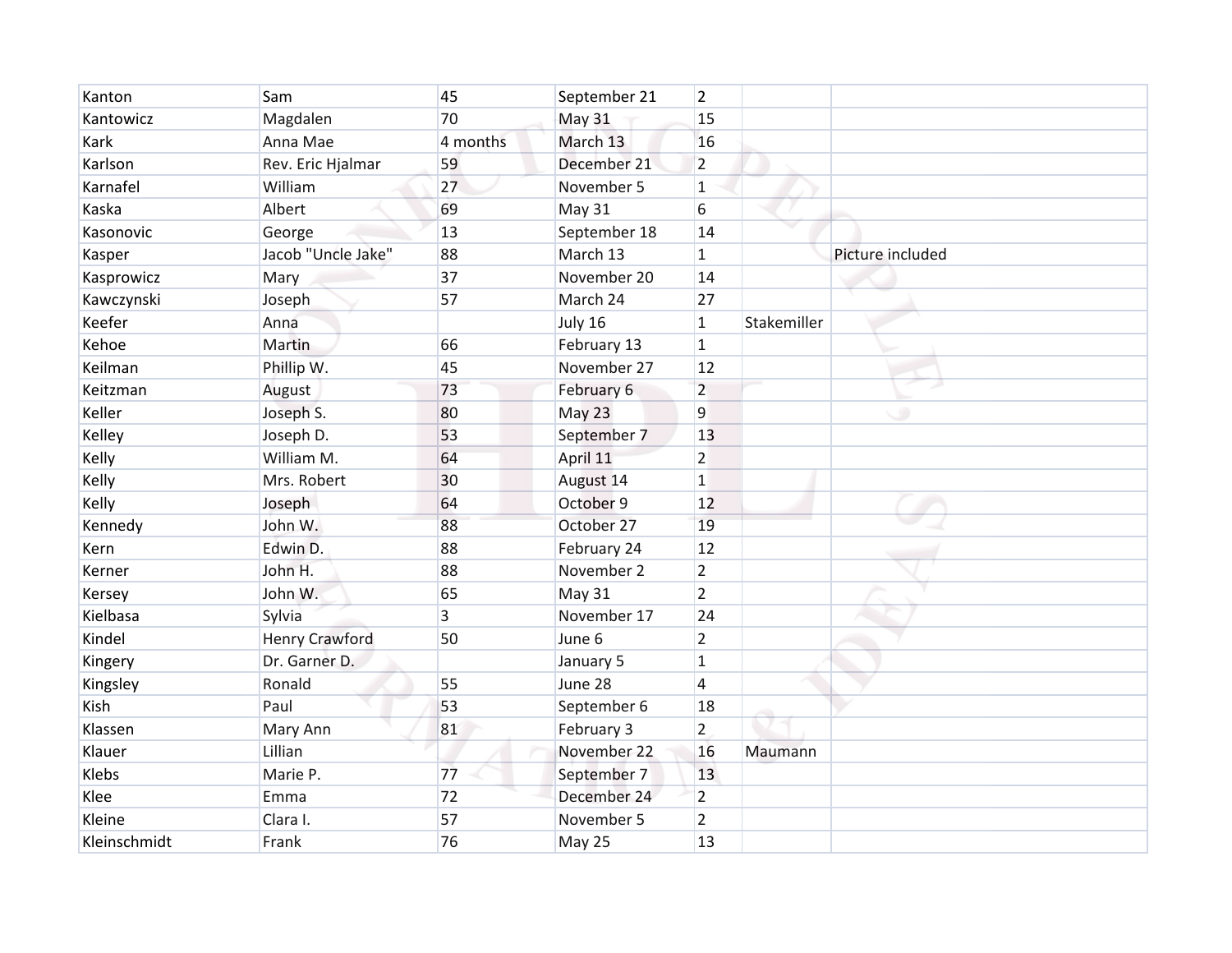| | | | | | | |
|---|---|---|---|---|---|---|
| Kanton | Sam | 45 | September 21 | 2 | | |
| Kantowicz | Magdalen | 70 | May 31 | 15 | | |
| Kark | Anna Mae | 4 months | March 13 | 16 | | |
| Karlson | Rev. Eric Hjalmar | 59 | December 21 | 2 | | |
| Karnafel | William | 27 | November 5 | 1 | | |
| Kaska | Albert | 69 | May 31 | 6 | | |
| Kasonovic | George | 13 | September 18 | 14 | | |
| Kasper | Jacob "Uncle Jake" | 88 | March 13 | 1 | | Picture included |
| Kasprowicz | Mary | 37 | November 20 | 14 | | |
| Kawczynski | Joseph | 57 | March 24 | 27 | | |
| Keefer | Anna | | July 16 | 1 | Stakemiller | |
| Kehoe | Martin | 66 | February 13 | 1 | | |
| Keilman | Phillip W. | 45 | November 27 | 12 | | |
| Keitzman | August | 73 | February 6 | 2 | | |
| Keller | Joseph S. | 80 | May 23 | 9 | | |
| Kelley | Joseph D. | 53 | September 7 | 13 | | |
| Kelly | William M. | 64 | April 11 | 2 | | |
| Kelly | Mrs. Robert | 30 | August 14 | 1 | | |
| Kelly | Joseph | 64 | October 9 | 12 | | |
| Kennedy | John W. | 88 | October 27 | 19 | | |
| Kern | Edwin D. | 88 | February 24 | 12 | | |
| Kerner | John H. | 88 | November 2 | 2 | | |
| Kersey | John W. | 65 | May 31 | 2 | | |
| Kielbasa | Sylvia | 3 | November 17 | 24 | | |
| Kindel | Henry Crawford | 50 | June 6 | 2 | | |
| Kingery | Dr. Garner D. | | January 5 | 1 | | |
| Kingsley | Ronald | 55 | June 28 | 4 | | |
| Kish | Paul | 53 | September 6 | 18 | | |
| Klassen | Mary Ann | 81 | February 3 | 2 | | |
| Klauer | Lillian | | November 22 | 16 | Maumann | |
| Klebs | Marie P. | 77 | September 7 | 13 | | |
| Klee | Emma | 72 | December 24 | 2 | | |
| Kleine | Clara I. | 57 | November 5 | 2 | | |
| Kleinschmidt | Frank | 76 | May 25 | 13 | | |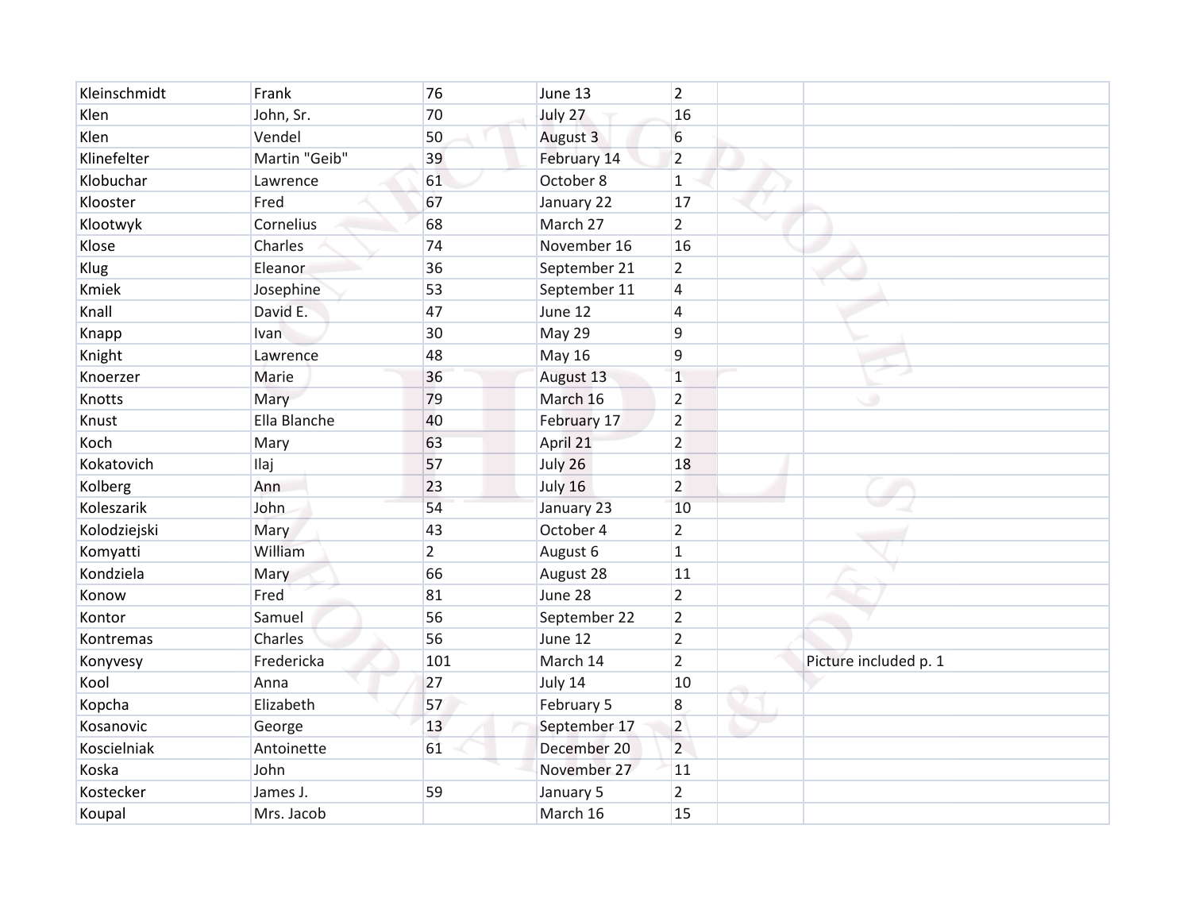| | | | | | | |
|---|---|---|---|---|---|---|
| Kleinschmidt | Frank | 76 | June 13 | 2 | | |
| Klen | John, Sr. | 70 | July 27 | 16 | | |
| Klen | Vendel | 50 | August 3 | 6 | | |
| Klinefelter | Martin "Geib" | 39 | February 14 | 2 | | |
| Klobuchar | Lawrence | 61 | October 8 | 1 | | |
| Klooster | Fred | 67 | January 22 | 17 | | |
| Klootwyk | Cornelius | 68 | March 27 | 2 | | |
| Klose | Charles | 74 | November 16 | 16 | | |
| Klug | Eleanor | 36 | September 21 | 2 | | |
| Kmiek | Josephine | 53 | September 11 | 4 | | |
| Knall | David E. | 47 | June 12 | 4 | | |
| Knapp | Ivan | 30 | May 29 | 9 | | |
| Knight | Lawrence | 48 | May 16 | 9 | | |
| Knoerzer | Marie | 36 | August 13 | 1 | | |
| Knotts | Mary | 79 | March 16 | 2 | | |
| Knust | Ella Blanche | 40 | February 17 | 2 | | |
| Koch | Mary | 63 | April 21 | 2 | | |
| Kokatovich | Ilaj | 57 | July 26 | 18 | | |
| Kolberg | Ann | 23 | July 16 | 2 | | |
| Koleszarik | John | 54 | January 23 | 10 | | |
| Kolodziejski | Mary | 43 | October 4 | 2 | | |
| Komyatti | William | 2 | August 6 | 1 | | |
| Kondziela | Mary | 66 | August 28 | 11 | | |
| Konow | Fred | 81 | June 28 | 2 | | |
| Kontor | Samuel | 56 | September 22 | 2 | | |
| Kontremas | Charles | 56 | June 12 | 2 | | |
| Konyvesy | Fredericka | 101 | March 14 | 2 | | Picture included p. 1 |
| Kool | Anna | 27 | July 14 | 10 | | |
| Kopcha | Elizabeth | 57 | February 5 | 8 | | |
| Kosanovic | George | 13 | September 17 | 2 | | |
| Koscielniak | Antoinette | 61 | December 20 | 2 | | |
| Koska | John | | November 27 | 11 | | |
| Kostecker | James J. | 59 | January 5 | 2 | | |
| Koupal | Mrs. Jacob | | March 16 | 15 | | |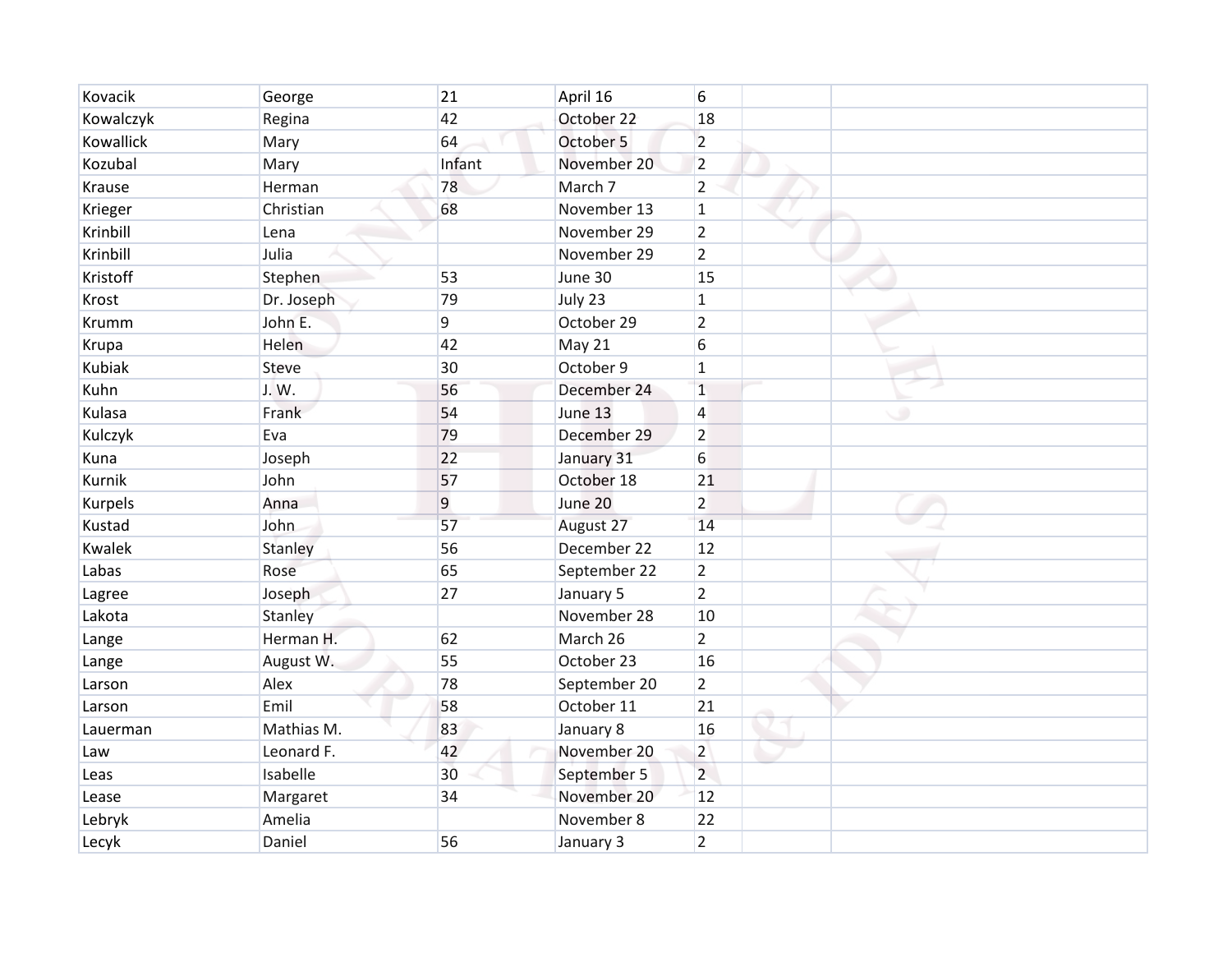| | | | | | | |
|---|---|---|---|---|---|---|
| Kovacik | George | 21 | April 16 | 6 | | |
| Kowalczyk | Regina | 42 | October 22 | 18 | | |
| Kowallick | Mary | 64 | October 5 | 2 | | |
| Kozubal | Mary | Infant | November 20 | 2 | | |
| Krause | Herman | 78 | March 7 | 2 | | |
| Krieger | Christian | 68 | November 13 | 1 | | |
| Krinbill | Lena | | November 29 | 2 | | |
| Krinbill | Julia | | November 29 | 2 | | |
| Kristoff | Stephen | 53 | June 30 | 15 | | |
| Krost | Dr. Joseph | 79 | July 23 | 1 | | |
| Krumm | John E. | 9 | October 29 | 2 | | |
| Krupa | Helen | 42 | May 21 | 6 | | |
| Kubiak | Steve | 30 | October 9 | 1 | | |
| Kuhn | J. W. | 56 | December 24 | 1 | | |
| Kulasa | Frank | 54 | June 13 | 4 | | |
| Kulczyk | Eva | 79 | December 29 | 2 | | |
| Kuna | Joseph | 22 | January 31 | 6 | | |
| Kurnik | John | 57 | October 18 | 21 | | |
| Kurpels | Anna | 9 | June 20 | 2 | | |
| Kustad | John | 57 | August 27 | 14 | | |
| Kwalek | Stanley | 56 | December 22 | 12 | | |
| Labas | Rose | 65 | September 22 | 2 | | |
| Lagree | Joseph | 27 | January 5 | 2 | | |
| Lakota | Stanley | | November 28 | 10 | | |
| Lange | Herman H. | 62 | March 26 | 2 | | |
| Lange | August W. | 55 | October 23 | 16 | | |
| Larson | Alex | 78 | September 20 | 2 | | |
| Larson | Emil | 58 | October 11 | 21 | | |
| Lauerman | Mathias M. | 83 | January 8 | 16 | | |
| Law | Leonard F. | 42 | November 20 | 2 | | |
| Leas | Isabelle | 30 | September 5 | 2 | | |
| Lease | Margaret | 34 | November 20 | 12 | | |
| Lebryk | Amelia | | November 8 | 22 | | |
| Lecyk | Daniel | 56 | January 3 | 2 | | |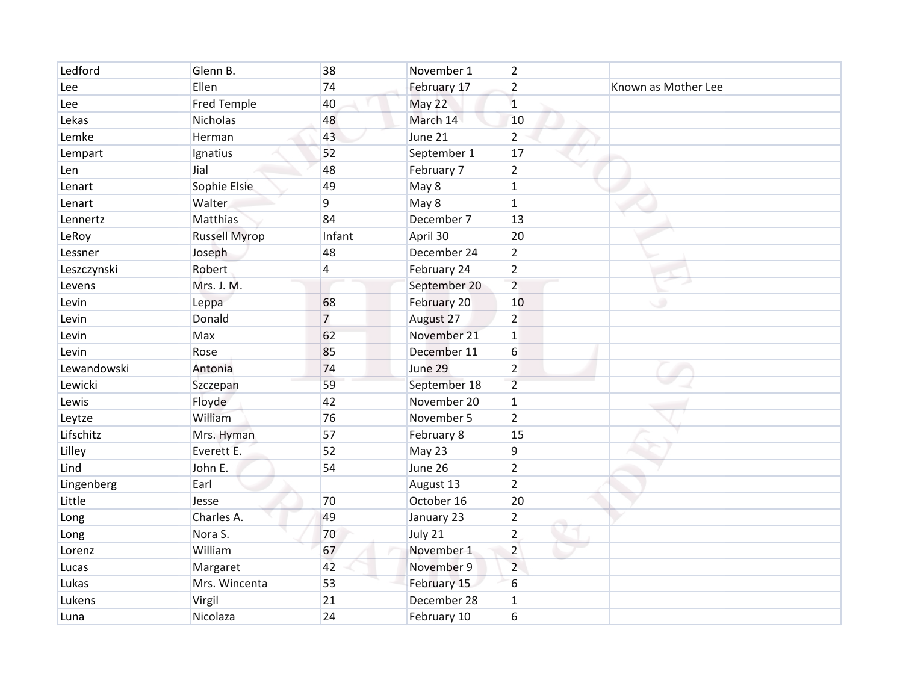| | | | | | | |
|---|---|---|---|---|---|---|
| Ledford | Glenn B. | 38 | November 1 | 2 | | |
| Lee | Ellen | 74 | February 17 | 2 | | Known as Mother Lee |
| Lee | Fred Temple | 40 | May 22 | 1 | | |
| Lekas | Nicholas | 48 | March 14 | 10 | | |
| Lemke | Herman | 43 | June 21 | 2 | | |
| Lempart | Ignatius | 52 | September 1 | 17 | | |
| Len | Jial | 48 | February 7 | 2 | | |
| Lenart | Sophie Elsie | 49 | May 8 | 1 | | |
| Lenart | Walter | 9 | May 8 | 1 | | |
| Lennertz | Matthias | 84 | December 7 | 13 | | |
| LeRoy | Russell Myrop | Infant | April 30 | 20 | | |
| Lessner | Joseph | 48 | December 24 | 2 | | |
| Leszczynski | Robert | 4 | February 24 | 2 | | |
| Levens | Mrs. J. M. | | September 20 | 2 | | |
| Levin | Leppa | 68 | February 20 | 10 | | |
| Levin | Donald | 7 | August 27 | 2 | | |
| Levin | Max | 62 | November 21 | 1 | | |
| Levin | Rose | 85 | December 11 | 6 | | |
| Lewandowski | Antonia | 74 | June 29 | 2 | | |
| Lewicki | Szczepan | 59 | September 18 | 2 | | |
| Lewis | Floyde | 42 | November 20 | 1 | | |
| Leytze | William | 76 | November 5 | 2 | | |
| Lifschitz | Mrs. Hyman | 57 | February 8 | 15 | | |
| Lilley | Everett E. | 52 | May 23 | 9 | | |
| Lind | John E. | 54 | June 26 | 2 | | |
| Lingenberg | Earl | | August 13 | 2 | | |
| Little | Jesse | 70 | October 16 | 20 | | |
| Long | Charles A. | 49 | January 23 | 2 | | |
| Long | Nora S. | 70 | July 21 | 2 | | |
| Lorenz | William | 67 | November 1 | 2 | | |
| Lucas | Margaret | 42 | November 9 | 2 | | |
| Lukas | Mrs. Wincenta | 53 | February 15 | 6 | | |
| Lukens | Virgil | 21 | December 28 | 1 | | |
| Luna | Nicolaza | 24 | February 10 | 6 | | |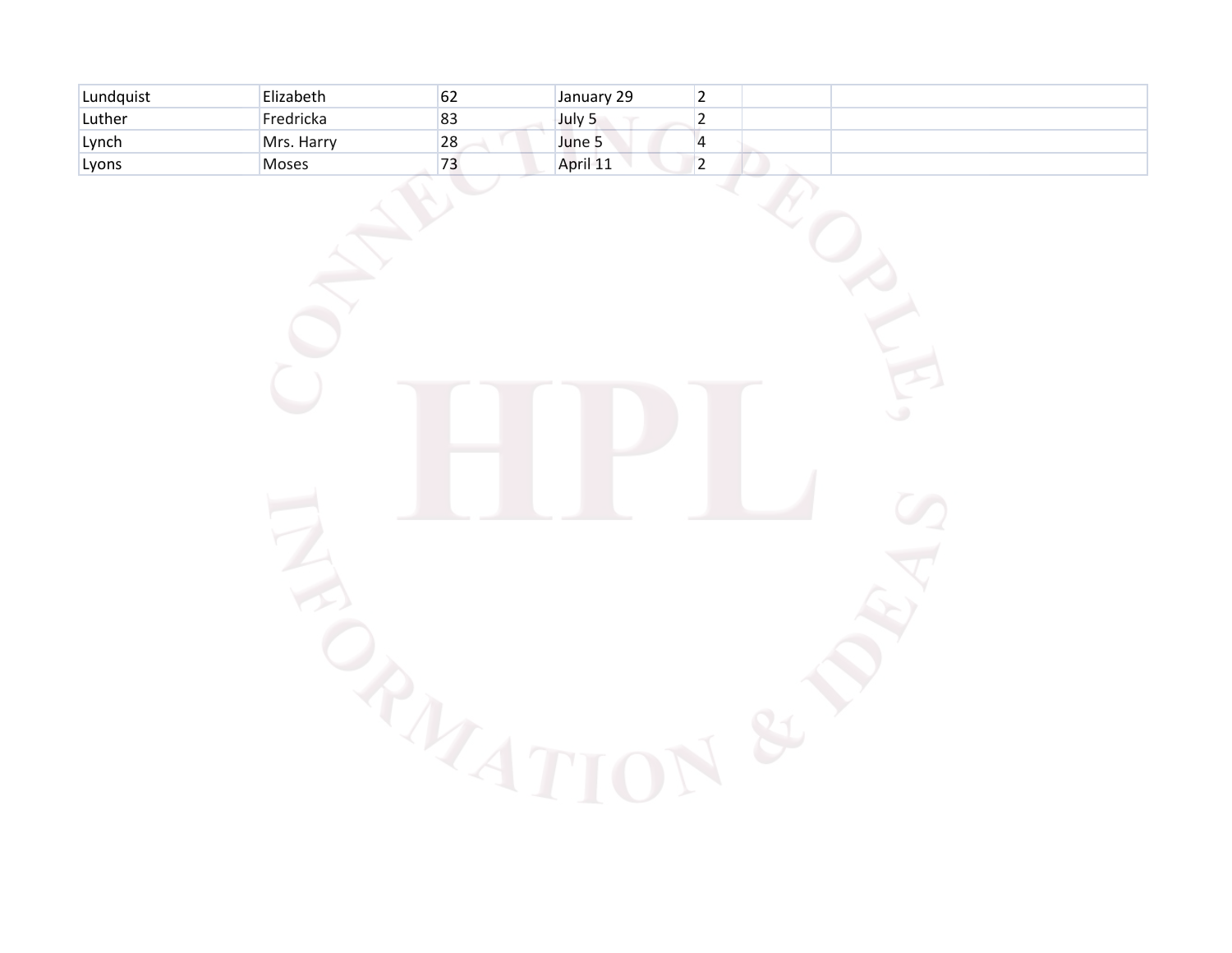| | | | | | | |
|---|---|---|---|---|---|---|
| Lundquist | Elizabeth | 62 | January 29 | 2 | | |
| Luther | Fredricka | 83 | July 5 | 2 | | |
| Lynch | Mrs. Harry | 28 | June 5 | 4 | | |
| Lyons | Moses | 73 | April 11 | 2 | | |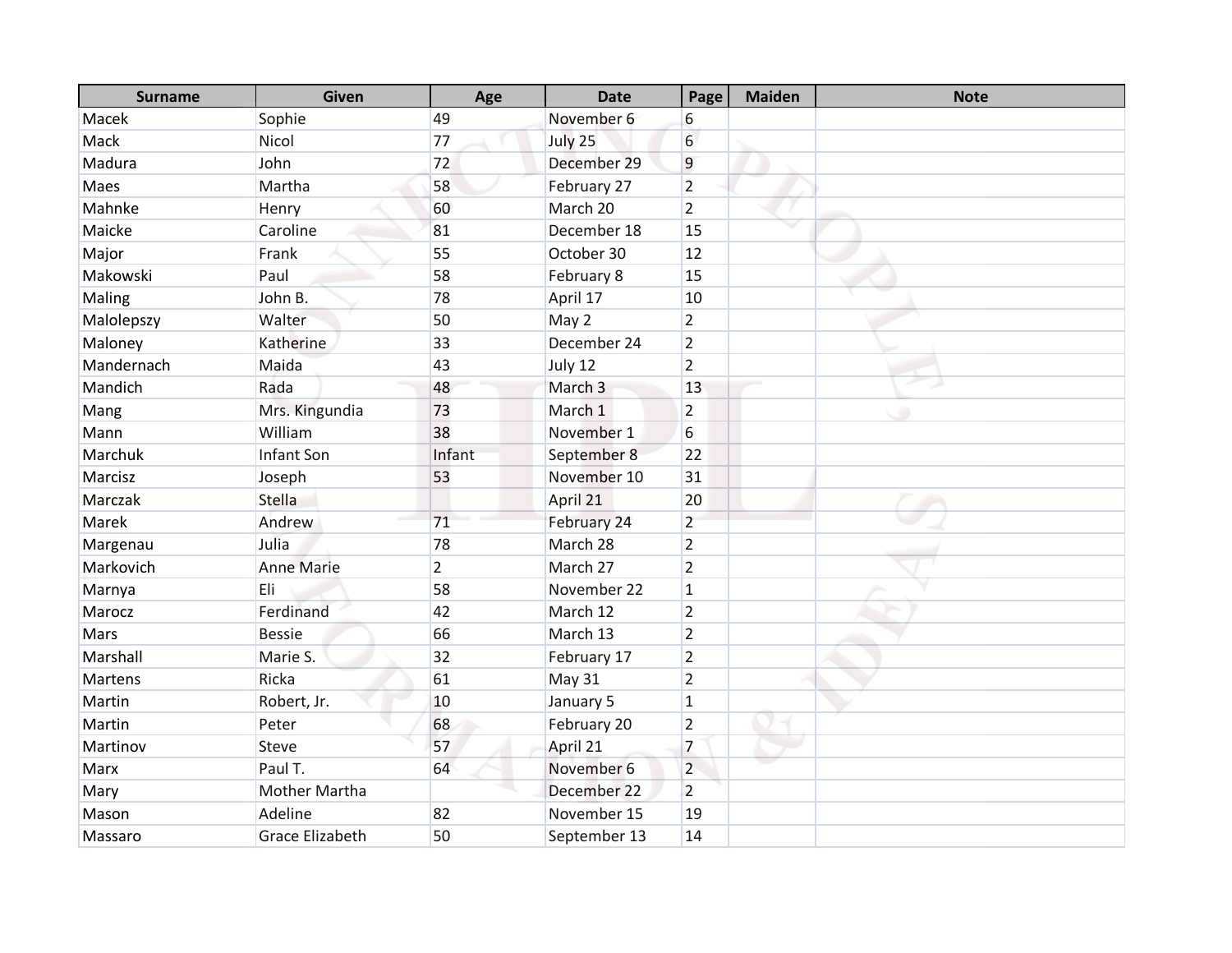| Surname | Given | Age | Date | Page | Maiden | Note |
|---|---|---|---|---|---|---|
| Macek | Sophie | 49 | November 6 | 6 | | |
| Mack | Nicol | 77 | July 25 | 6 | | |
| Madura | John | 72 | December 29 | 9 | | |
| Maes | Martha | 58 | February 27 | 2 | | |
| Mahnke | Henry | 60 | March 20 | 2 | | |
| Maicke | Caroline | 81 | December 18 | 15 | | |
| Major | Frank | 55 | October 30 | 12 | | |
| Makowski | Paul | 58 | February 8 | 15 | | |
| Maling | John B. | 78 | April 17 | 10 | | |
| Malolepszy | Walter | 50 | May 2 | 2 | | |
| Maloney | Katherine | 33 | December 24 | 2 | | |
| Mandernach | Maida | 43 | July 12 | 2 | | |
| Mandich | Rada | 48 | March 3 | 13 | | |
| Mang | Mrs. Kingundia | 73 | March 1 | 2 | | |
| Mann | William | 38 | November 1 | 6 | | |
| Marchuk | Infant Son | Infant | September 8 | 22 | | |
| Marcisz | Joseph | 53 | November 10 | 31 | | |
| Marczak | Stella | | April 21 | 20 | | |
| Marek | Andrew | 71 | February 24 | 2 | | |
| Margenau | Julia | 78 | March 28 | 2 | | |
| Markovich | Anne Marie | 2 | March 27 | 2 | | |
| Marnya | Eli | 58 | November 22 | 1 | | |
| Marocz | Ferdinand | 42 | March 12 | 2 | | |
| Mars | Bessie | 66 | March 13 | 2 | | |
| Marshall | Marie S. | 32 | February 17 | 2 | | |
| Martens | Ricka | 61 | May 31 | 2 | | |
| Martin | Robert, Jr. | 10 | January 5 | 1 | | |
| Martin | Peter | 68 | February 20 | 2 | | |
| Martinov | Steve | 57 | April 21 | 7 | | |
| Marx | Paul T. | 64 | November 6 | 2 | | |
| Mary | Mother Martha | | December 22 | 2 | | |
| Mason | Adeline | 82 | November 15 | 19 | | |
| Massaro | Grace Elizabeth | 50 | September 13 | 14 | | |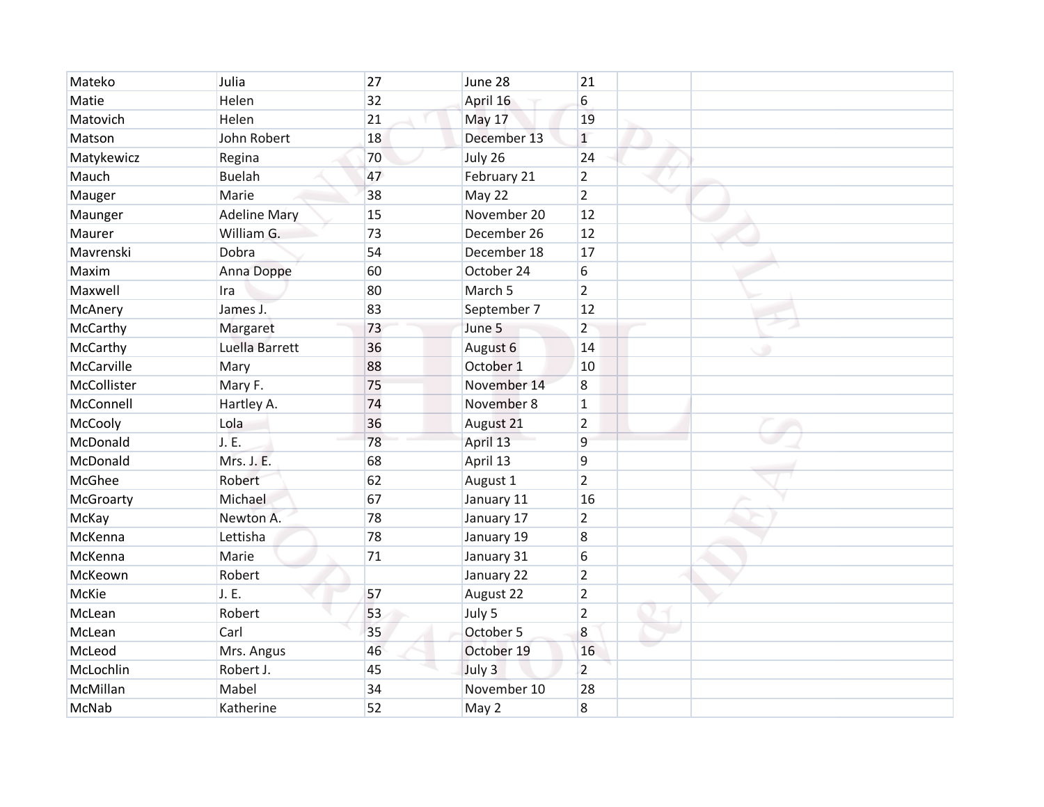| | | | | | | |
|---|---|---|---|---|---|---|
| Mateko | Julia | 27 | June 28 | 21 | | |
| Matie | Helen | 32 | April 16 | 6 | | |
| Matovich | Helen | 21 | May 17 | 19 | | |
| Matson | John Robert | 18 | December 13 | 1 | | |
| Matykewicz | Regina | 70 | July 26 | 24 | | |
| Mauch | Buelah | 47 | February 21 | 2 | | |
| Mauger | Marie | 38 | May 22 | 2 | | |
| Maunger | Adeline Mary | 15 | November 20 | 12 | | |
| Maurer | William G. | 73 | December 26 | 12 | | |
| Mavrenski | Dobra | 54 | December 18 | 17 | | |
| Maxim | Anna Doppe | 60 | October 24 | 6 | | |
| Maxwell | Ira | 80 | March 5 | 2 | | |
| McAnery | James J. | 83 | September 7 | 12 | | |
| McCarthy | Margaret | 73 | June 5 | 2 | | |
| McCarthy | Luella Barrett | 36 | August 6 | 14 | | |
| McCarville | Mary | 88 | October 1 | 10 | | |
| McCollister | Mary F. | 75 | November 14 | 8 | | |
| McConnell | Hartley A. | 74 | November 8 | 1 | | |
| McCooly | Lola | 36 | August 21 | 2 | | |
| McDonald | J. E. | 78 | April 13 | 9 | | |
| McDonald | Mrs. J. E. | 68 | April 13 | 9 | | |
| McGhee | Robert | 62 | August 1 | 2 | | |
| McGroarty | Michael | 67 | January 11 | 16 | | |
| McKay | Newton A. | 78 | January 17 | 2 | | |
| McKenna | Lettisha | 78 | January 19 | 8 | | |
| McKenna | Marie | 71 | January 31 | 6 | | |
| McKeown | Robert | | January 22 | 2 | | |
| McKie | J. E. | 57 | August 22 | 2 | | |
| McLean | Robert | 53 | July 5 | 2 | | |
| McLean | Carl | 35 | October 5 | 8 | | |
| McLeod | Mrs. Angus | 46 | October 19 | 16 | | |
| McLochlin | Robert J. | 45 | July 3 | 2 | | |
| McMillan | Mabel | 34 | November 10 | 28 | | |
| McNab | Katherine | 52 | May 2 | 8 | | |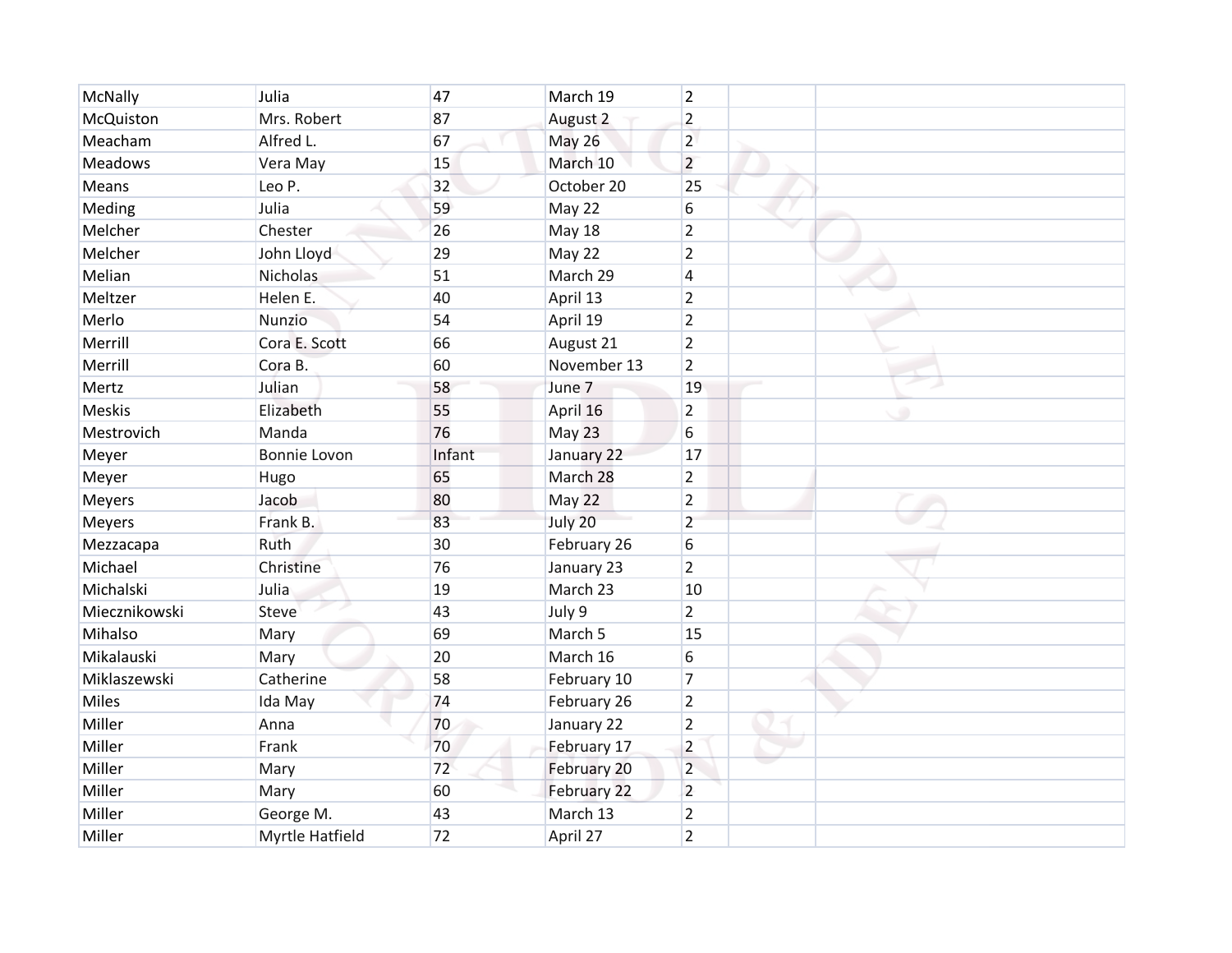| | | | | | | |
|---|---|---|---|---|---|---|
| McNally | Julia | 47 | March 19 | 2 | | |
| McQuiston | Mrs. Robert | 87 | August 2 | 2 | | |
| Meacham | Alfred L. | 67 | May 26 | 2 | | |
| Meadows | Vera May | 15 | March 10 | 2 | | |
| Means | Leo P. | 32 | October 20 | 25 | | |
| Meding | Julia | 59 | May 22 | 6 | | |
| Melcher | Chester | 26 | May 18 | 2 | | |
| Melcher | John Lloyd | 29 | May 22 | 2 | | |
| Melian | Nicholas | 51 | March 29 | 4 | | |
| Meltzer | Helen E. | 40 | April 13 | 2 | | |
| Merlo | Nunzio | 54 | April 19 | 2 | | |
| Merrill | Cora E. Scott | 66 | August 21 | 2 | | |
| Merrill | Cora B. | 60 | November 13 | 2 | | |
| Mertz | Julian | 58 | June 7 | 19 | | |
| Meskis | Elizabeth | 55 | April 16 | 2 | | |
| Mestrovich | Manda | 76 | May 23 | 6 | | |
| Meyer | Bonnie Lovon | Infant | January 22 | 17 | | |
| Meyer | Hugo | 65 | March 28 | 2 | | |
| Meyers | Jacob | 80 | May 22 | 2 | | |
| Meyers | Frank B. | 83 | July 20 | 2 | | |
| Mezzacapa | Ruth | 30 | February 26 | 6 | | |
| Michael | Christine | 76 | January 23 | 2 | | |
| Michalski | Julia | 19 | March 23 | 10 | | |
| Miecznikowski | Steve | 43 | July 9 | 2 | | |
| Mihalso | Mary | 69 | March 5 | 15 | | |
| Mikalauski | Mary | 20 | March 16 | 6 | | |
| Miklaszewski | Catherine | 58 | February 10 | 7 | | |
| Miles | Ida May | 74 | February 26 | 2 | | |
| Miller | Anna | 70 | January 22 | 2 | | |
| Miller | Frank | 70 | February 17 | 2 | | |
| Miller | Mary | 72 | February 20 | 2 | | |
| Miller | Mary | 60 | February 22 | 2 | | |
| Miller | George M. | 43 | March 13 | 2 | | |
| Miller | Myrtle Hatfield | 72 | April 27 | 2 | | |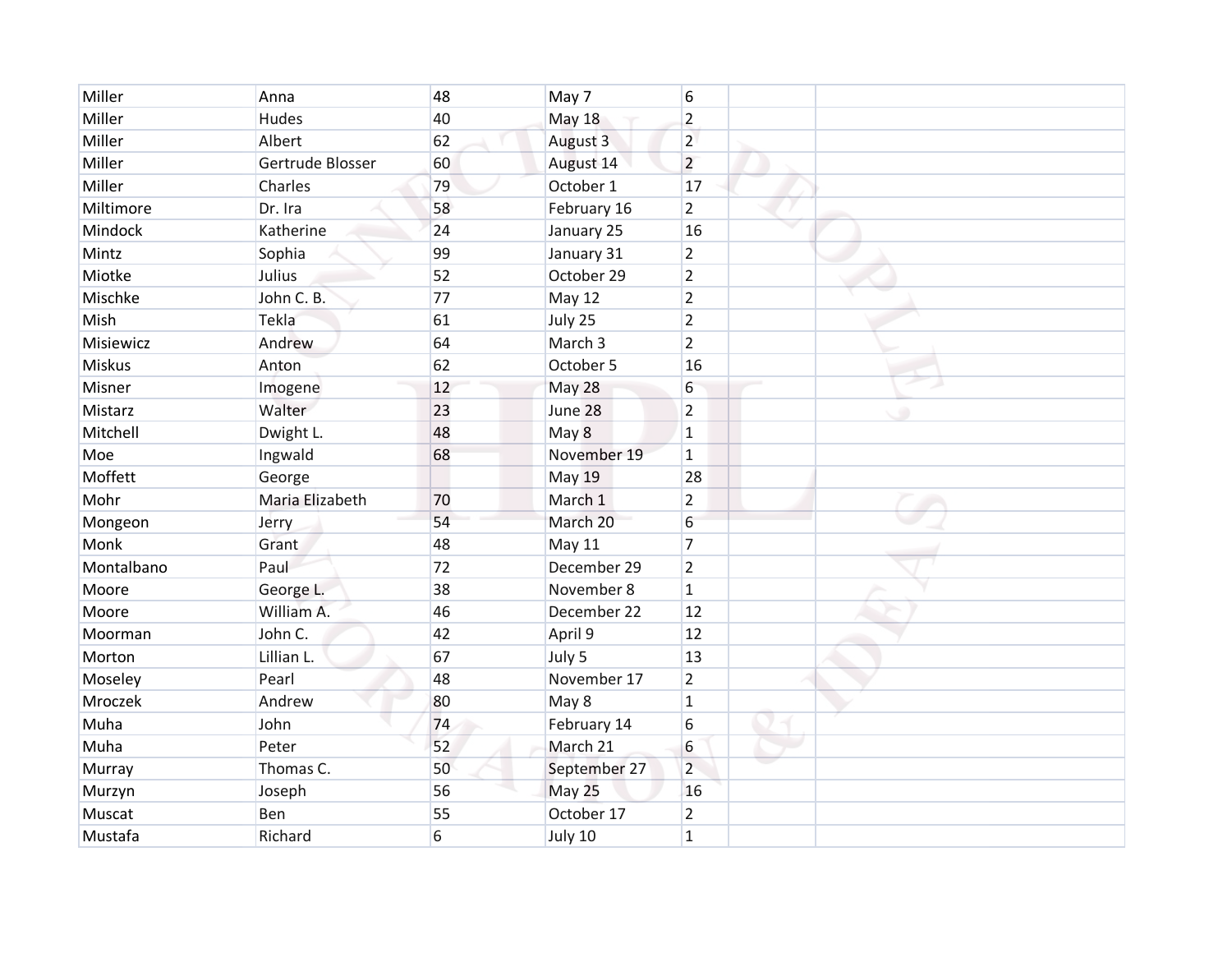| | | | | | | |
|---|---|---|---|---|---|---|
| Miller | Anna | 48 | May 7 | 6 | | |
| Miller | Hudes | 40 | May 18 | 2 | | |
| Miller | Albert | 62 | August 3 | 2 | | |
| Miller | Gertrude Blosser | 60 | August 14 | 2 | | |
| Miller | Charles | 79 | October 1 | 17 | | |
| Miltimore | Dr. Ira | 58 | February 16 | 2 | | |
| Mindock | Katherine | 24 | January 25 | 16 | | |
| Mintz | Sophia | 99 | January 31 | 2 | | |
| Miotke | Julius | 52 | October 29 | 2 | | |
| Mischke | John C. B. | 77 | May 12 | 2 | | |
| Mish | Tekla | 61 | July 25 | 2 | | |
| Misiewicz | Andrew | 64 | March 3 | 2 | | |
| Miskus | Anton | 62 | October 5 | 16 | | |
| Misner | Imogene | 12 | May 28 | 6 | | |
| Mistarz | Walter | 23 | June 28 | 2 | | |
| Mitchell | Dwight L. | 48 | May 8 | 1 | | |
| Moe | Ingwald | 68 | November 19 | 1 | | |
| Moffett | George | | May 19 | 28 | | |
| Mohr | Maria Elizabeth | 70 | March 1 | 2 | | |
| Mongeon | Jerry | 54 | March 20 | 6 | | |
| Monk | Grant | 48 | May 11 | 7 | | |
| Montalbano | Paul | 72 | December 29 | 2 | | |
| Moore | George L. | 38 | November 8 | 1 | | |
| Moore | William A. | 46 | December 22 | 12 | | |
| Moorman | John C. | 42 | April 9 | 12 | | |
| Morton | Lillian L. | 67 | July 5 | 13 | | |
| Moseley | Pearl | 48 | November 17 | 2 | | |
| Mroczek | Andrew | 80 | May 8 | 1 | | |
| Muha | John | 74 | February 14 | 6 | | |
| Muha | Peter | 52 | March 21 | 6 | | |
| Murray | Thomas C. | 50 | September 27 | 2 | | |
| Murzyn | Joseph | 56 | May 25 | 16 | | |
| Muscat | Ben | 55 | October 17 | 2 | | |
| Mustafa | Richard | 6 | July 10 | 1 | | |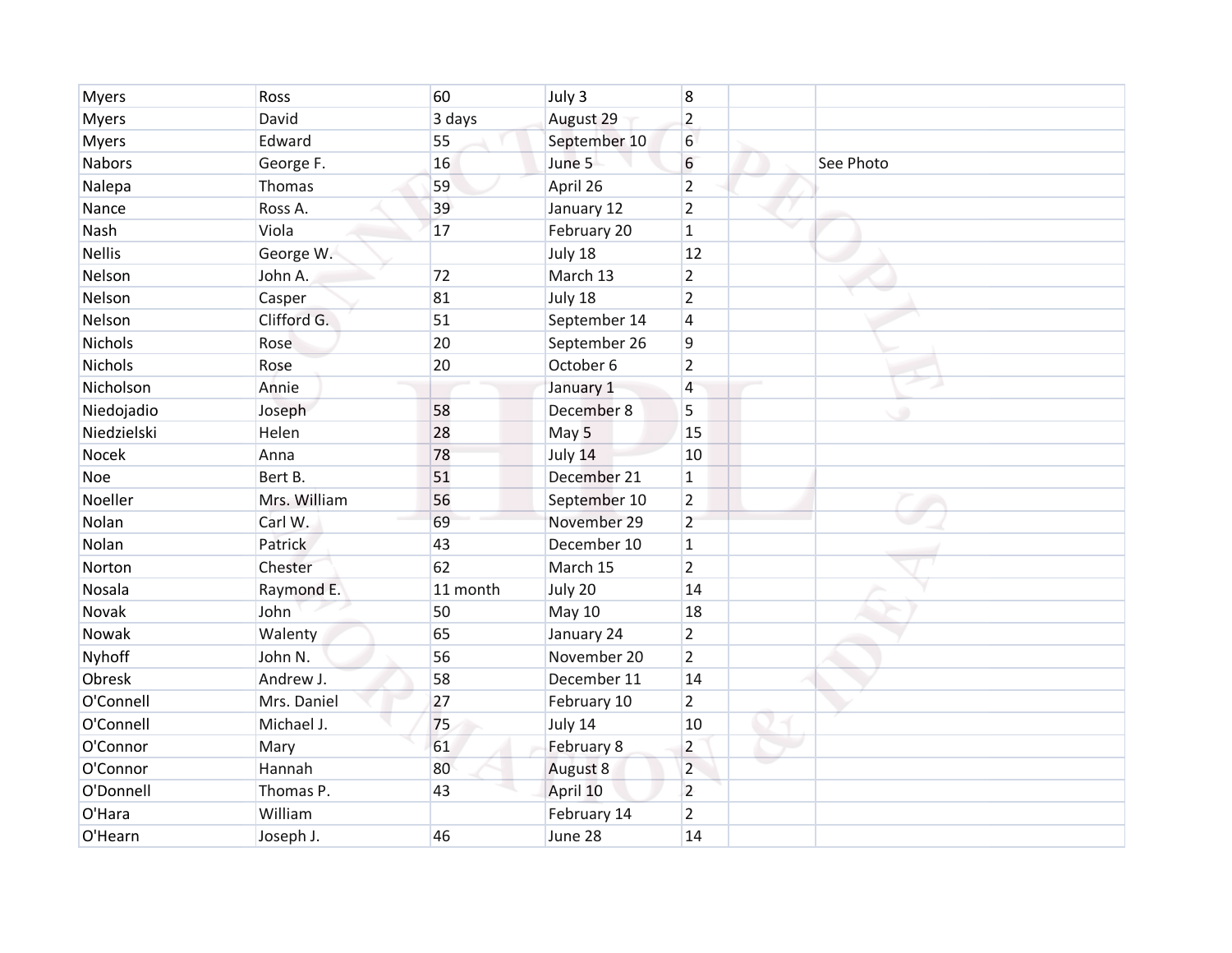| | | | | | | |
|---|---|---|---|---|---|---|
| Myers | Ross | 60 | July 3 | 8 | | |
| Myers | David | 3 days | August 29 | 2 | | |
| Myers | Edward | 55 | September 10 | 6 | | |
| Nabors | George F. | 16 | June 5 | 6 | | See Photo |
| Nalepa | Thomas | 59 | April 26 | 2 | | |
| Nance | Ross A. | 39 | January 12 | 2 | | |
| Nash | Viola | 17 | February 20 | 1 | | |
| Nellis | George W. | | July 18 | 12 | | |
| Nelson | John A. | 72 | March 13 | 2 | | |
| Nelson | Casper | 81 | July 18 | 2 | | |
| Nelson | Clifford G. | 51 | September 14 | 4 | | |
| Nichols | Rose | 20 | September 26 | 9 | | |
| Nichols | Rose | 20 | October 6 | 2 | | |
| Nicholson | Annie | | January 1 | 4 | | |
| Niedojadio | Joseph | 58 | December 8 | 5 | | |
| Niedzielski | Helen | 28 | May 5 | 15 | | |
| Nocek | Anna | 78 | July 14 | 10 | | |
| Noe | Bert B. | 51 | December 21 | 1 | | |
| Noeller | Mrs. William | 56 | September 10 | 2 | | |
| Nolan | Carl W. | 69 | November 29 | 2 | | |
| Nolan | Patrick | 43 | December 10 | 1 | | |
| Norton | Chester | 62 | March 15 | 2 | | |
| Nosala | Raymond E. | 11 month | July 20 | 14 | | |
| Novak | John | 50 | May 10 | 18 | | |
| Nowak | Walenty | 65 | January 24 | 2 | | |
| Nyhoff | John N. | 56 | November 20 | 2 | | |
| Obresk | Andrew J. | 58 | December 11 | 14 | | |
| O'Connell | Mrs. Daniel | 27 | February 10 | 2 | | |
| O'Connell | Michael J. | 75 | July 14 | 10 | | |
| O'Connor | Mary | 61 | February 8 | 2 | | |
| O'Connor | Hannah | 80 | August 8 | 2 | | |
| O'Donnell | Thomas P. | 43 | April 10 | 2 | | |
| O'Hara | William | | February 14 | 2 | | |
| O'Hearn | Joseph J. | 46 | June 28 | 14 | | |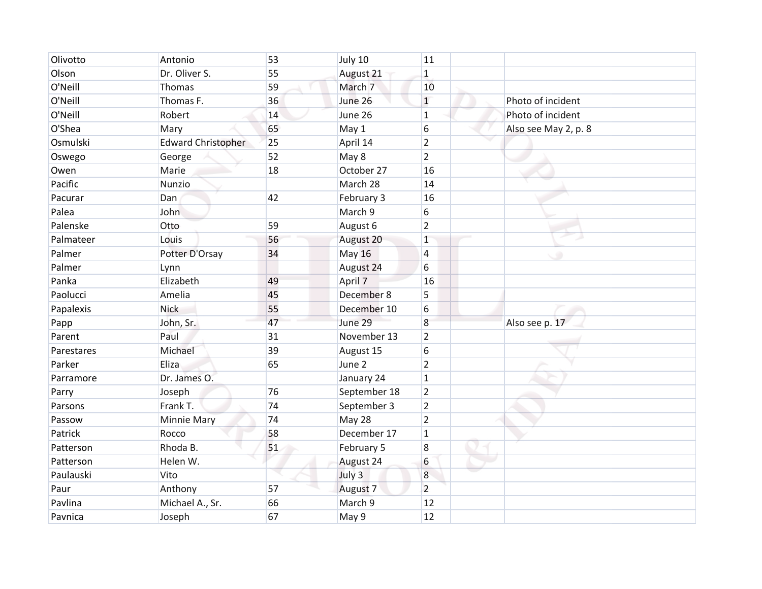| | | | | | | |
|---|---|---|---|---|---|---|
| Olivotto | Antonio | 53 | July 10 | 11 | | |
| Olson | Dr. Oliver S. | 55 | August 21 | 1 | | |
| O'Neill | Thomas | 59 | March 7 | 10 | | |
| O'Neill | Thomas F. | 36 | June 26 | 1 | | Photo of incident |
| O'Neill | Robert | 14 | June 26 | 1 | | Photo of incident |
| O'Shea | Mary | 65 | May 1 | 6 | | Also see May 2, p. 8 |
| Osmulski | Edward Christopher | 25 | April 14 | 2 | | |
| Oswego | George | 52 | May 8 | 2 | | |
| Owen | Marie | 18 | October 27 | 16 | | |
| Pacific | Nunzio | | March 28 | 14 | | |
| Pacurar | Dan | 42 | February 3 | 16 | | |
| Palea | John | | March 9 | 6 | | |
| Palenske | Otto | 59 | August 6 | 2 | | |
| Palmateer | Louis | 56 | August 20 | 1 | | |
| Palmer | Potter D'Orsay | 34 | May 16 | 4 | | |
| Palmer | Lynn | | August 24 | 6 | | |
| Panka | Elizabeth | 49 | April 7 | 16 | | |
| Paolucci | Amelia | 45 | December 8 | 5 | | |
| Papalexis | Nick | 55 | December 10 | 6 | | |
| Papp | John, Sr. | 47 | June 29 | 8 | | Also see p. 17 |
| Parent | Paul | 31 | November 13 | 2 | | |
| Parestares | Michael | 39 | August 15 | 6 | | |
| Parker | Eliza | 65 | June 2 | 2 | | |
| Parramore | Dr. James O. | | January 24 | 1 | | |
| Parry | Joseph | 76 | September 18 | 2 | | |
| Parsons | Frank T. | 74 | September 3 | 2 | | |
| Passow | Minnie Mary | 74 | May 28 | 2 | | |
| Patrick | Rocco | 58 | December 17 | 1 | | |
| Patterson | Rhoda B. | 51 | February 5 | 8 | | |
| Patterson | Helen W. | | August 24 | 6 | | |
| Paulauski | Vito | | July 3 | 8 | | |
| Paur | Anthony | 57 | August 7 | 2 | | |
| Pavlina | Michael A., Sr. | 66 | March 9 | 12 | | |
| Pavnica | Joseph | 67 | May 9 | 12 | | |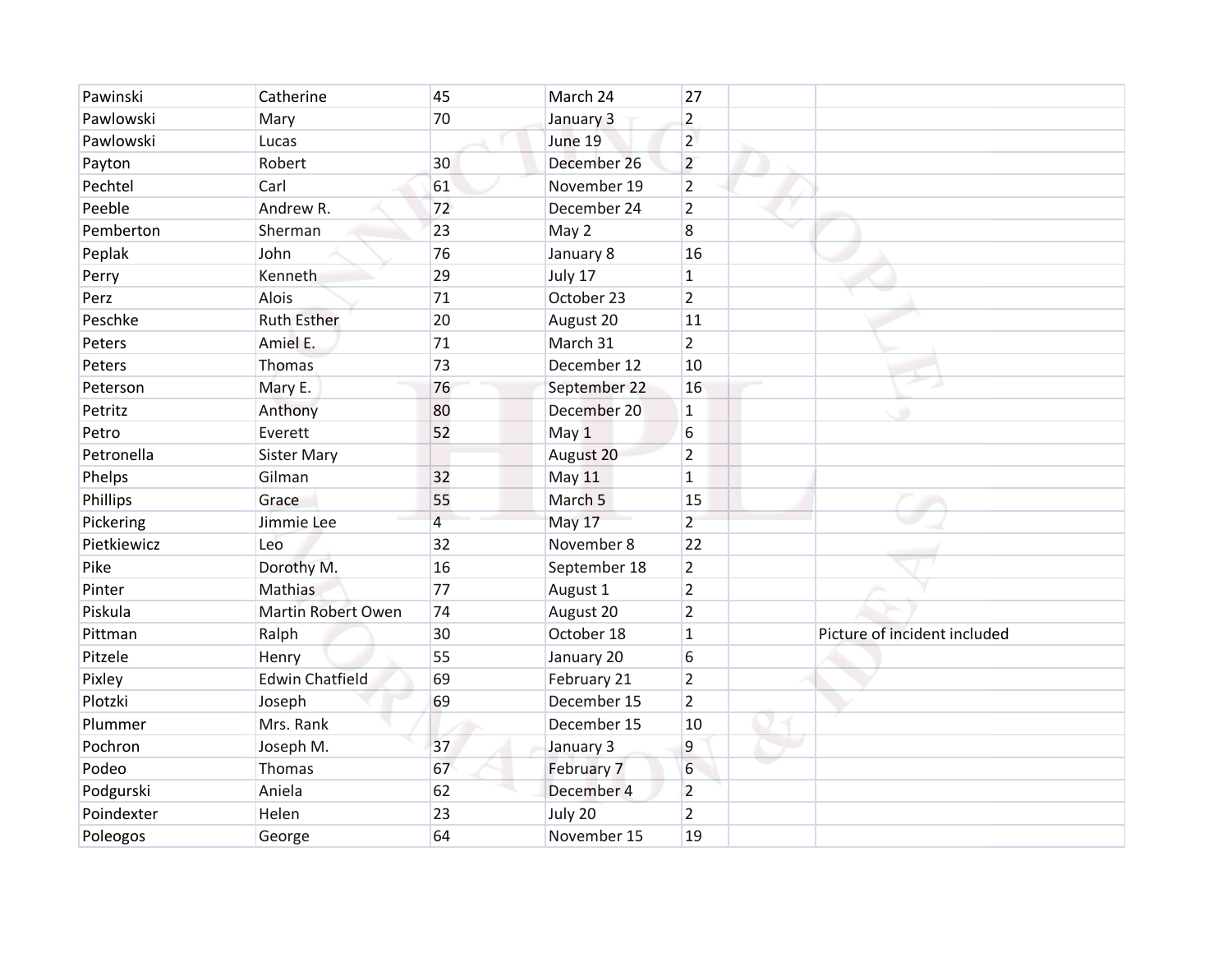| | | | | | | |
|---|---|---|---|---|---|---|
| Pawinski | Catherine | 45 | March 24 | 27 | | |
| Pawlowski | Mary | 70 | January 3 | 2 | | |
| Pawlowski | Lucas | | June 19 | 2 | | |
| Payton | Robert | 30 | December 26 | 2 | | |
| Pechtel | Carl | 61 | November 19 | 2 | | |
| Peeble | Andrew R. | 72 | December 24 | 2 | | |
| Pemberton | Sherman | 23 | May 2 | 8 | | |
| Peplak | John | 76 | January 8 | 16 | | |
| Perry | Kenneth | 29 | July 17 | 1 | | |
| Perz | Alois | 71 | October 23 | 2 | | |
| Peschke | Ruth Esther | 20 | August 20 | 11 | | |
| Peters | Amiel E. | 71 | March 31 | 2 | | |
| Peters | Thomas | 73 | December 12 | 10 | | |
| Peterson | Mary E. | 76 | September 22 | 16 | | |
| Petritz | Anthony | 80 | December 20 | 1 | | |
| Petro | Everett | 52 | May 1 | 6 | | |
| Petronella | Sister Mary | | August 20 | 2 | | |
| Phelps | Gilman | 32 | May 11 | 1 | | |
| Phillips | Grace | 55 | March 5 | 15 | | |
| Pickering | Jimmie Lee | 4 | May 17 | 2 | | |
| Pietkiewicz | Leo | 32 | November 8 | 22 | | |
| Pike | Dorothy M. | 16 | September 18 | 2 | | |
| Pinter | Mathias | 77 | August 1 | 2 | | |
| Piskula | Martin Robert Owen | 74 | August 20 | 2 | | |
| Pittman | Ralph | 30 | October 18 | 1 | | Picture of incident included |
| Pitzele | Henry | 55 | January 20 | 6 | | |
| Pixley | Edwin Chatfield | 69 | February 21 | 2 | | |
| Plotzki | Joseph | 69 | December 15 | 2 | | |
| Plummer | Mrs. Rank | | December 15 | 10 | | |
| Pochron | Joseph M. | 37 | January 3 | 9 | | |
| Podeo | Thomas | 67 | February 7 | 6 | | |
| Podgurski | Aniela | 62 | December 4 | 2 | | |
| Poindexter | Helen | 23 | July 20 | 2 | | |
| Poleogos | George | 64 | November 15 | 19 | | |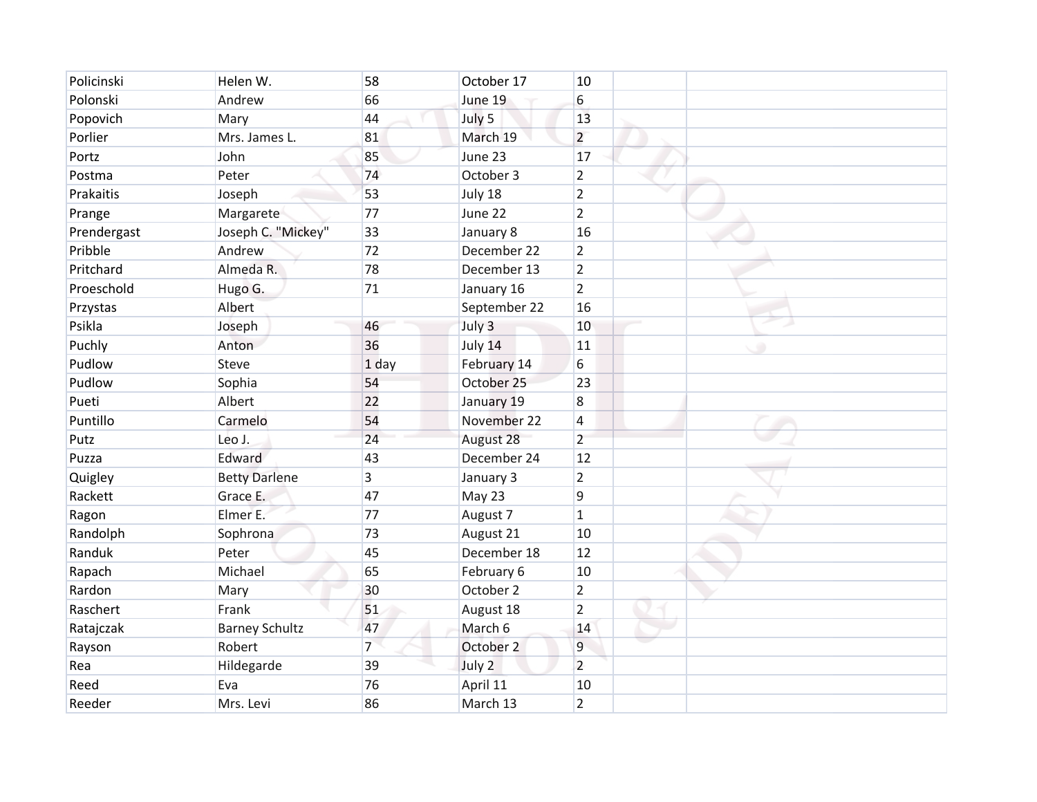| | | | | | | |
|---|---|---|---|---|---|---|
| Policinski | Helen W. | 58 | October 17 | 10 | | |
| Polonski | Andrew | 66 | June 19 | 6 | | |
| Popovich | Mary | 44 | July 5 | 13 | | |
| Porlier | Mrs. James L. | 81 | March 19 | 2 | | |
| Portz | John | 85 | June 23 | 17 | | |
| Postma | Peter | 74 | October 3 | 2 | | |
| Prakaitis | Joseph | 53 | July 18 | 2 | | |
| Prange | Margarete | 77 | June 22 | 2 | | |
| Prendergast | Joseph C. "Mickey" | 33 | January 8 | 16 | | |
| Pribble | Andrew | 72 | December 22 | 2 | | |
| Pritchard | Almeda R. | 78 | December 13 | 2 | | |
| Proeschold | Hugo G. | 71 | January 16 | 2 | | |
| Przystas | Albert | | September 22 | 16 | | |
| Psikla | Joseph | 46 | July 3 | 10 | | |
| Puchly | Anton | 36 | July 14 | 11 | | |
| Pudlow | Steve | 1 day | February 14 | 6 | | |
| Pudlow | Sophia | 54 | October 25 | 23 | | |
| Pueti | Albert | 22 | January 19 | 8 | | |
| Puntillo | Carmelo | 54 | November 22 | 4 | | |
| Putz | Leo J. | 24 | August 28 | 2 | | |
| Puzza | Edward | 43 | December 24 | 12 | | |
| Quigley | Betty Darlene | 3 | January 3 | 2 | | |
| Rackett | Grace E. | 47 | May 23 | 9 | | |
| Ragon | Elmer E. | 77 | August 7 | 1 | | |
| Randolph | Sophrona | 73 | August 21 | 10 | | |
| Randuk | Peter | 45 | December 18 | 12 | | |
| Rapach | Michael | 65 | February 6 | 10 | | |
| Rardon | Mary | 30 | October 2 | 2 | | |
| Raschert | Frank | 51 | August 18 | 2 | | |
| Ratajczak | Barney Schultz | 47 | March 6 | 14 | | |
| Rayson | Robert | 7 | October 2 | 9 | | |
| Rea | Hildegarde | 39 | July 2 | 2 | | |
| Reed | Eva | 76 | April 11 | 10 | | |
| Reeder | Mrs. Levi | 86 | March 13 | 2 | | |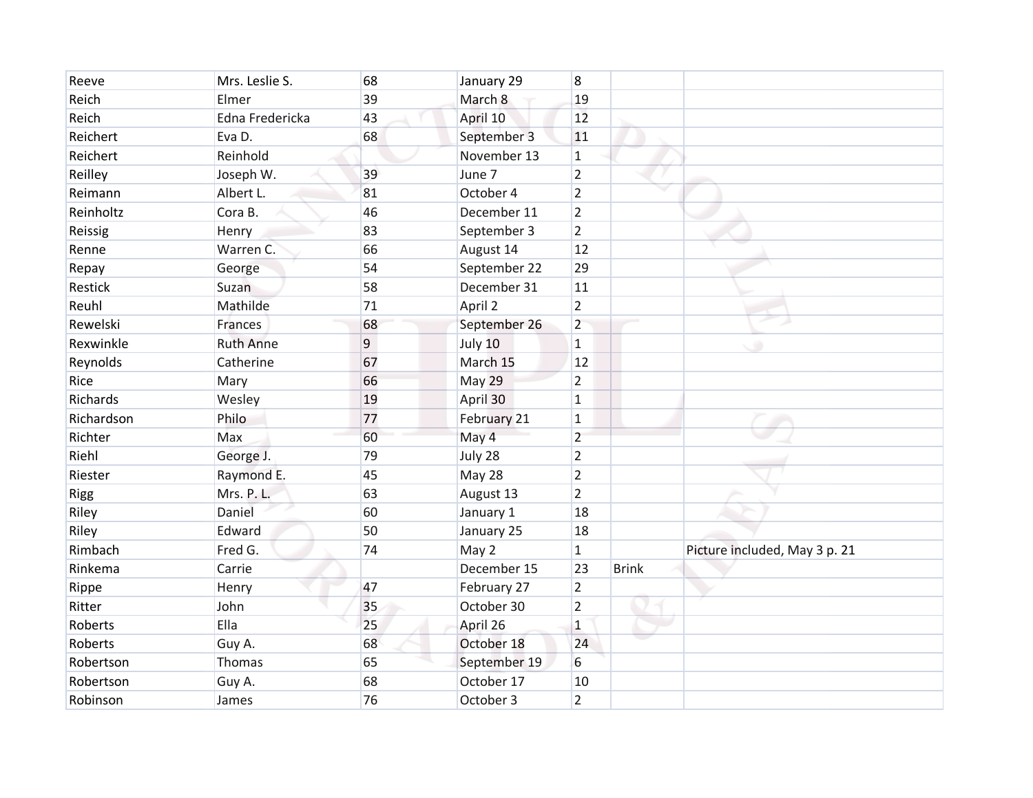| | | | | | | |
|---|---|---|---|---|---|---|
| Reeve | Mrs. Leslie S. | 68 | January 29 | 8 | | |
| Reich | Elmer | 39 | March 8 | 19 | | |
| Reich | Edna Fredericka | 43 | April 10 | 12 | | |
| Reichert | Eva D. | 68 | September 3 | 11 | | |
| Reichert | Reinhold | | November 13 | 1 | | |
| Reilley | Joseph W. | 39 | June 7 | 2 | | |
| Reimann | Albert L. | 81 | October 4 | 2 | | |
| Reinholtz | Cora B. | 46 | December 11 | 2 | | |
| Reissig | Henry | 83 | September 3 | 2 | | |
| Renne | Warren C. | 66 | August 14 | 12 | | |
| Repay | George | 54 | September 22 | 29 | | |
| Restick | Suzan | 58 | December 31 | 11 | | |
| Reuhl | Mathilde | 71 | April 2 | 2 | | |
| Rewelski | Frances | 68 | September 26 | 2 | | |
| Rexwinkle | Ruth Anne | 9 | July 10 | 1 | | |
| Reynolds | Catherine | 67 | March 15 | 12 | | |
| Rice | Mary | 66 | May 29 | 2 | | |
| Richards | Wesley | 19 | April 30 | 1 | | |
| Richardson | Philo | 77 | February 21 | 1 | | |
| Richter | Max | 60 | May 4 | 2 | | |
| Riehl | George J. | 79 | July 28 | 2 | | |
| Riester | Raymond E. | 45 | May 28 | 2 | | |
| Rigg | Mrs. P. L. | 63 | August 13 | 2 | | |
| Riley | Daniel | 60 | January 1 | 18 | | |
| Riley | Edward | 50 | January 25 | 18 | | |
| Rimbach | Fred G. | 74 | May 2 | 1 | | Picture included, May 3 p. 21 |
| Rinkema | Carrie | | December 15 | 23 | Brink | |
| Rippe | Henry | 47 | February 27 | 2 | | |
| Ritter | John | 35 | October 30 | 2 | | |
| Roberts | Ella | 25 | April 26 | 1 | | |
| Roberts | Guy A. | 68 | October 18 | 24 | | |
| Robertson | Thomas | 65 | September 19 | 6 | | |
| Robertson | Guy A. | 68 | October 17 | 10 | | |
| Robinson | James | 76 | October 3 | 2 | | |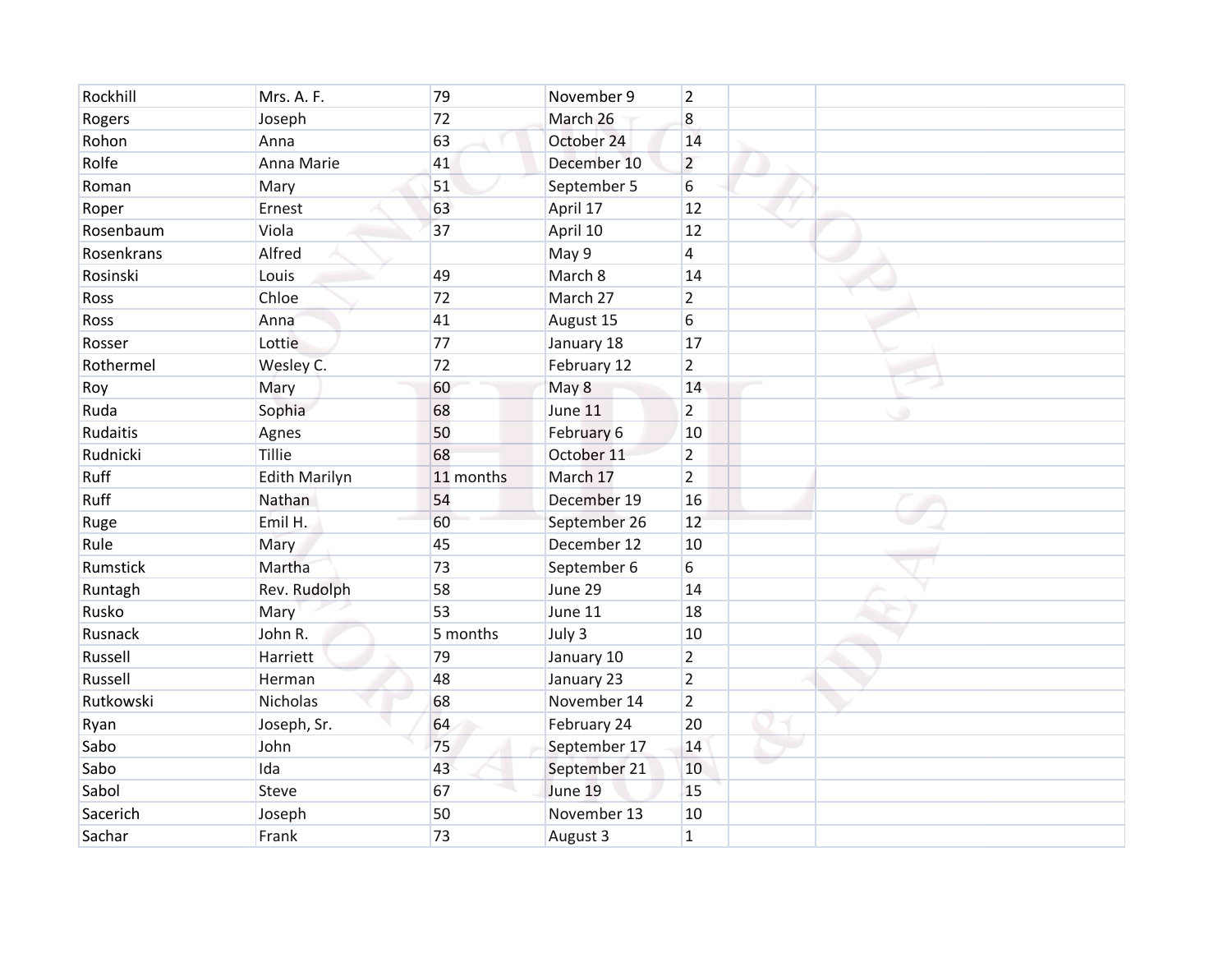| | | | | | | |
|---|---|---|---|---|---|---|
| Rockhill | Mrs. A. F. | 79 | November 9 | 2 | | |
| Rogers | Joseph | 72 | March 26 | 8 | | |
| Rohon | Anna | 63 | October 24 | 14 | | |
| Rolfe | Anna Marie | 41 | December 10 | 2 | | |
| Roman | Mary | 51 | September 5 | 6 | | |
| Roper | Ernest | 63 | April 17 | 12 | | |
| Rosenbaum | Viola | 37 | April 10 | 12 | | |
| Rosenkrans | Alfred | | May 9 | 4 | | |
| Rosinski | Louis | 49 | March 8 | 14 | | |
| Ross | Chloe | 72 | March 27 | 2 | | |
| Ross | Anna | 41 | August 15 | 6 | | |
| Rosser | Lottie | 77 | January 18 | 17 | | |
| Rothermel | Wesley C. | 72 | February 12 | 2 | | |
| Roy | Mary | 60 | May 8 | 14 | | |
| Ruda | Sophia | 68 | June 11 | 2 | | |
| Rudaitis | Agnes | 50 | February 6 | 10 | | |
| Rudnicki | Tillie | 68 | October 11 | 2 | | |
| Ruff | Edith Marilyn | 11 months | March 17 | 2 | | |
| Ruff | Nathan | 54 | December 19 | 16 | | |
| Ruge | Emil H. | 60 | September 26 | 12 | | |
| Rule | Mary | 45 | December 12 | 10 | | |
| Rumstick | Martha | 73 | September 6 | 6 | | |
| Runtagh | Rev. Rudolph | 58 | June 29 | 14 | | |
| Rusko | Mary | 53 | June 11 | 18 | | |
| Rusnack | John R. | 5 months | July 3 | 10 | | |
| Russell | Harriett | 79 | January 10 | 2 | | |
| Russell | Herman | 48 | January 23 | 2 | | |
| Rutkowski | Nicholas | 68 | November 14 | 2 | | |
| Ryan | Joseph, Sr. | 64 | February 24 | 20 | | |
| Sabo | John | 75 | September 17 | 14 | | |
| Sabo | Ida | 43 | September 21 | 10 | | |
| Sabol | Steve | 67 | June 19 | 15 | | |
| Sacerich | Joseph | 50 | November 13 | 10 | | |
| Sachar | Frank | 73 | August 3 | 1 | | |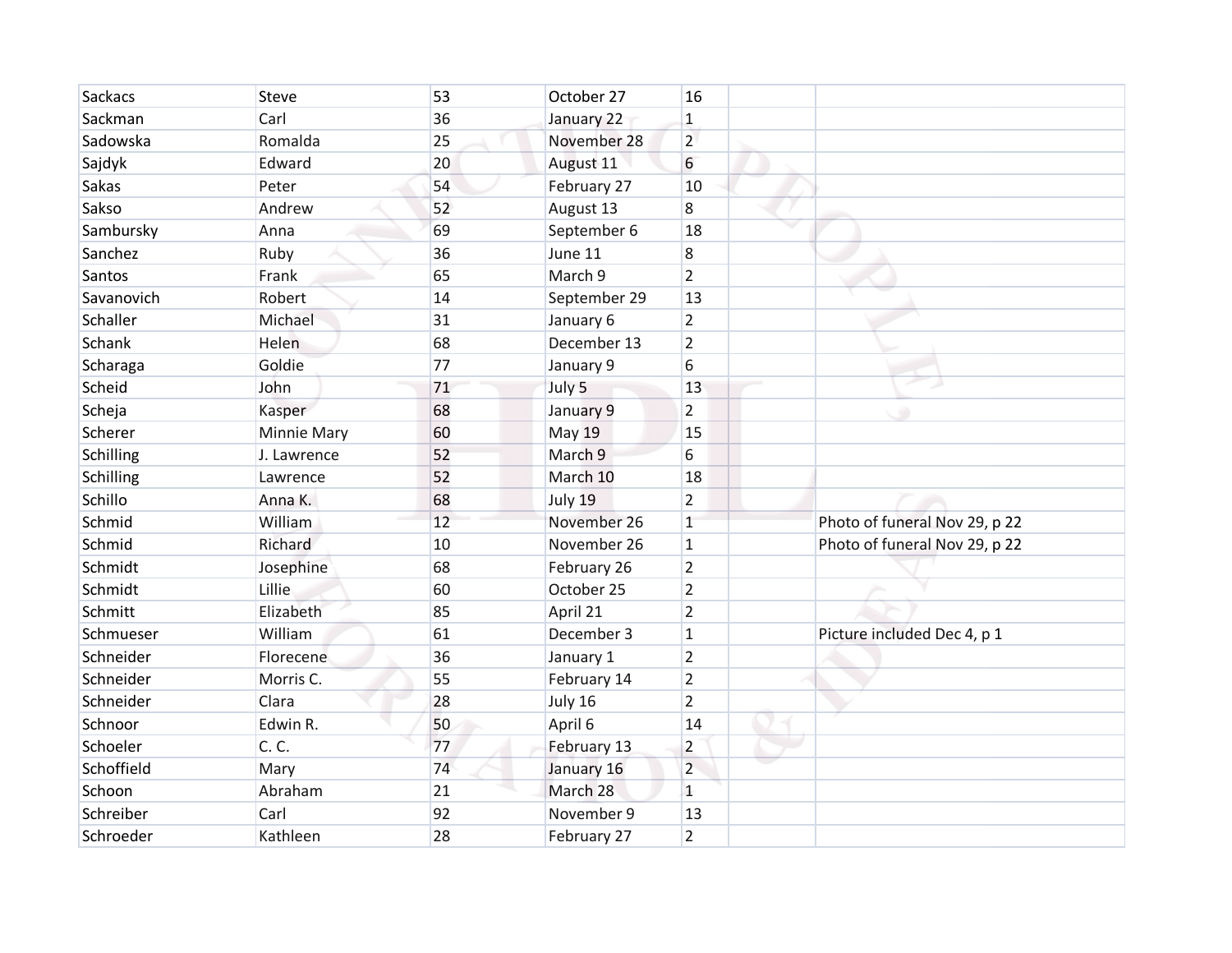| | | | | | | |
|---|---|---|---|---|---|---|
| Sackacs | Steve | 53 | October 27 | 16 | | |
| Sackman | Carl | 36 | January 22 | 1 | | |
| Sadowska | Romalda | 25 | November 28 | 2 | | |
| Sajdyk | Edward | 20 | August 11 | 6 | | |
| Sakas | Peter | 54 | February 27 | 10 | | |
| Sakso | Andrew | 52 | August 13 | 8 | | |
| Sambursky | Anna | 69 | September 6 | 18 | | |
| Sanchez | Ruby | 36 | June 11 | 8 | | |
| Santos | Frank | 65 | March 9 | 2 | | |
| Savanovich | Robert | 14 | September 29 | 13 | | |
| Schaller | Michael | 31 | January 6 | 2 | | |
| Schank | Helen | 68 | December 13 | 2 | | |
| Scharaga | Goldie | 77 | January 9 | 6 | | |
| Scheid | John | 71 | July 5 | 13 | | |
| Scheja | Kasper | 68 | January 9 | 2 | | |
| Scherer | Minnie Mary | 60 | May 19 | 15 | | |
| Schilling | J. Lawrence | 52 | March 9 | 6 | | |
| Schilling | Lawrence | 52 | March 10 | 18 | | |
| Schillo | Anna K. | 68 | July 19 | 2 | | |
| Schmid | William | 12 | November 26 | 1 | | Photo of funeral Nov 29, p 22 |
| Schmid | Richard | 10 | November 26 | 1 | | Photo of funeral Nov 29, p 22 |
| Schmidt | Josephine | 68 | February 26 | 2 | | |
| Schmidt | Lillie | 60 | October 25 | 2 | | |
| Schmitt | Elizabeth | 85 | April 21 | 2 | | |
| Schmueser | William | 61 | December 3 | 1 | | Picture included Dec 4, p 1 |
| Schneider | Florecene | 36 | January 1 | 2 | | |
| Schneider | Morris C. | 55 | February 14 | 2 | | |
| Schneider | Clara | 28 | July 16 | 2 | | |
| Schnoor | Edwin R. | 50 | April 6 | 14 | | |
| Schoeler | C. C. | 77 | February 13 | 2 | | |
| Schoffield | Mary | 74 | January 16 | 2 | | |
| Schoon | Abraham | 21 | March 28 | 1 | | |
| Schreiber | Carl | 92 | November 9 | 13 | | |
| Schroeder | Kathleen | 28 | February 27 | 2 | | |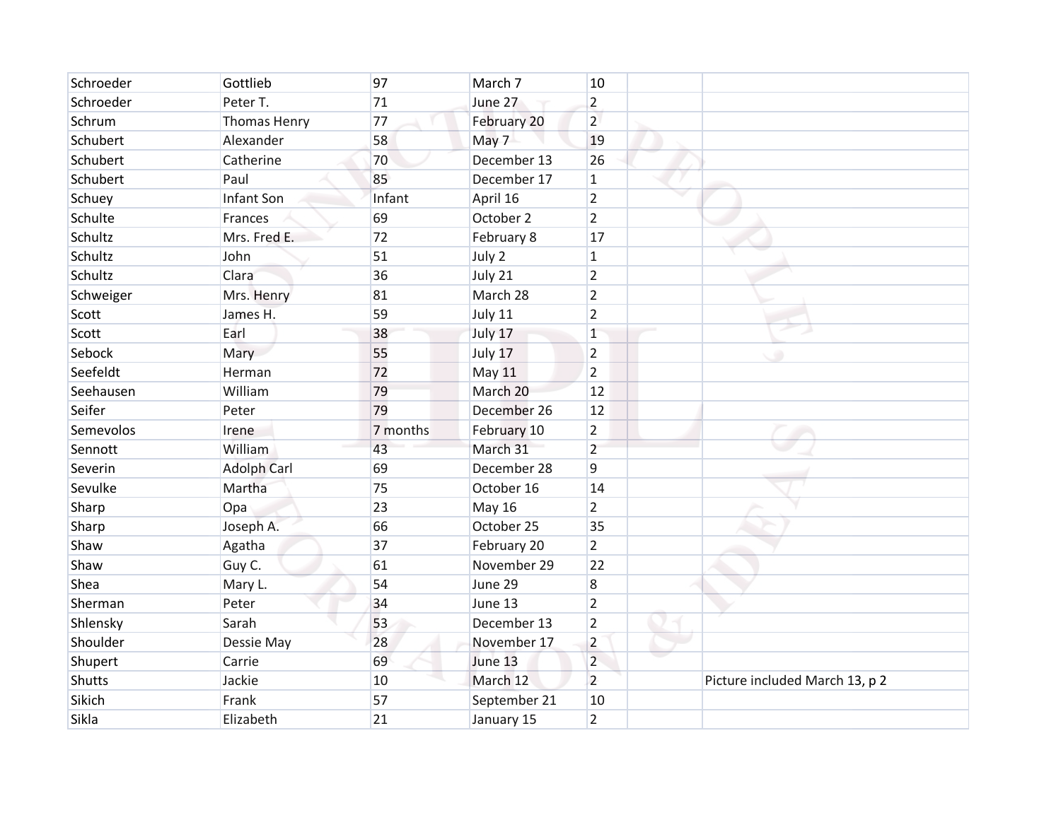| | | | | | | |
|---|---|---|---|---|---|---|
| Schroeder | Gottlieb | 97 | March 7 | 10 | | |
| Schroeder | Peter T. | 71 | June 27 | 2 | | |
| Schrum | Thomas Henry | 77 | February 20 | 2 | | |
| Schubert | Alexander | 58 | May 7 | 19 | | |
| Schubert | Catherine | 70 | December 13 | 26 | | |
| Schubert | Paul | 85 | December 17 | 1 | | |
| Schuey | Infant Son | Infant | April 16 | 2 | | |
| Schulte | Frances | 69 | October 2 | 2 | | |
| Schultz | Mrs. Fred E. | 72 | February 8 | 17 | | |
| Schultz | John | 51 | July 2 | 1 | | |
| Schultz | Clara | 36 | July 21 | 2 | | |
| Schweiger | Mrs. Henry | 81 | March 28 | 2 | | |
| Scott | James H. | 59 | July 11 | 2 | | |
| Scott | Earl | 38 | July 17 | 1 | | |
| Sebock | Mary | 55 | July 17 | 2 | | |
| Seefeldt | Herman | 72 | May 11 | 2 | | |
| Seehausen | William | 79 | March 20 | 12 | | |
| Seifer | Peter | 79 | December 26 | 12 | | |
| Semevolos | Irene | 7 months | February 10 | 2 | | |
| Sennott | William | 43 | March 31 | 2 | | |
| Severin | Adolph Carl | 69 | December 28 | 9 | | |
| Sevulke | Martha | 75 | October 16 | 14 | | |
| Sharp | Opa | 23 | May 16 | 2 | | |
| Sharp | Joseph A. | 66 | October 25 | 35 | | |
| Shaw | Agatha | 37 | February 20 | 2 | | |
| Shaw | Guy C. | 61 | November 29 | 22 | | |
| Shea | Mary L. | 54 | June 29 | 8 | | |
| Sherman | Peter | 34 | June 13 | 2 | | |
| Shlensky | Sarah | 53 | December 13 | 2 | | |
| Shoulder | Dessie May | 28 | November 17 | 2 | | |
| Shupert | Carrie | 69 | June 13 | 2 | | |
| Shutts | Jackie | 10 | March 12 | 2 | | Picture included March 13, p 2 |
| Sikich | Frank | 57 | September 21 | 10 | | |
| Sikla | Elizabeth | 21 | January 15 | 2 | | |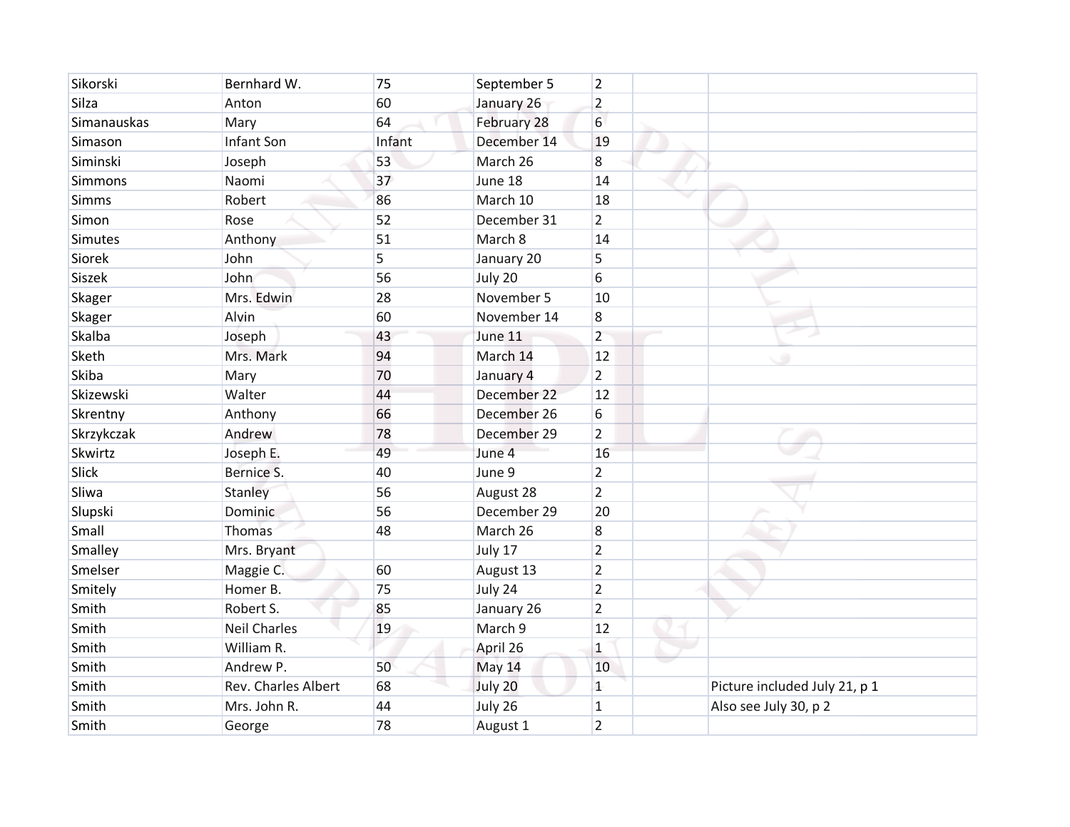| | | | | | | |
|---|---|---|---|---|---|---|
| Sikorski | Bernhard W. | 75 | September 5 | 2 | | |
| Silza | Anton | 60 | January 26 | 2 | | |
| Simanauskas | Mary | 64 | February 28 | 6 | | |
| Simason | Infant Son | Infant | December 14 | 19 | | |
| Siminski | Joseph | 53 | March 26 | 8 | | |
| Simmons | Naomi | 37 | June 18 | 14 | | |
| Simms | Robert | 86 | March 10 | 18 | | |
| Simon | Rose | 52 | December 31 | 2 | | |
| Simutes | Anthony | 51 | March 8 | 14 | | |
| Siorek | John | 5 | January 20 | 5 | | |
| Siszek | John | 56 | July 20 | 6 | | |
| Skager | Mrs. Edwin | 28 | November 5 | 10 | | |
| Skager | Alvin | 60 | November 14 | 8 | | |
| Skalba | Joseph | 43 | June 11 | 2 | | |
| Sketh | Mrs. Mark | 94 | March 14 | 12 | | |
| Skiba | Mary | 70 | January 4 | 2 | | |
| Skizewski | Walter | 44 | December 22 | 12 | | |
| Skrentny | Anthony | 66 | December 26 | 6 | | |
| Skrzykczak | Andrew | 78 | December 29 | 2 | | |
| Skwirtz | Joseph E. | 49 | June 4 | 16 | | |
| Slick | Bernice S. | 40 | June 9 | 2 | | |
| Sliwa | Stanley | 56 | August 28 | 2 | | |
| Slupski | Dominic | 56 | December 29 | 20 | | |
| Small | Thomas | 48 | March 26 | 8 | | |
| Smalley | Mrs. Bryant | | July 17 | 2 | | |
| Smelser | Maggie C. | 60 | August 13 | 2 | | |
| Smitely | Homer B. | 75 | July 24 | 2 | | |
| Smith | Robert S. | 85 | January 26 | 2 | | |
| Smith | Neil Charles | 19 | March 9 | 12 | | |
| Smith | William R. | | April 26 | 1 | | |
| Smith | Andrew P. | 50 | May 14 | 10 | | |
| Smith | Rev. Charles Albert | 68 | July 20 | 1 | | Picture included July 21, p 1 |
| Smith | Mrs. John R. | 44 | July 26 | 1 | | Also see July 30, p 2 |
| Smith | George | 78 | August 1 | 2 | | |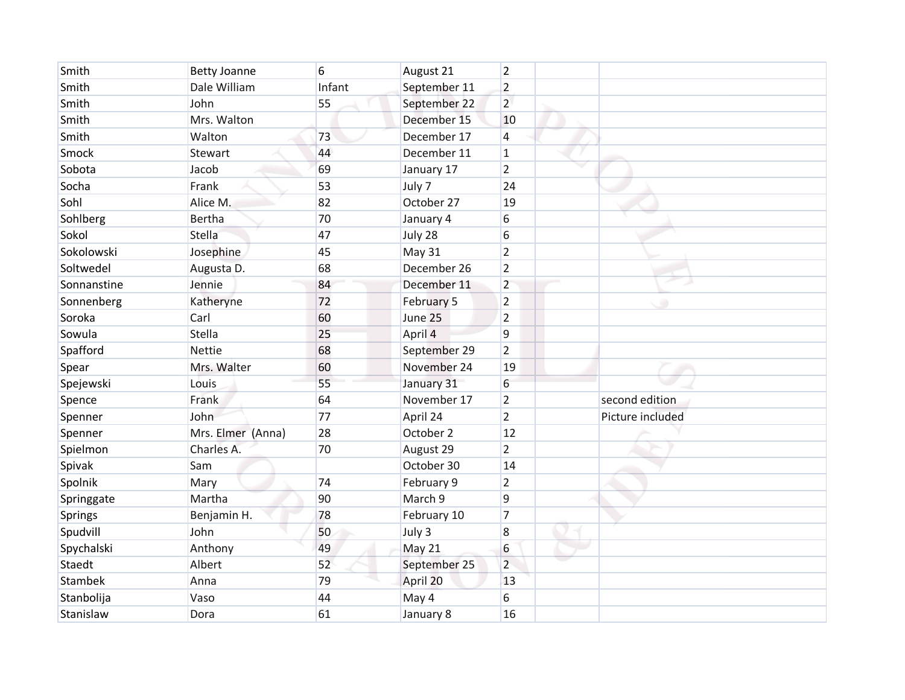| | | | | | | |
|---|---|---|---|---|---|---|
| Smith | Betty Joanne | 6 | August 21 | 2 | | |
| Smith | Dale William | Infant | September 11 | 2 | | |
| Smith | John | 55 | September 22 | 2 | | |
| Smith | Mrs. Walton | | December 15 | 10 | | |
| Smith | Walton | 73 | December 17 | 4 | | |
| Smock | Stewart | 44 | December 11 | 1 | | |
| Sobota | Jacob | 69 | January 17 | 2 | | |
| Socha | Frank | 53 | July 7 | 24 | | |
| Sohl | Alice M. | 82 | October 27 | 19 | | |
| Sohlberg | Bertha | 70 | January 4 | 6 | | |
| Sokol | Stella | 47 | July 28 | 6 | | |
| Sokolowski | Josephine | 45 | May 31 | 2 | | |
| Soltwedel | Augusta D. | 68 | December 26 | 2 | | |
| Sonnanstine | Jennie | 84 | December 11 | 2 | | |
| Sonnenberg | Katheryne | 72 | February 5 | 2 | | |
| Soroka | Carl | 60 | June 25 | 2 | | |
| Sowula | Stella | 25 | April 4 | 9 | | |
| Spafford | Nettie | 68 | September 29 | 2 | | |
| Spear | Mrs. Walter | 60 | November 24 | 19 | | |
| Spejewski | Louis | 55 | January 31 | 6 | | |
| Spence | Frank | 64 | November 17 | 2 | | second edition |
| Spenner | John | 77 | April 24 | 2 | | Picture included |
| Spenner | Mrs. Elmer (Anna) | 28 | October 2 | 12 | | |
| Spielmon | Charles A. | 70 | August 29 | 2 | | |
| Spivak | Sam | | October 30 | 14 | | |
| Spolnik | Mary | 74 | February 9 | 2 | | |
| Springgate | Martha | 90 | March 9 | 9 | | |
| Springs | Benjamin H. | 78 | February 10 | 7 | | |
| Spudvill | John | 50 | July 3 | 8 | | |
| Spychalski | Anthony | 49 | May 21 | 6 | | |
| Staedt | Albert | 52 | September 25 | 2 | | |
| Stambek | Anna | 79 | April 20 | 13 | | |
| Stanbolija | Vaso | 44 | May 4 | 6 | | |
| Stanislaw | Dora | 61 | January 8 | 16 | | |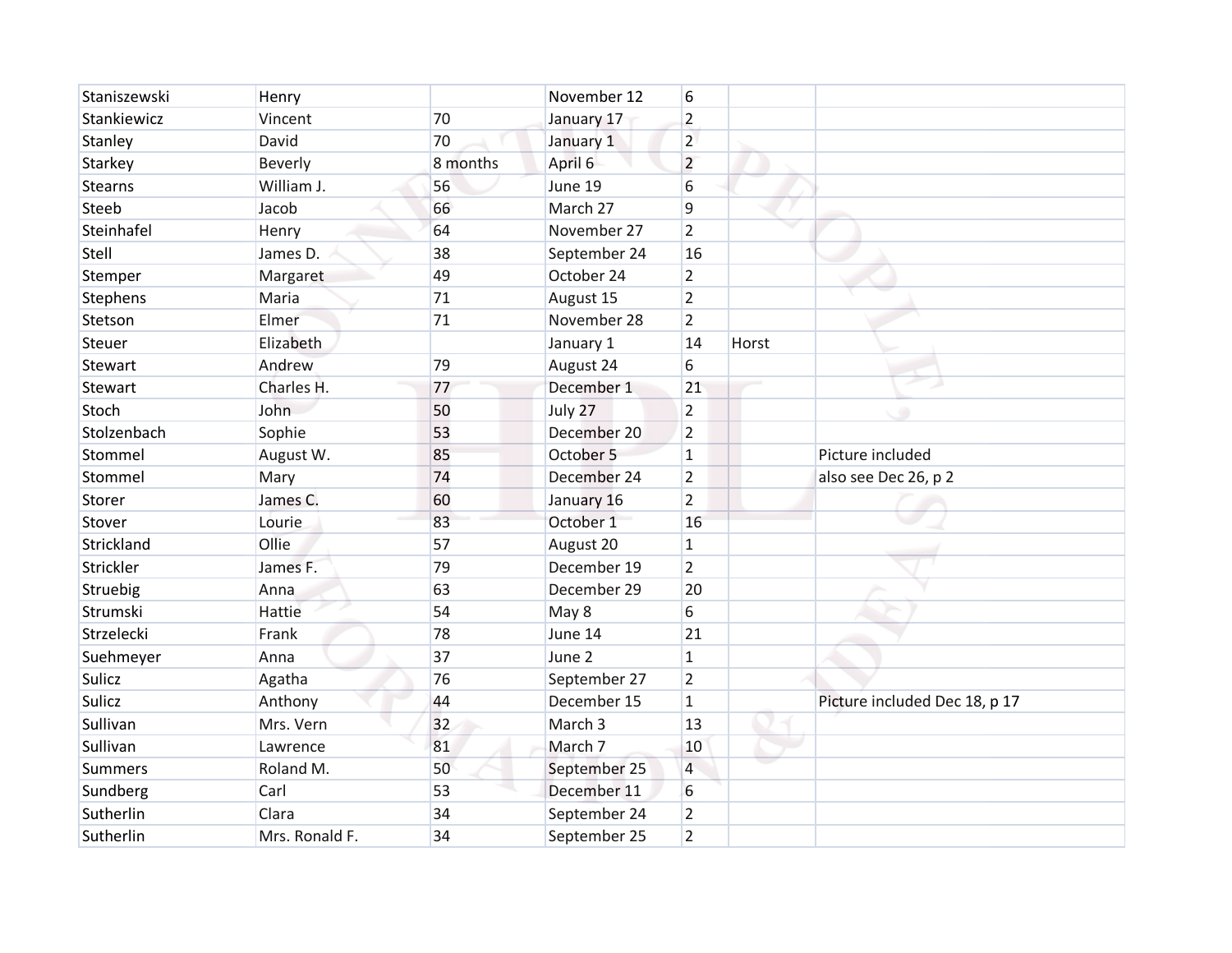| | | | | | | |
|---|---|---|---|---|---|---|
| Staniszewski | Henry | | November 12 | 6 | | |
| Stankiewicz | Vincent | 70 | January 17 | 2 | | |
| Stanley | David | 70 | January 1 | 2 | | |
| Starkey | Beverly | 8 months | April 6 | 2 | | |
| Stearns | William J. | 56 | June 19 | 6 | | |
| Steeb | Jacob | 66 | March 27 | 9 | | |
| Steinhafel | Henry | 64 | November 27 | 2 | | |
| Stell | James D. | 38 | September 24 | 16 | | |
| Stemper | Margaret | 49 | October 24 | 2 | | |
| Stephens | Maria | 71 | August 15 | 2 | | |
| Stetson | Elmer | 71 | November 28 | 2 | | |
| Steuer | Elizabeth | | January 1 | 14 | Horst | |
| Stewart | Andrew | 79 | August 24 | 6 | | |
| Stewart | Charles H. | 77 | December 1 | 21 | | |
| Stoch | John | 50 | July 27 | 2 | | |
| Stolzenbach | Sophie | 53 | December 20 | 2 | | |
| Stommel | August W. | 85 | October 5 | 1 | | Picture included |
| Stommel | Mary | 74 | December 24 | 2 | | also see Dec 26, p 2 |
| Storer | James C. | 60 | January 16 | 2 | | |
| Stover | Lourie | 83 | October 1 | 16 | | |
| Strickland | Ollie | 57 | August 20 | 1 | | |
| Strickler | James F. | 79 | December 19 | 2 | | |
| Struebig | Anna | 63 | December 29 | 20 | | |
| Strumski | Hattie | 54 | May 8 | 6 | | |
| Strzelecki | Frank | 78 | June 14 | 21 | | |
| Suehmeyer | Anna | 37 | June 2 | 1 | | |
| Sulicz | Agatha | 76 | September 27 | 2 | | |
| Sulicz | Anthony | 44 | December 15 | 1 | | Picture included Dec 18, p 17 |
| Sullivan | Mrs. Vern | 32 | March 3 | 13 | | |
| Sullivan | Lawrence | 81 | March 7 | 10 | | |
| Summers | Roland M. | 50 | September 25 | 4 | | |
| Sundberg | Carl | 53 | December 11 | 6 | | |
| Sutherlin | Clara | 34 | September 24 | 2 | | |
| Sutherlin | Mrs. Ronald F. | 34 | September 25 | 2 | | |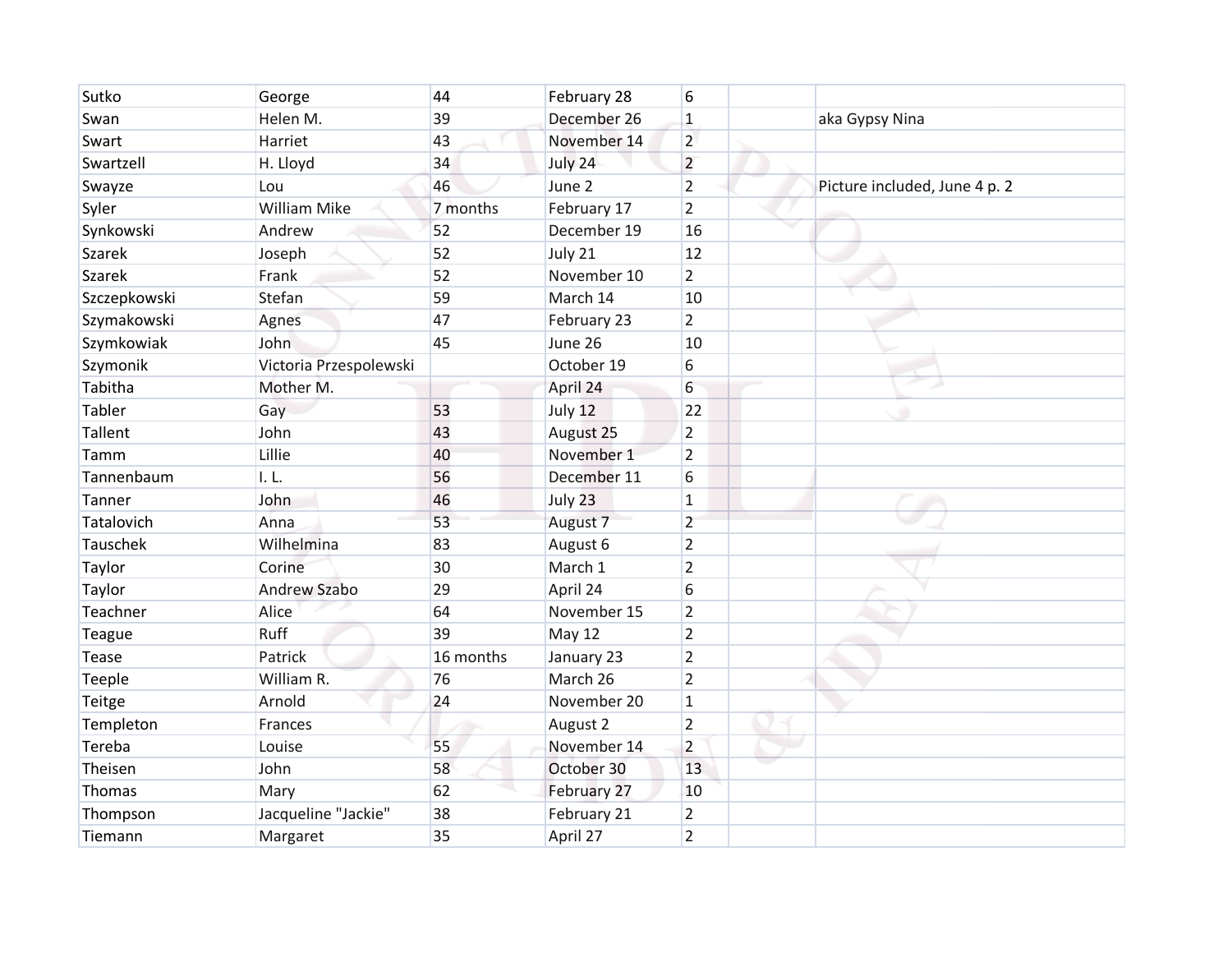| | | | | | | |
|---|---|---|---|---|---|---|
| Sutko | George | 44 | February 28 | 6 | | |
| Swan | Helen M. | 39 | December 26 | 1 | | aka Gypsy Nina |
| Swart | Harriet | 43 | November 14 | 2 | | |
| Swartzell | H. Lloyd | 34 | July 24 | 2 | | |
| Swayze | Lou | 46 | June 2 | 2 | | Picture included, June 4 p. 2 |
| Syler | William Mike | 7 months | February 17 | 2 | | |
| Synkowski | Andrew | 52 | December 19 | 16 | | |
| Szarek | Joseph | 52 | July 21 | 12 | | |
| Szarek | Frank | 52 | November 10 | 2 | | |
| Szczepkowski | Stefan | 59 | March 14 | 10 | | |
| Szymakowski | Agnes | 47 | February 23 | 2 | | |
| Szymkowiak | John | 45 | June 26 | 10 | | |
| Szymonik | Victoria Przespolewski | | October 19 | 6 | | |
| Tabitha | Mother M. | | April 24 | 6 | | |
| Tabler | Gay | 53 | July 12 | 22 | | |
| Tallent | John | 43 | August 25 | 2 | | |
| Tamm | Lillie | 40 | November 1 | 2 | | |
| Tannenbaum | I. L. | 56 | December 11 | 6 | | |
| Tanner | John | 46 | July 23 | 1 | | |
| Tatalovich | Anna | 53 | August 7 | 2 | | |
| Tauschek | Wilhelmina | 83 | August 6 | 2 | | |
| Taylor | Corine | 30 | March 1 | 2 | | |
| Taylor | Andrew Szabo | 29 | April 24 | 6 | | |
| Teachner | Alice | 64 | November 15 | 2 | | |
| Teague | Ruff | 39 | May 12 | 2 | | |
| Tease | Patrick | 16 months | January 23 | 2 | | |
| Teeple | William R. | 76 | March 26 | 2 | | |
| Teitge | Arnold | 24 | November 20 | 1 | | |
| Templeton | Frances | | August 2 | 2 | | |
| Tereba | Louise | 55 | November 14 | 2 | | |
| Theisen | John | 58 | October 30 | 13 | | |
| Thomas | Mary | 62 | February 27 | 10 | | |
| Thompson | Jacqueline "Jackie" | 38 | February 21 | 2 | | |
| Tiemann | Margaret | 35 | April 27 | 2 | | |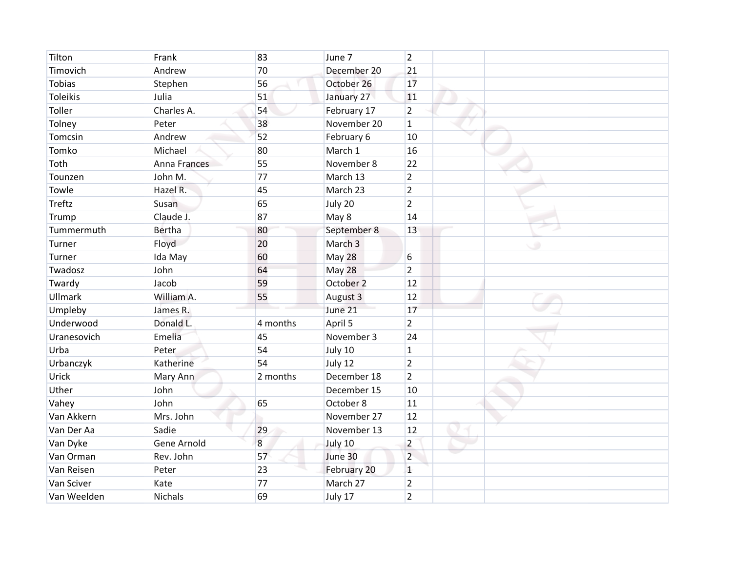| | | | | | | |
|---|---|---|---|---|---|---|
| Tilton | Frank | 83 | June 7 | 2 | | |
| Timovich | Andrew | 70 | December 20 | 21 | | |
| Tobias | Stephen | 56 | October 26 | 17 | | |
| Toleikis | Julia | 51 | January 27 | 11 | | |
| Toller | Charles A. | 54 | February 17 | 2 | | |
| Tolney | Peter | 38 | November 20 | 1 | | |
| Tomcsin | Andrew | 52 | February 6 | 10 | | |
| Tomko | Michael | 80 | March 1 | 16 | | |
| Toth | Anna Frances | 55 | November 8 | 22 | | |
| Tounzen | John M. | 77 | March 13 | 2 | | |
| Towle | Hazel R. | 45 | March 23 | 2 | | |
| Treftz | Susan | 65 | July 20 | 2 | | |
| Trump | Claude J. | 87 | May 8 | 14 | | |
| Tummermuth | Bertha | 80 | September 8 | 13 | | |
| Turner | Floyd | 20 | March 3 | | | |
| Turner | Ida May | 60 | May 28 | 6 | | |
| Twadosz | John | 64 | May 28 | 2 | | |
| Twardy | Jacob | 59 | October 2 | 12 | | |
| Ullmark | William A. | 55 | August 3 | 12 | | |
| Umpleby | James R. | | June 21 | 17 | | |
| Underwood | Donald L. | 4 months | April 5 | 2 | | |
| Uranesovich | Emelia | 45 | November 3 | 24 | | |
| Urba | Peter | 54 | July 10 | 1 | | |
| Urbanczyk | Katherine | 54 | July 12 | 2 | | |
| Urick | Mary Ann | 2 months | December 18 | 2 | | |
| Uther | John | | December 15 | 10 | | |
| Vahey | John | 65 | October 8 | 11 | | |
| Van Akkern | Mrs. John | | November 27 | 12 | | |
| Van Der Aa | Sadie | 29 | November 13 | 12 | | |
| Van Dyke | Gene Arnold | 8 | July 10 | 2 | | |
| Van Orman | Rev. John | 57 | June 30 | 2 | | |
| Van Reisen | Peter | 23 | February 20 | 1 | | |
| Van Sciver | Kate | 77 | March 27 | 2 | | |
| Van Weelden | Nichals | 69 | July 17 | 2 | | |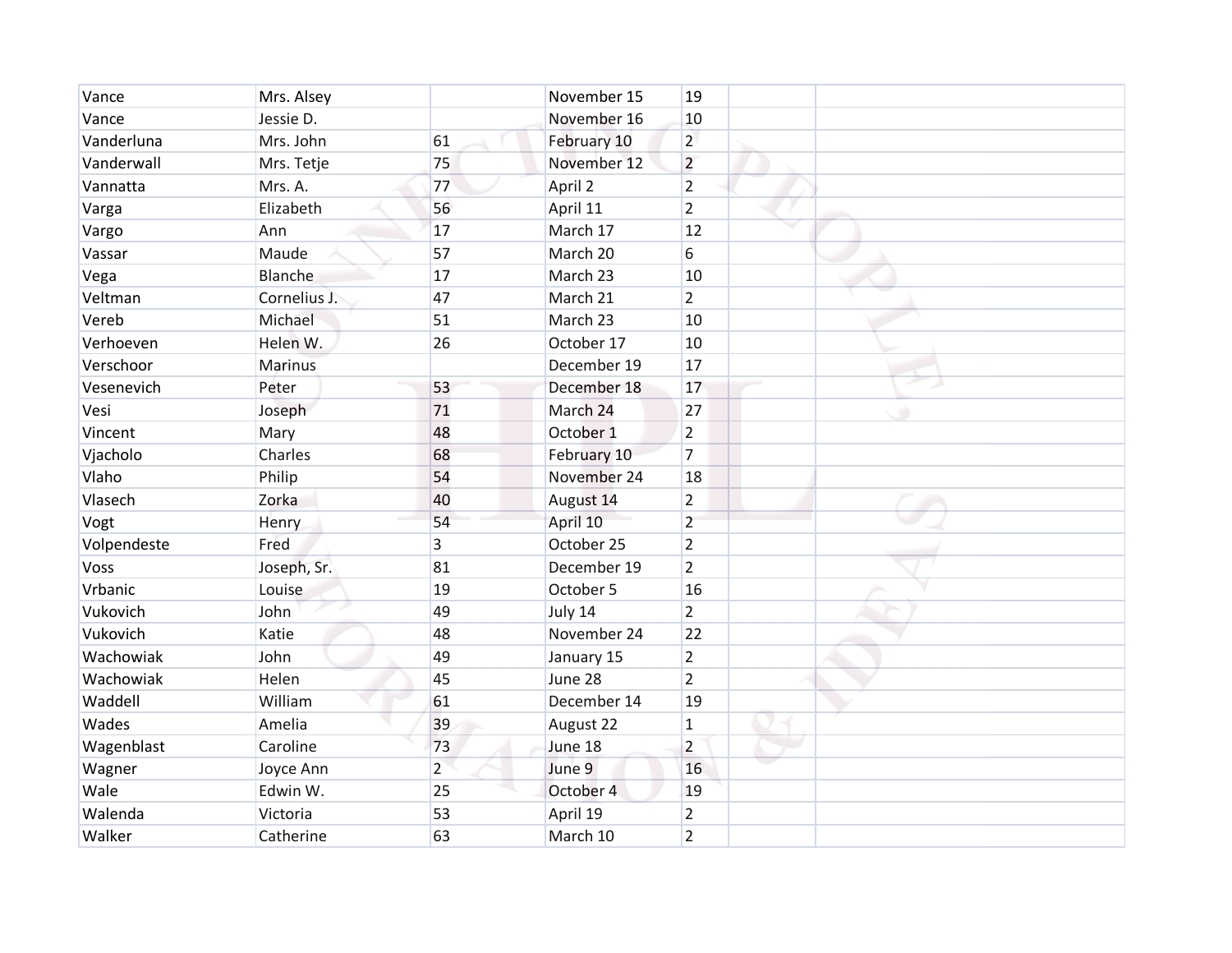| | | | | | | |
|---|---|---|---|---|---|---|
| Vance | Mrs. Alsey | | November 15 | 19 | | |
| Vance | Jessie D. | | November 16 | 10 | | |
| Vanderluna | Mrs. John | 61 | February 10 | 2 | | |
| Vanderwall | Mrs. Tetje | 75 | November 12 | 2 | | |
| Vannatta | Mrs. A. | 77 | April 2 | 2 | | |
| Varga | Elizabeth | 56 | April 11 | 2 | | |
| Vargo | Ann | 17 | March 17 | 12 | | |
| Vassar | Maude | 57 | March 20 | 6 | | |
| Vega | Blanche | 17 | March 23 | 10 | | |
| Veltman | Cornelius J. | 47 | March 21 | 2 | | |
| Vereb | Michael | 51 | March 23 | 10 | | |
| Verhoeven | Helen W. | 26 | October 17 | 10 | | |
| Verschoor | Marinus | | December 19 | 17 | | |
| Vesenevich | Peter | 53 | December 18 | 17 | | |
| Vesi | Joseph | 71 | March 24 | 27 | | |
| Vincent | Mary | 48 | October 1 | 2 | | |
| Vjacholo | Charles | 68 | February 10 | 7 | | |
| Vlaho | Philip | 54 | November 24 | 18 | | |
| Vlasech | Zorka | 40 | August 14 | 2 | | |
| Vogt | Henry | 54 | April 10 | 2 | | |
| Volpendeste | Fred | 3 | October 25 | 2 | | |
| Voss | Joseph, Sr. | 81 | December 19 | 2 | | |
| Vrbanic | Louise | 19 | October 5 | 16 | | |
| Vukovich | John | 49 | July 14 | 2 | | |
| Vukovich | Katie | 48 | November 24 | 22 | | |
| Wachowiak | John | 49 | January 15 | 2 | | |
| Wachowiak | Helen | 45 | June 28 | 2 | | |
| Waddell | William | 61 | December 14 | 19 | | |
| Wades | Amelia | 39 | August 22 | 1 | | |
| Wagenblast | Caroline | 73 | June 18 | 2 | | |
| Wagner | Joyce Ann | 2 | June 9 | 16 | | |
| Wale | Edwin W. | 25 | October 4 | 19 | | |
| Walenda | Victoria | 53 | April 19 | 2 | | |
| Walker | Catherine | 63 | March 10 | 2 | | |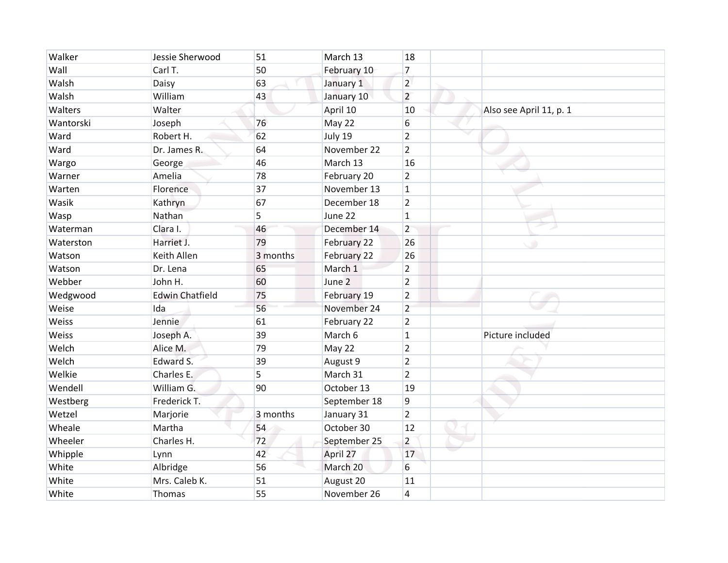| | | | | | | |
|---|---|---|---|---|---|---|
| Walker | Jessie Sherwood | 51 | March 13 | 18 | | |
| Wall | Carl T. | 50 | February 10 | 7 | | |
| Walsh | Daisy | 63 | January 1 | 2 | | |
| Walsh | William | 43 | January 10 | 2 | | |
| Walters | Walter | | April 10 | 10 | | Also see April 11, p. 1 |
| Wantorski | Joseph | 76 | May 22 | 6 | | |
| Ward | Robert H. | 62 | July 19 | 2 | | |
| Ward | Dr. James R. | 64 | November 22 | 2 | | |
| Wargo | George | 46 | March 13 | 16 | | |
| Warner | Amelia | 78 | February 20 | 2 | | |
| Warten | Florence | 37 | November 13 | 1 | | |
| Wasik | Kathryn | 67 | December 18 | 2 | | |
| Wasp | Nathan | 5 | June 22 | 1 | | |
| Waterman | Clara I. | 46 | December 14 | 2 | | |
| Waterston | Harriet J. | 79 | February 22 | 26 | | |
| Watson | Keith Allen | 3 months | February 22 | 26 | | |
| Watson | Dr. Lena | 65 | March 1 | 2 | | |
| Webber | John H. | 60 | June 2 | 2 | | |
| Wedgwood | Edwin Chatfield | 75 | February 19 | 2 | | |
| Weise | Ida | 56 | November 24 | 2 | | |
| Weiss | Jennie | 61 | February 22 | 2 | | |
| Weiss | Joseph A. | 39 | March 6 | 1 | | Picture included |
| Welch | Alice M. | 79 | May 22 | 2 | | |
| Welch | Edward S. | 39 | August 9 | 2 | | |
| Welkie | Charles E. | 5 | March 31 | 2 | | |
| Wendell | William G. | 90 | October 13 | 19 | | |
| Westberg | Frederick T. | | September 18 | 9 | | |
| Wetzel | Marjorie | 3 months | January 31 | 2 | | |
| Wheale | Martha | 54 | October 30 | 12 | | |
| Wheeler | Charles H. | 72 | September 25 | 2 | | |
| Whipple | Lynn | 42 | April 27 | 17 | | |
| White | Albridge | 56 | March 20 | 6 | | |
| White | Mrs. Caleb K. | 51 | August 20 | 11 | | |
| White | Thomas | 55 | November 26 | 4 | | |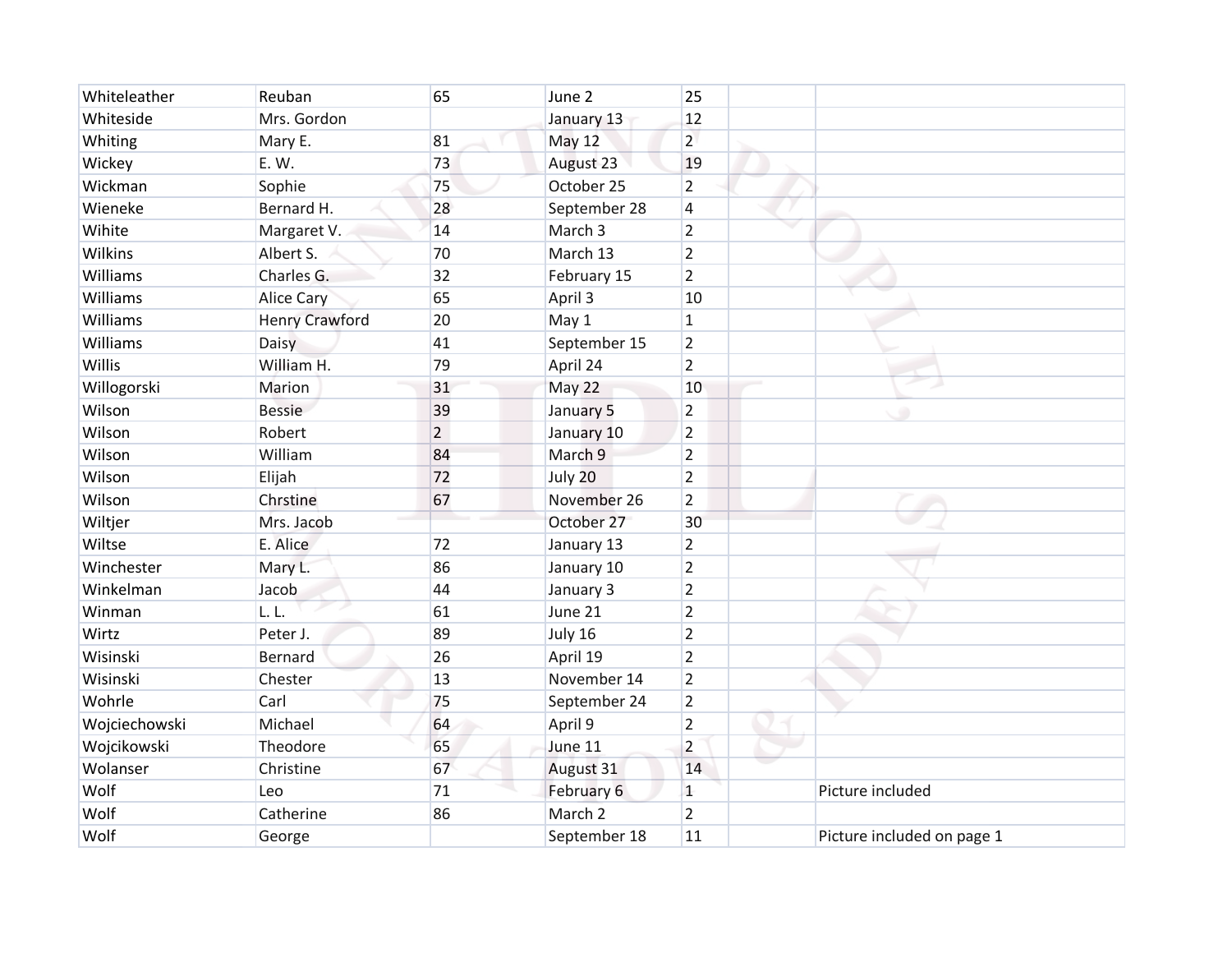| | | | | | | |
|---|---|---|---|---|---|---|
| Whiteleather | Reuban | 65 | June 2 | 25 | | |
| Whiteside | Mrs. Gordon | | January 13 | 12 | | |
| Whiting | Mary E. | 81 | May 12 | 2 | | |
| Wickey | E. W. | 73 | August 23 | 19 | | |
| Wickman | Sophie | 75 | October 25 | 2 | | |
| Wieneke | Bernard H. | 28 | September 28 | 4 | | |
| Wihite | Margaret V. | 14 | March 3 | 2 | | |
| Wilkins | Albert S. | 70 | March 13 | 2 | | |
| Williams | Charles G. | 32 | February 15 | 2 | | |
| Williams | Alice Cary | 65 | April 3 | 10 | | |
| Williams | Henry Crawford | 20 | May 1 | 1 | | |
| Williams | Daisy | 41 | September 15 | 2 | | |
| Willis | William H. | 79 | April 24 | 2 | | |
| Willogorski | Marion | 31 | May 22 | 10 | | |
| Wilson | Bessie | 39 | January 5 | 2 | | |
| Wilson | Robert | 2 | January 10 | 2 | | |
| Wilson | William | 84 | March 9 | 2 | | |
| Wilson | Elijah | 72 | July 20 | 2 | | |
| Wilson | Chrstine | 67 | November 26 | 2 | | |
| Wiltjer | Mrs. Jacob | | October 27 | 30 | | |
| Wiltse | E. Alice | 72 | January 13 | 2 | | |
| Winchester | Mary L. | 86 | January 10 | 2 | | |
| Winkelman | Jacob | 44 | January 3 | 2 | | |
| Winman | L. L. | 61 | June 21 | 2 | | |
| Wirtz | Peter J. | 89 | July 16 | 2 | | |
| Wisinski | Bernard | 26 | April 19 | 2 | | |
| Wisinski | Chester | 13 | November 14 | 2 | | |
| Wohrle | Carl | 75 | September 24 | 2 | | |
| Wojciechowski | Michael | 64 | April 9 | 2 | | |
| Wojcikowski | Theodore | 65 | June 11 | 2 | | |
| Wolanser | Christine | 67 | August 31 | 14 | | |
| Wolf | Leo | 71 | February 6 | 1 | | Picture included |
| Wolf | Catherine | 86 | March 2 | 2 | | |
| Wolf | George | | September 18 | 11 | | Picture included on page 1 |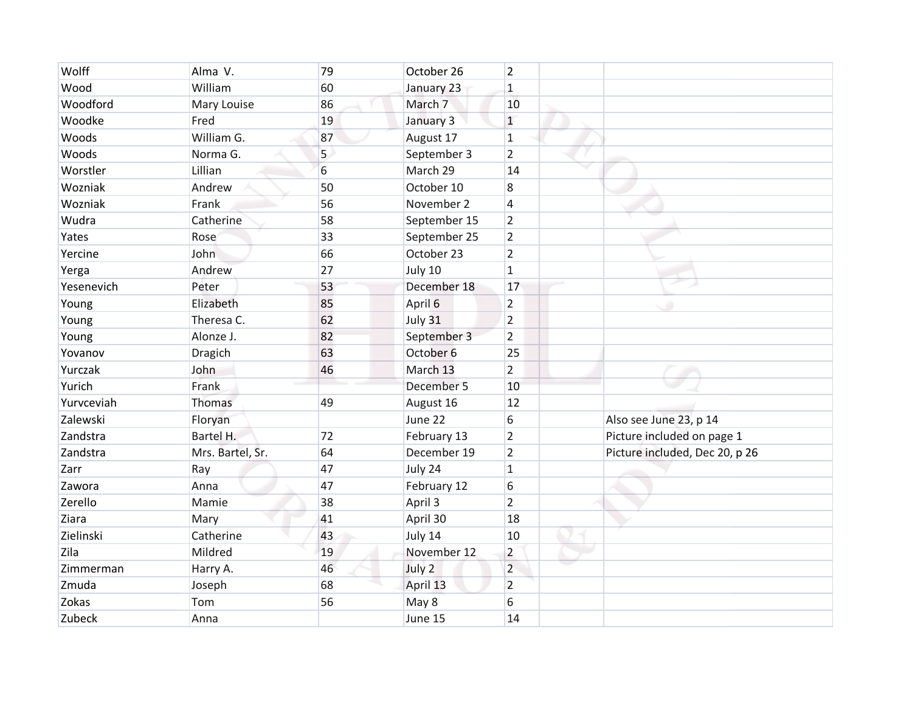| | | | | | | |
|---|---|---|---|---|---|---|
| Wolff | Alma V. | 79 | October 26 | 2 | | |
| Wood | William | 60 | January 23 | 1 | | |
| Woodford | Mary Louise | 86 | March 7 | 10 | | |
| Woodke | Fred | 19 | January 3 | 1 | | |
| Woods | William G. | 87 | August 17 | 1 | | |
| Woods | Norma G. | 5 | September 3 | 2 | | |
| Worstler | Lillian | 6 | March 29 | 14 | | |
| Wozniak | Andrew | 50 | October 10 | 8 | | |
| Wozniak | Frank | 56 | November 2 | 4 | | |
| Wudra | Catherine | 58 | September 15 | 2 | | |
| Yates | Rose | 33 | September 25 | 2 | | |
| Yercine | John | 66 | October 23 | 2 | | |
| Yerga | Andrew | 27 | July 10 | 1 | | |
| Yesenevich | Peter | 53 | December 18 | 17 | | |
| Young | Elizabeth | 85 | April 6 | 2 | | |
| Young | Theresa C. | 62 | July 31 | 2 | | |
| Young | Alonze J. | 82 | September 3 | 2 | | |
| Yovanov | Dragich | 63 | October 6 | 25 | | |
| Yurczak | John | 46 | March 13 | 2 | | |
| Yurich | Frank | | December 5 | 10 | | |
| Yurvceviah | Thomas | 49 | August 16 | 12 | | |
| Zalewski | Floryan | | June 22 | 6 | | Also see June 23, p 14 |
| Zandstra | Bartel H. | 72 | February 13 | 2 | | Picture included on page 1 |
| Zandstra | Mrs. Bartel, Sr. | 64 | December 19 | 2 | | Picture included, Dec 20, p 26 |
| Zarr | Ray | 47 | July 24 | 1 | | |
| Zawora | Anna | 47 | February 12 | 6 | | |
| Zerello | Mamie | 38 | April 3 | 2 | | |
| Ziara | Mary | 41 | April 30 | 18 | | |
| Zielinski | Catherine | 43 | July 14 | 10 | | |
| Zila | Mildred | 19 | November 12 | 2 | | |
| Zimmerman | Harry A. | 46 | July 2 | 2 | | |
| Zmuda | Joseph | 68 | April 13 | 2 | | |
| Zokas | Tom | 56 | May 8 | 6 | | |
| Zubeck | Anna | | June 15 | 14 | | |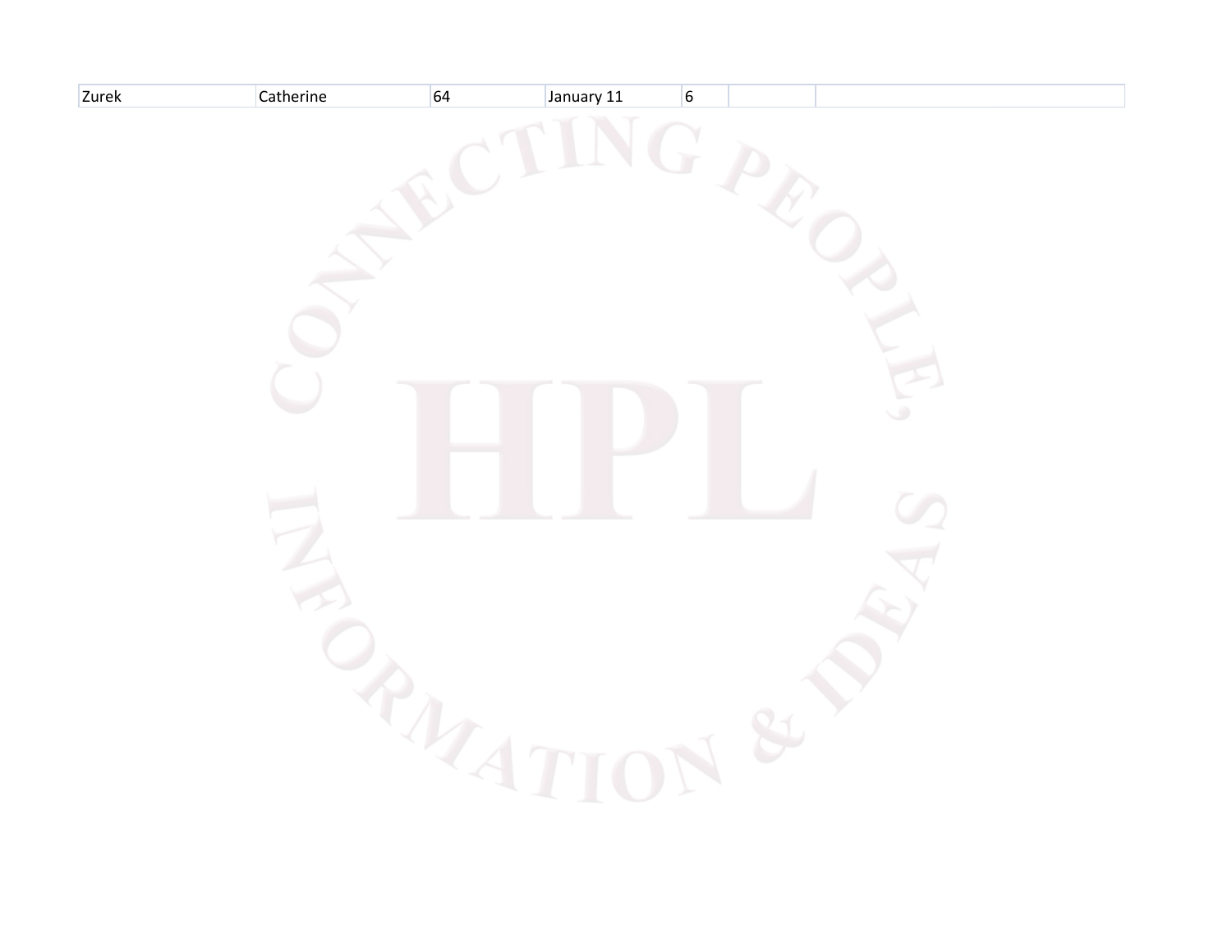| | | | | | | |
|---|---|---|---|---|---|---|
| Zurek | Catherine | 64 | January 11 | 6 | | |